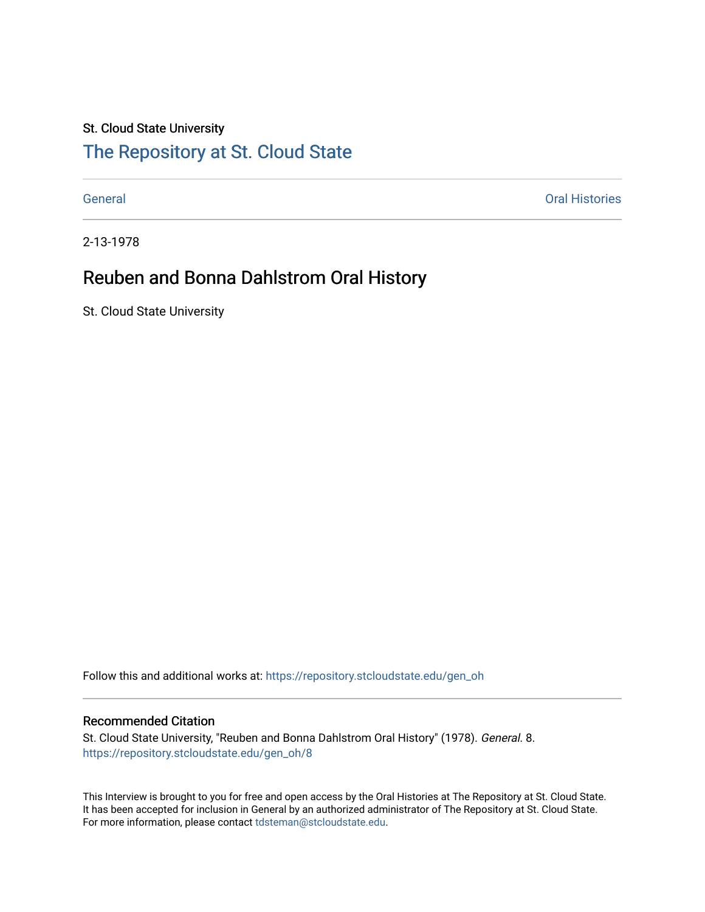St. Cloud State University

# The Repository at St. Cloud State

General | Oral Histories

2-13-1978

## Reuben and Bonna Dahlstrom Oral History

St. Cloud State University

Follow this and additional works at: https://repository.stcloudstate.edu/gen_oh

### Recommended Citation

St. Cloud State University, "Reuben and Bonna Dahlstrom Oral History" (1978). *General*. 8.
https://repository.stcloudstate.edu/gen_oh/8

This Interview is brought to you for free and open access by the Oral Histories at The Repository at St. Cloud State. It has been accepted for inclusion in General by an authorized administrator of The Repository at St. Cloud State. For more information, please contact tdsteman@stcloudstate.edu.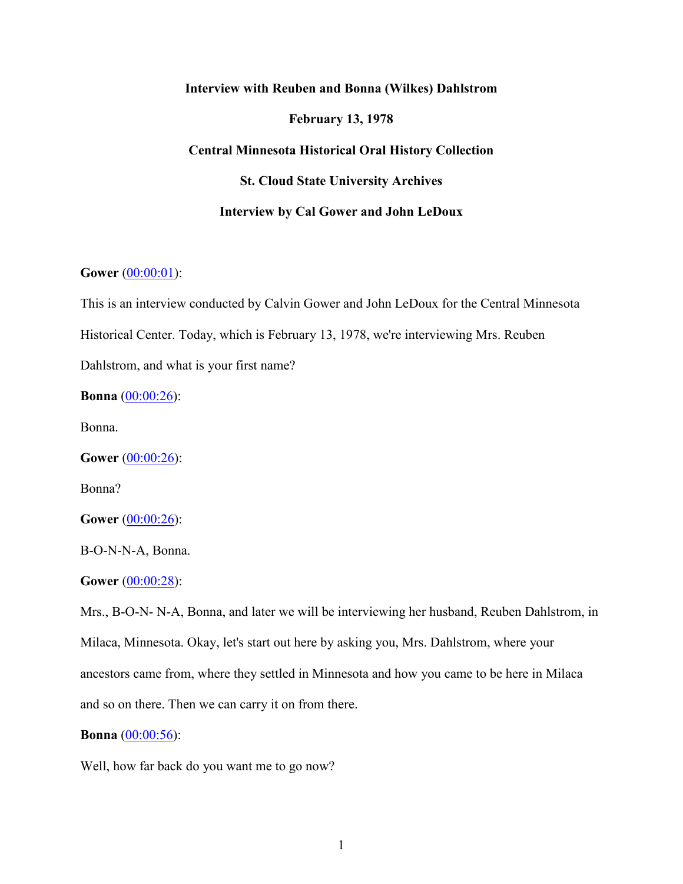**Interview with Reuben and Bonna (Wilkes) Dahlstrom**

**February 13, 1978**

**Central Minnesota Historical Oral History Collection**

**St. Cloud State University Archives**

**Interview by Cal Gower and John LeDoux**

**Gower** (00:00:01):

This is an interview conducted by Calvin Gower and John LeDoux for the Central Minnesota Historical Center. Today, which is February 13, 1978, we're interviewing Mrs. Reuben Dahlstrom, and what is your first name?

**Bonna** (00:00:26):

Bonna.

**Gower** (00:00:26):

Bonna?

**Gower** (00:00:26):

B-O-N-N-A, Bonna.

**Gower** (00:00:28):

Mrs., B-O-N- N-A, Bonna, and later we will be interviewing her husband, Reuben Dahlstrom, in Milaca, Minnesota. Okay, let's start out here by asking you, Mrs. Dahlstrom, where your ancestors came from, where they settled in Minnesota and how you came to be here in Milaca and so on there. Then we can carry it on from there.

**Bonna** (00:00:56):

Well, how far back do you want me to go now?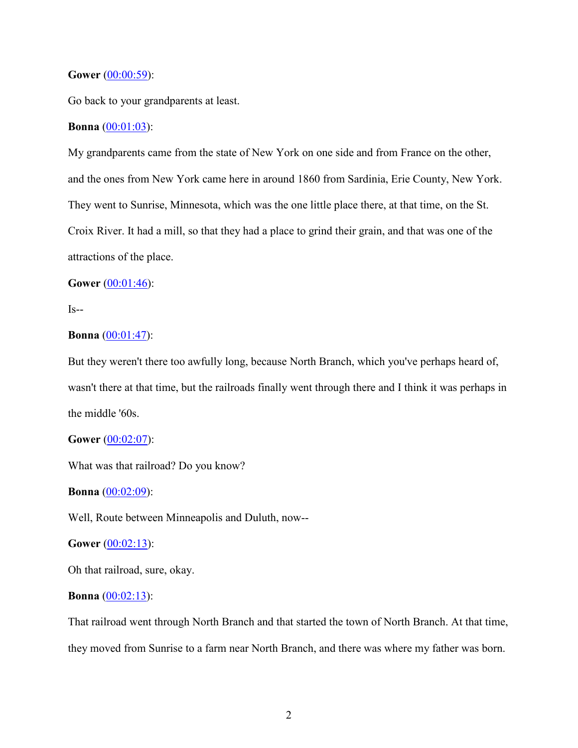**Gower** (00:00:59):

Go back to your grandparents at least.

**Bonna** (00:01:03):

My grandparents came from the state of New York on one side and from France on the other, and the ones from New York came here in around 1860 from Sardinia, Erie County, New York. They went to Sunrise, Minnesota, which was the one little place there, at that time, on the St. Croix River. It had a mill, so that they had a place to grind their grain, and that was one of the attractions of the place.

**Gower** (00:01:46):

Is--

**Bonna** (00:01:47):

But they weren't there too awfully long, because North Branch, which you've perhaps heard of, wasn't there at that time, but the railroads finally went through there and I think it was perhaps in the middle '60s.

**Gower** (00:02:07):

What was that railroad? Do you know?

**Bonna** (00:02:09):

Well, Route between Minneapolis and Duluth, now--

**Gower** (00:02:13):

Oh that railroad, sure, okay.

**Bonna** (00:02:13):

That railroad went through North Branch and that started the town of North Branch. At that time, they moved from Sunrise to a farm near North Branch, and there was where my father was born.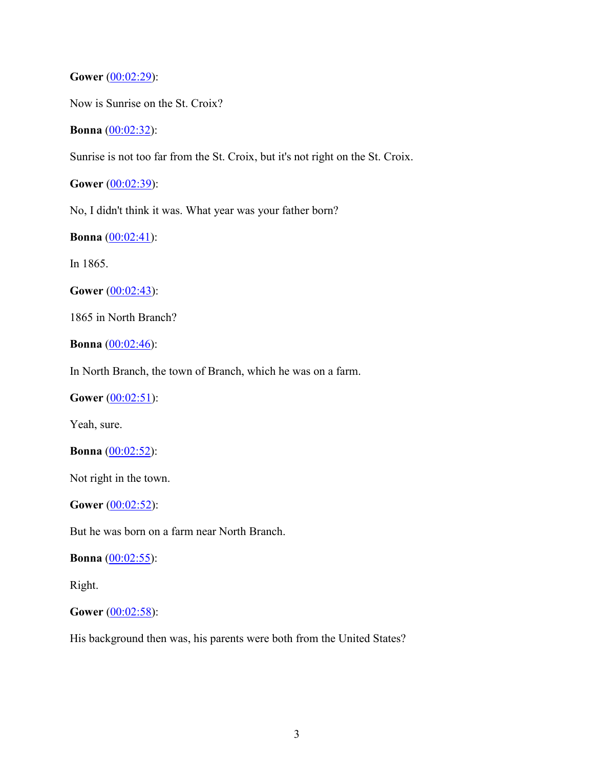**Gower** (00:02:29):

Now is Sunrise on the St. Croix?

**Bonna** (00:02:32):

Sunrise is not too far from the St. Croix, but it's not right on the St. Croix.

**Gower** (00:02:39):

No, I didn't think it was. What year was your father born?

**Bonna** (00:02:41):

In 1865.

**Gower** (00:02:43):

1865 in North Branch?

**Bonna** (00:02:46):

In North Branch, the town of Branch, which he was on a farm.

**Gower** (00:02:51):

Yeah, sure.

**Bonna** (00:02:52):

Not right in the town.

**Gower** (00:02:52):

But he was born on a farm near North Branch.

**Bonna** (00:02:55):

Right.

**Gower** (00:02:58):

His background then was, his parents were both from the United States?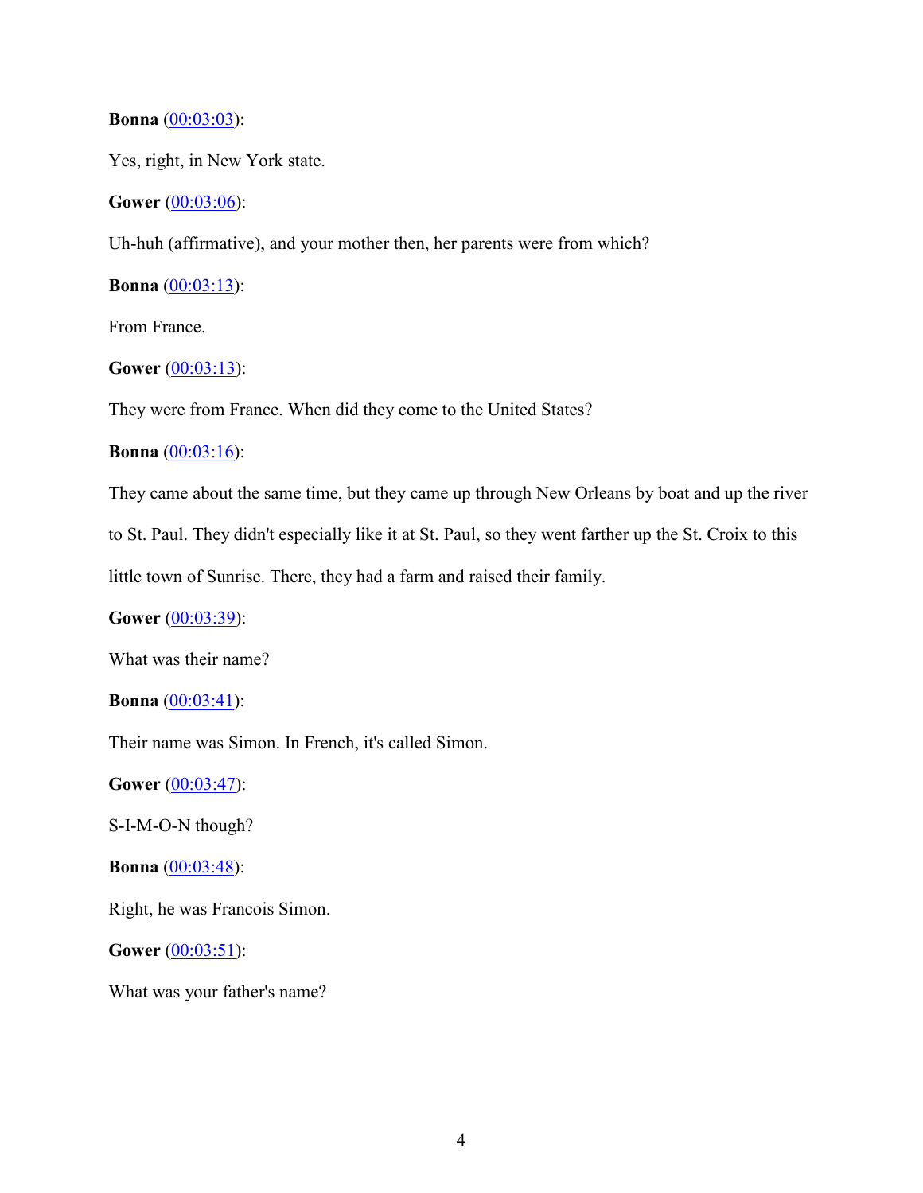**Bonna** (00:03:03):

Yes, right, in New York state.

**Gower** (00:03:06):

Uh-huh (affirmative), and your mother then, her parents were from which?

**Bonna** (00:03:13):

From France.

**Gower** (00:03:13):

They were from France. When did they come to the United States?

**Bonna** (00:03:16):

They came about the same time, but they came up through New Orleans by boat and up the river to St. Paul. They didn't especially like it at St. Paul, so they went farther up the St. Croix to this little town of Sunrise. There, they had a farm and raised their family.

**Gower** (00:03:39):

What was their name?

**Bonna** (00:03:41):

Their name was Simon. In French, it's called Simon.

**Gower** (00:03:47):

S-I-M-O-N though?

**Bonna** (00:03:48):

Right, he was Francois Simon.

**Gower** (00:03:51):

What was your father's name?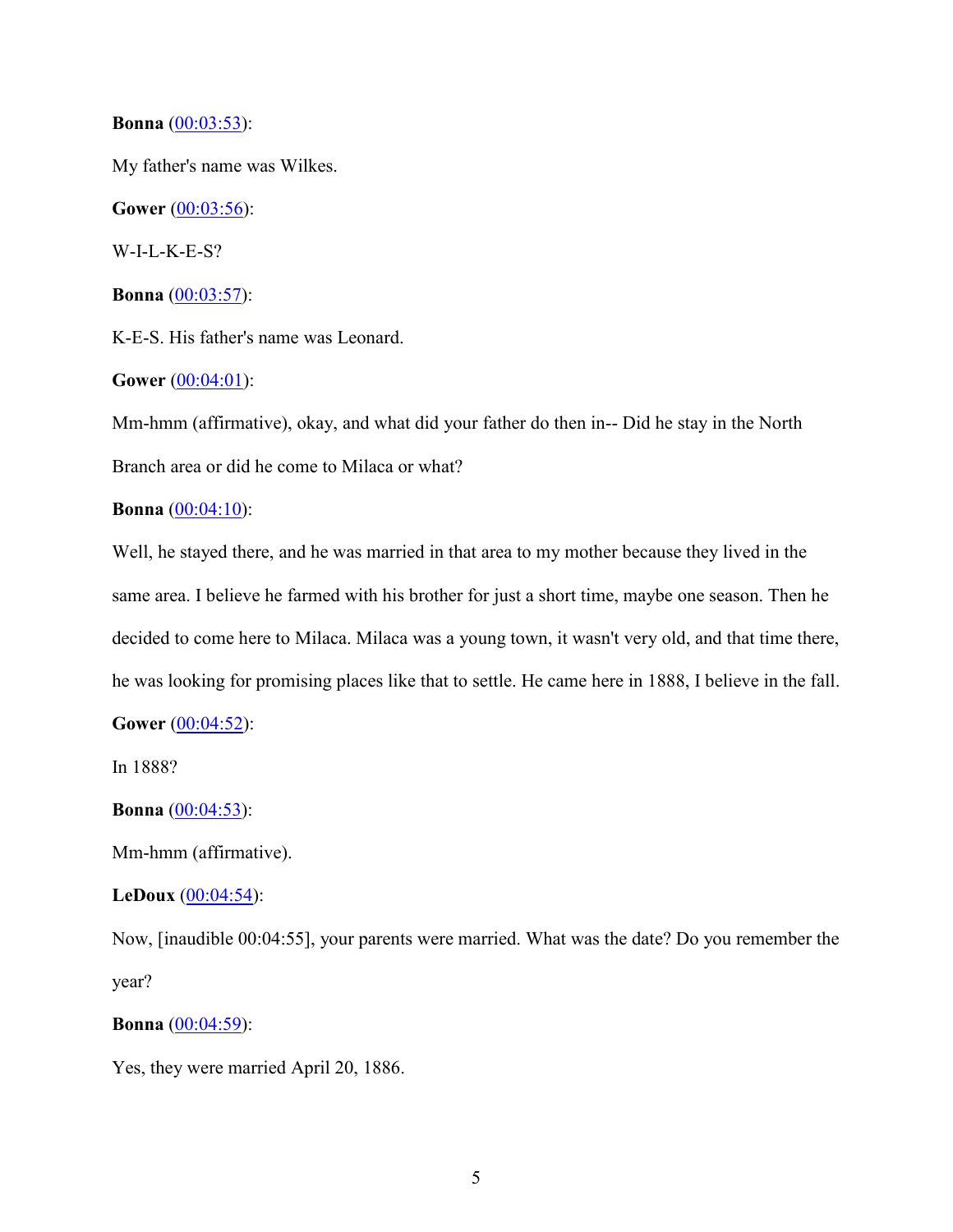**Bonna** (00:03:53):

My father's name was Wilkes.

**Gower** (00:03:56):

W-I-L-K-E-S?

**Bonna** (00:03:57):

K-E-S. His father's name was Leonard.

**Gower** (00:04:01):

Mm-hmm (affirmative), okay, and what did your father do then in-- Did he stay in the North Branch area or did he come to Milaca or what?

**Bonna** (00:04:10):

Well, he stayed there, and he was married in that area to my mother because they lived in the same area. I believe he farmed with his brother for just a short time, maybe one season. Then he decided to come here to Milaca. Milaca was a young town, it wasn't very old, and that time there, he was looking for promising places like that to settle. He came here in 1888, I believe in the fall.

**Gower** (00:04:52):

In 1888?

**Bonna** (00:04:53):

Mm-hmm (affirmative).

**LeDoux** (00:04:54):

Now, [inaudible 00:04:55], your parents were married. What was the date? Do you remember the year?

**Bonna** (00:04:59):

Yes, they were married April 20, 1886.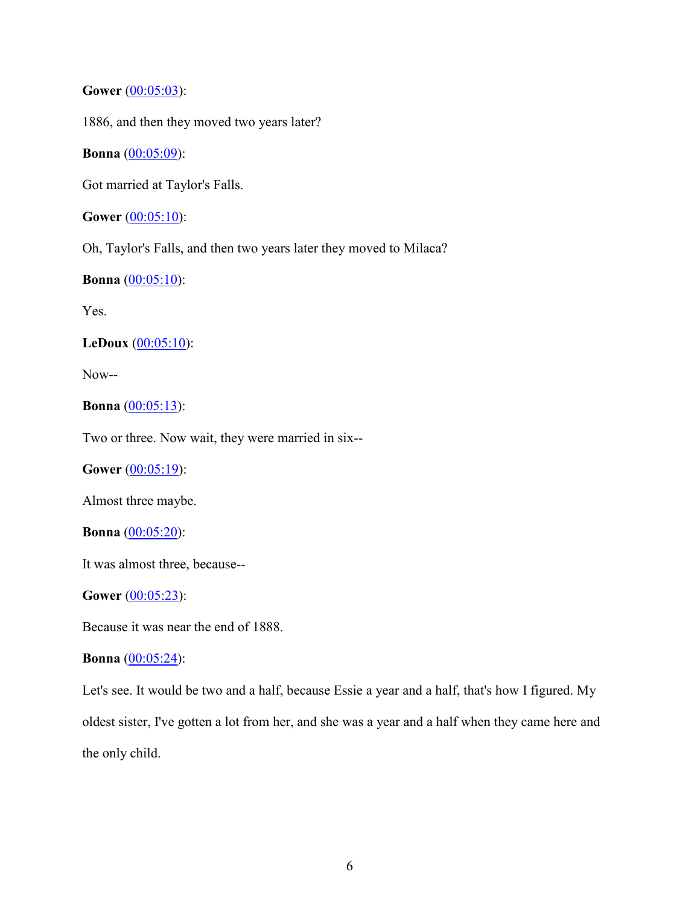**Gower** (00:05:03):

1886, and then they moved two years later?

**Bonna** (00:05:09):

Got married at Taylor's Falls.

**Gower** (00:05:10):

Oh, Taylor's Falls, and then two years later they moved to Milaca?

**Bonna** (00:05:10):

Yes.

**LeDoux** (00:05:10):

Now--

**Bonna** (00:05:13):

Two or three. Now wait, they were married in six--

**Gower** (00:05:19):

Almost three maybe.

**Bonna** (00:05:20):

It was almost three, because--

**Gower** (00:05:23):

Because it was near the end of 1888.

**Bonna** (00:05:24):

Let's see. It would be two and a half, because Essie a year and a half, that's how I figured. My oldest sister, I've gotten a lot from her, and she was a year and a half when they came here and the only child.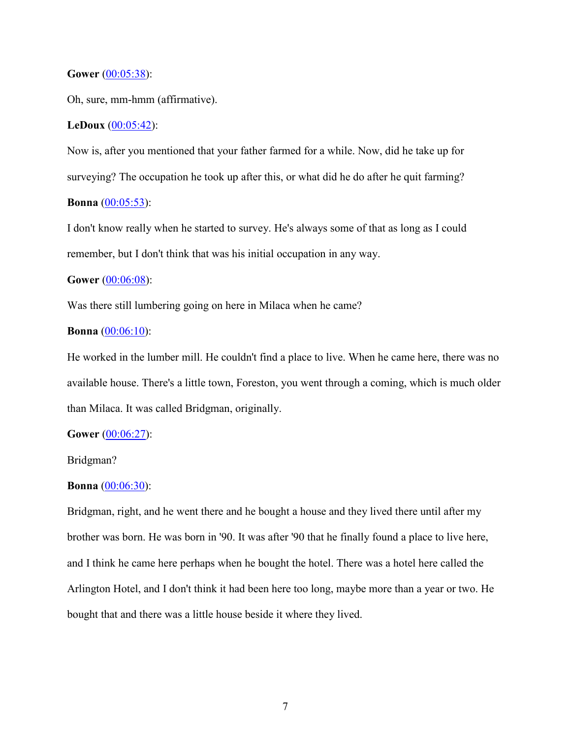**Gower** ([00:05:38]):

Oh, sure, mm-hmm (affirmative).

**LeDoux** ([00:05:42]):

Now is, after you mentioned that your father farmed for a while. Now, did he take up for surveying? The occupation he took up after this, or what did he do after he quit farming?

**Bonna** ([00:05:53]):

I don't know really when he started to survey. He's always some of that as long as I could remember, but I don't think that was his initial occupation in any way.

**Gower** ([00:06:08]):

Was there still lumbering going on here in Milaca when he came?

**Bonna** ([00:06:10]):

He worked in the lumber mill. He couldn't find a place to live. When he came here, there was no available house. There's a little town, Foreston, you went through a coming, which is much older than Milaca. It was called Bridgman, originally.

**Gower** ([00:06:27]):

Bridgman?

**Bonna** ([00:06:30]):

Bridgman, right, and he went there and he bought a house and they lived there until after my brother was born. He was born in '90. It was after '90 that he finally found a place to live here, and I think he came here perhaps when he bought the hotel. There was a hotel here called the Arlington Hotel, and I don't think it had been here too long, maybe more than a year or two. He bought that and there was a little house beside it where they lived.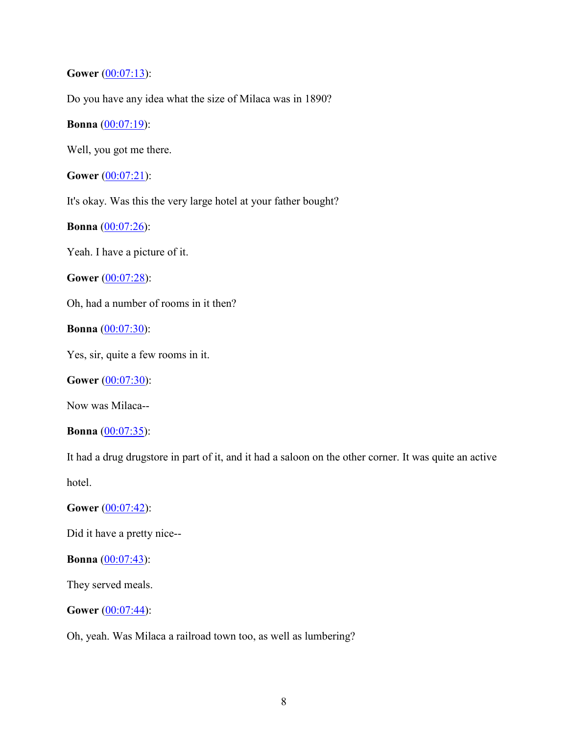**Gower** (00:07:13):

Do you have any idea what the size of Milaca was in 1890?

**Bonna** (00:07:19):

Well, you got me there.

**Gower** (00:07:21):

It's okay. Was this the very large hotel at your father bought?

**Bonna** (00:07:26):

Yeah. I have a picture of it.

**Gower** (00:07:28):

Oh, had a number of rooms in it then?

**Bonna** (00:07:30):

Yes, sir, quite a few rooms in it.

**Gower** (00:07:30):

Now was Milaca--

**Bonna** (00:07:35):

It had a drug drugstore in part of it, and it had a saloon on the other corner. It was quite an active hotel.

**Gower** (00:07:42):

Did it have a pretty nice--

**Bonna** (00:07:43):

They served meals.

**Gower** (00:07:44):

Oh, yeah. Was Milaca a railroad town too, as well as lumbering?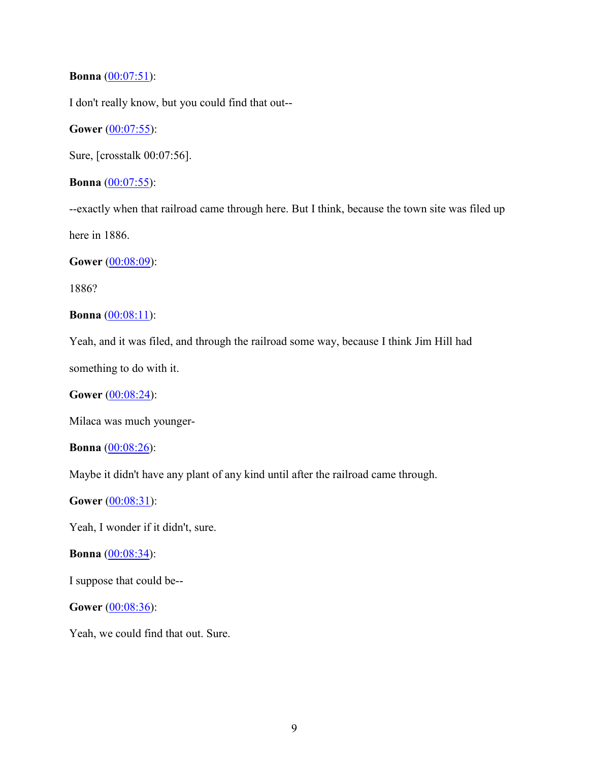**Bonna** (00:07:51):

I don't really know, but you could find that out--

**Gower** (00:07:55):

Sure, [crosstalk 00:07:56].

**Bonna** (00:07:55):

--exactly when that railroad came through here. But I think, because the town site was filed up here in 1886.

**Gower** (00:08:09):

1886?

**Bonna** (00:08:11):

Yeah, and it was filed, and through the railroad some way, because I think Jim Hill had something to do with it.

**Gower** (00:08:24):

Milaca was much younger-

**Bonna** (00:08:26):

Maybe it didn't have any plant of any kind until after the railroad came through.

**Gower** (00:08:31):

Yeah, I wonder if it didn't, sure.

**Bonna** (00:08:34):

I suppose that could be--

**Gower** (00:08:36):

Yeah, we could find that out. Sure.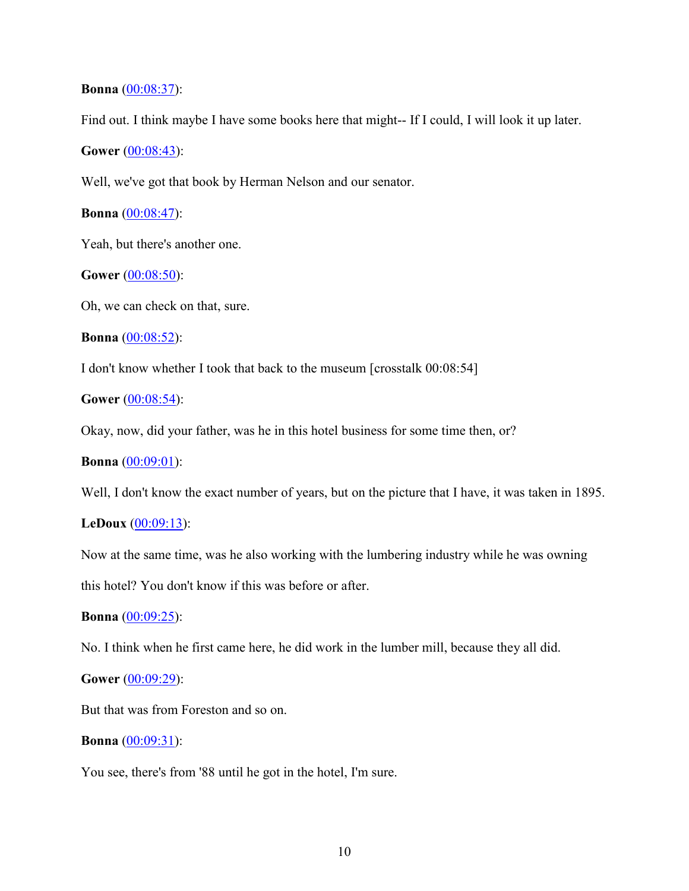**Bonna** (00:08:37):

Find out. I think maybe I have some books here that might-- If I could, I will look it up later.

**Gower** (00:08:43):

Well, we've got that book by Herman Nelson and our senator.

**Bonna** (00:08:47):

Yeah, but there's another one.

**Gower** (00:08:50):

Oh, we can check on that, sure.

**Bonna** (00:08:52):

I don't know whether I took that back to the museum [crosstalk 00:08:54]

**Gower** (00:08:54):

Okay, now, did your father, was he in this hotel business for some time then, or?

**Bonna** (00:09:01):

Well, I don't know the exact number of years, but on the picture that I have, it was taken in 1895.

**LeDoux** (00:09:13):

Now at the same time, was he also working with the lumbering industry while he was owning this hotel? You don't know if this was before or after.

**Bonna** (00:09:25):

No. I think when he first came here, he did work in the lumber mill, because they all did.

**Gower** (00:09:29):

But that was from Foreston and so on.

**Bonna** (00:09:31):

You see, there's from '88 until he got in the hotel, I'm sure.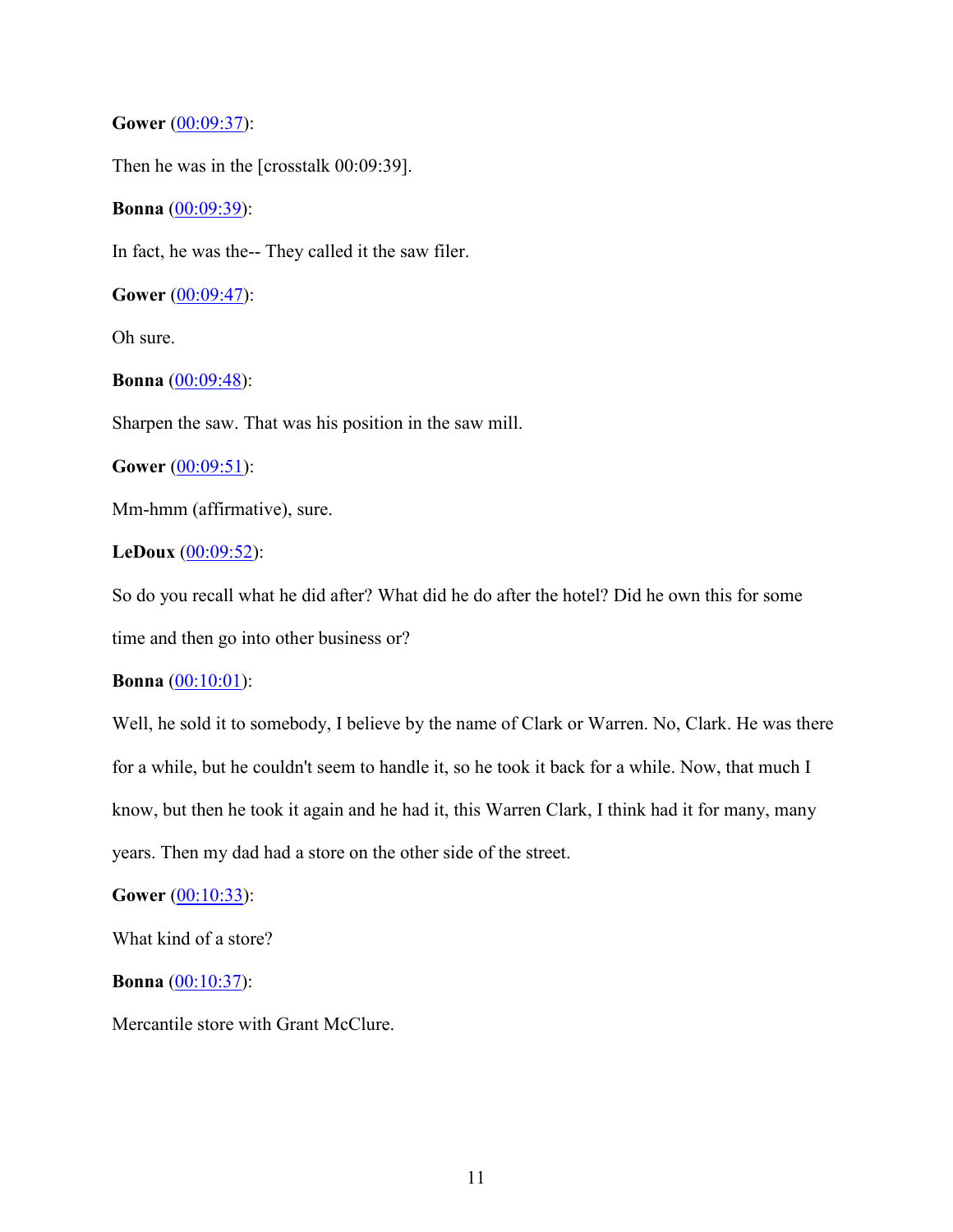**Gower** (00:09:37):

Then he was in the [crosstalk 00:09:39].

**Bonna** (00:09:39):

In fact, he was the-- They called it the saw filer.

**Gower** (00:09:47):

Oh sure.

**Bonna** (00:09:48):

Sharpen the saw. That was his position in the saw mill.

**Gower** (00:09:51):

Mm-hmm (affirmative), sure.

**LeDoux** (00:09:52):

So do you recall what he did after? What did he do after the hotel? Did he own this for some time and then go into other business or?

**Bonna** (00:10:01):

Well, he sold it to somebody, I believe by the name of Clark or Warren. No, Clark. He was there for a while, but he couldn't seem to handle it, so he took it back for a while. Now, that much I know, but then he took it again and he had it, this Warren Clark, I think had it for many, many years. Then my dad had a store on the other side of the street.

**Gower** (00:10:33):

What kind of a store?

**Bonna** (00:10:37):

Mercantile store with Grant McClure.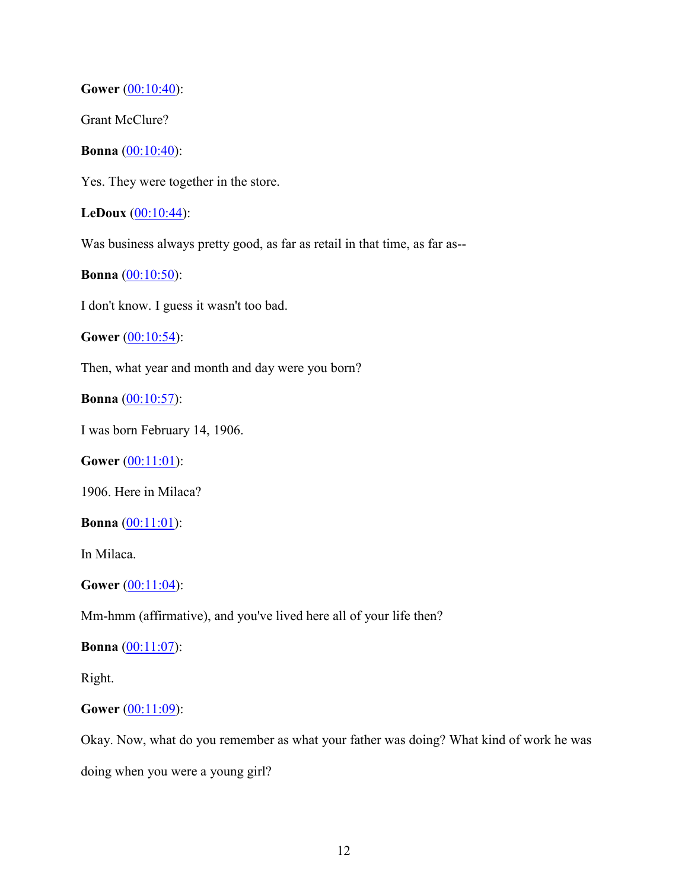**Gower** (00:10:40):

Grant McClure?

**Bonna** (00:10:40):

Yes. They were together in the store.

**LeDoux** (00:10:44):

Was business always pretty good, as far as retail in that time, as far as--

**Bonna** (00:10:50):

I don't know. I guess it wasn't too bad.

**Gower** (00:10:54):

Then, what year and month and day were you born?

**Bonna** (00:10:57):

I was born February 14, 1906.

**Gower** (00:11:01):

1906. Here in Milaca?

**Bonna** (00:11:01):

In Milaca.

**Gower** (00:11:04):

Mm-hmm (affirmative), and you've lived here all of your life then?

**Bonna** (00:11:07):

Right.

**Gower** (00:11:09):

Okay. Now, what do you remember as what your father was doing? What kind of work he was doing when you were a young girl?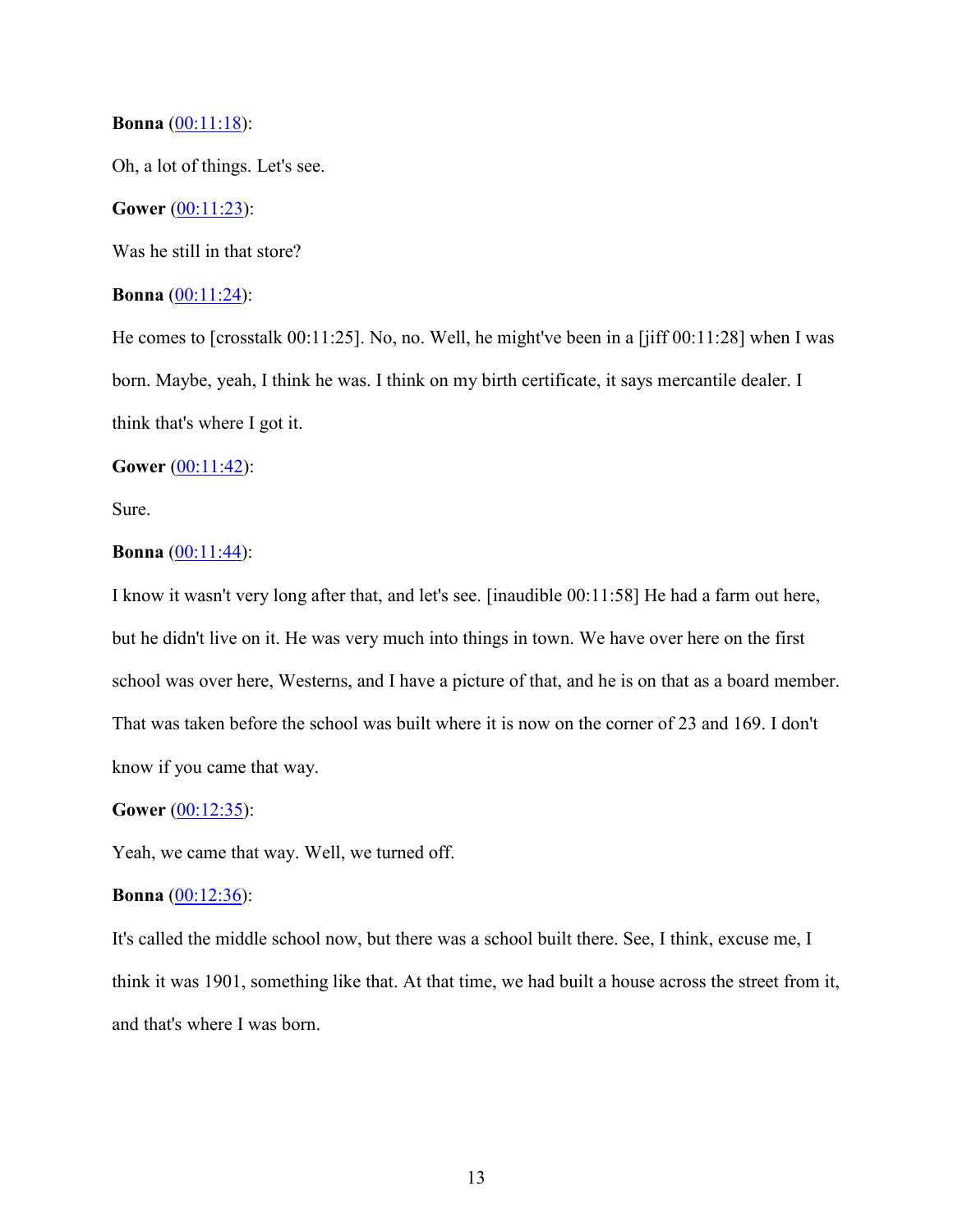**Bonna** ([00:11:18](#)):

Oh, a lot of things. Let's see.

**Gower** ([00:11:23](#)):

Was he still in that store?

**Bonna** ([00:11:24](#)):

He comes to [crosstalk 00:11:25]. No, no. Well, he might've been in a [jiff 00:11:28] when I was born. Maybe, yeah, I think he was. I think on my birth certificate, it says mercantile dealer. I think that's where I got it.

**Gower** ([00:11:42](#)):

Sure.

**Bonna** ([00:11:44](#)):

I know it wasn't very long after that, and let's see. [inaudible 00:11:58] He had a farm out here, but he didn't live on it. He was very much into things in town. We have over here on the first school was over here, Westerns, and I have a picture of that, and he is on that as a board member. That was taken before the school was built where it is now on the corner of 23 and 169. I don't know if you came that way.

**Gower** ([00:12:35](#)):

Yeah, we came that way. Well, we turned off.

**Bonna** ([00:12:36](#)):

It's called the middle school now, but there was a school built there. See, I think, excuse me, I think it was 1901, something like that. At that time, we had built a house across the street from it, and that's where I was born.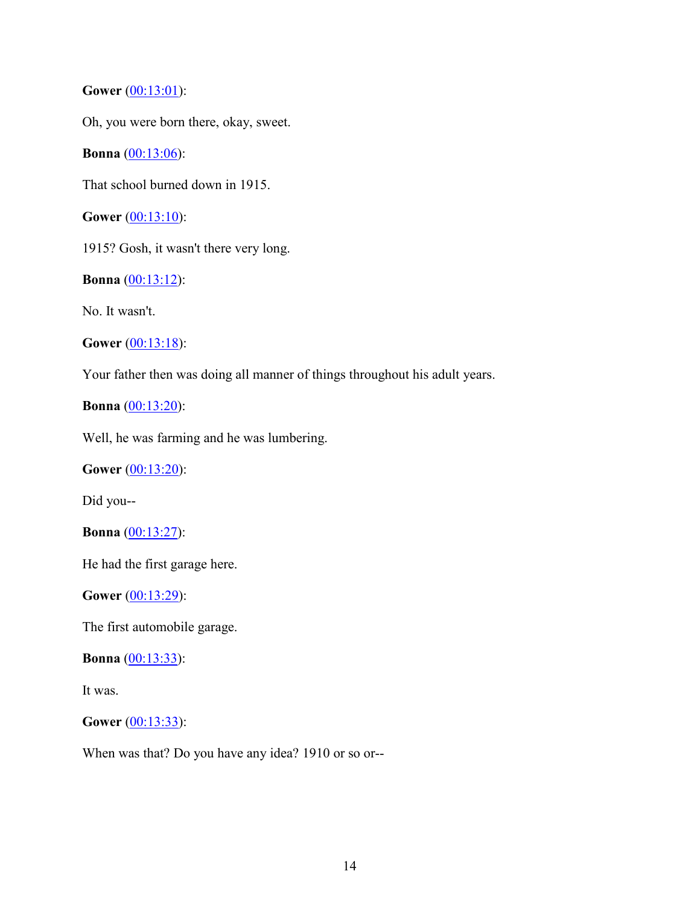**Gower** ([00:13:01]()):

Oh, you were born there, okay, sweet.

**Bonna** ([00:13:06]()):

That school burned down in 1915.

**Gower** ([00:13:10]()):

1915? Gosh, it wasn't there very long.

**Bonna** ([00:13:12]()):

No. It wasn't.

**Gower** ([00:13:18]()):

Your father then was doing all manner of things throughout his adult years.

**Bonna** ([00:13:20]()):

Well, he was farming and he was lumbering.

**Gower** ([00:13:20]()):

Did you--

**Bonna** ([00:13:27]()):

He had the first garage here.

**Gower** ([00:13:29]()):

The first automobile garage.

**Bonna** ([00:13:33]()):

It was.

**Gower** ([00:13:33]()):

When was that? Do you have any idea? 1910 or so or--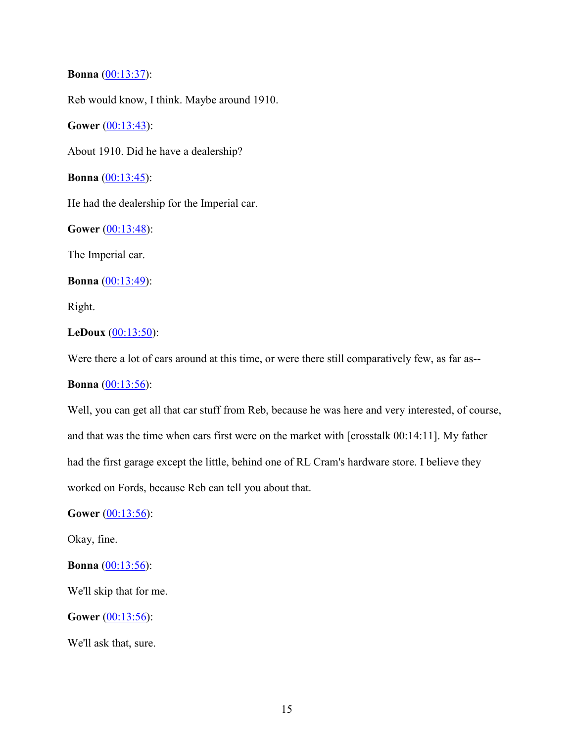**Bonna** ([00:13:37](#)):

Reb would know, I think. Maybe around 1910.

**Gower** ([00:13:43](#)):

About 1910. Did he have a dealership?

**Bonna** ([00:13:45](#)):

He had the dealership for the Imperial car.

**Gower** ([00:13:48](#)):

The Imperial car.

**Bonna** ([00:13:49](#)):

Right.

**LeDoux** ([00:13:50](#)):

Were there a lot of cars around at this time, or were there still comparatively few, as far as--

**Bonna** ([00:13:56](#)):

Well, you can get all that car stuff from Reb, because he was here and very interested, of course, and that was the time when cars first were on the market with [crosstalk 00:14:11]. My father had the first garage except the little, behind one of RL Cram's hardware store. I believe they worked on Fords, because Reb can tell you about that.

**Gower** ([00:13:56](#)):

Okay, fine.

**Bonna** ([00:13:56](#)):

We'll skip that for me.

**Gower** ([00:13:56](#)):

We'll ask that, sure.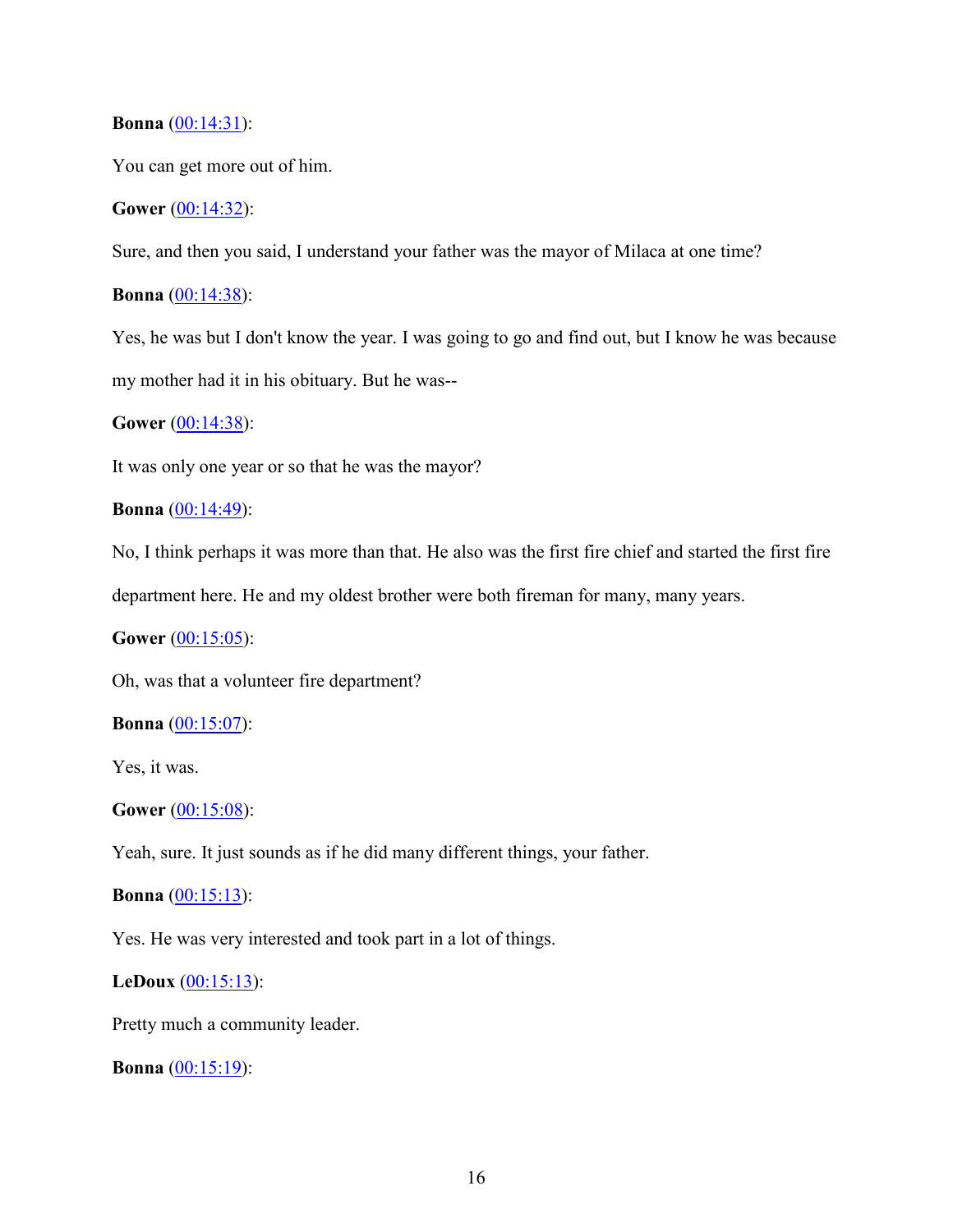**Bonna** (00:14:31):

You can get more out of him.

**Gower** (00:14:32):

Sure, and then you said, I understand your father was the mayor of Milaca at one time?

**Bonna** (00:14:38):

Yes, he was but I don't know the year. I was going to go and find out, but I know he was because my mother had it in his obituary. But he was--

**Gower** (00:14:38):

It was only one year or so that he was the mayor?

**Bonna** (00:14:49):

No, I think perhaps it was more than that. He also was the first fire chief and started the first fire department here. He and my oldest brother were both fireman for many, many years.

**Gower** (00:15:05):

Oh, was that a volunteer fire department?

**Bonna** (00:15:07):

Yes, it was.

**Gower** (00:15:08):

Yeah, sure. It just sounds as if he did many different things, your father.

**Bonna** (00:15:13):

Yes. He was very interested and took part in a lot of things.

**LeDoux** (00:15:13):

Pretty much a community leader.

**Bonna** (00:15:19):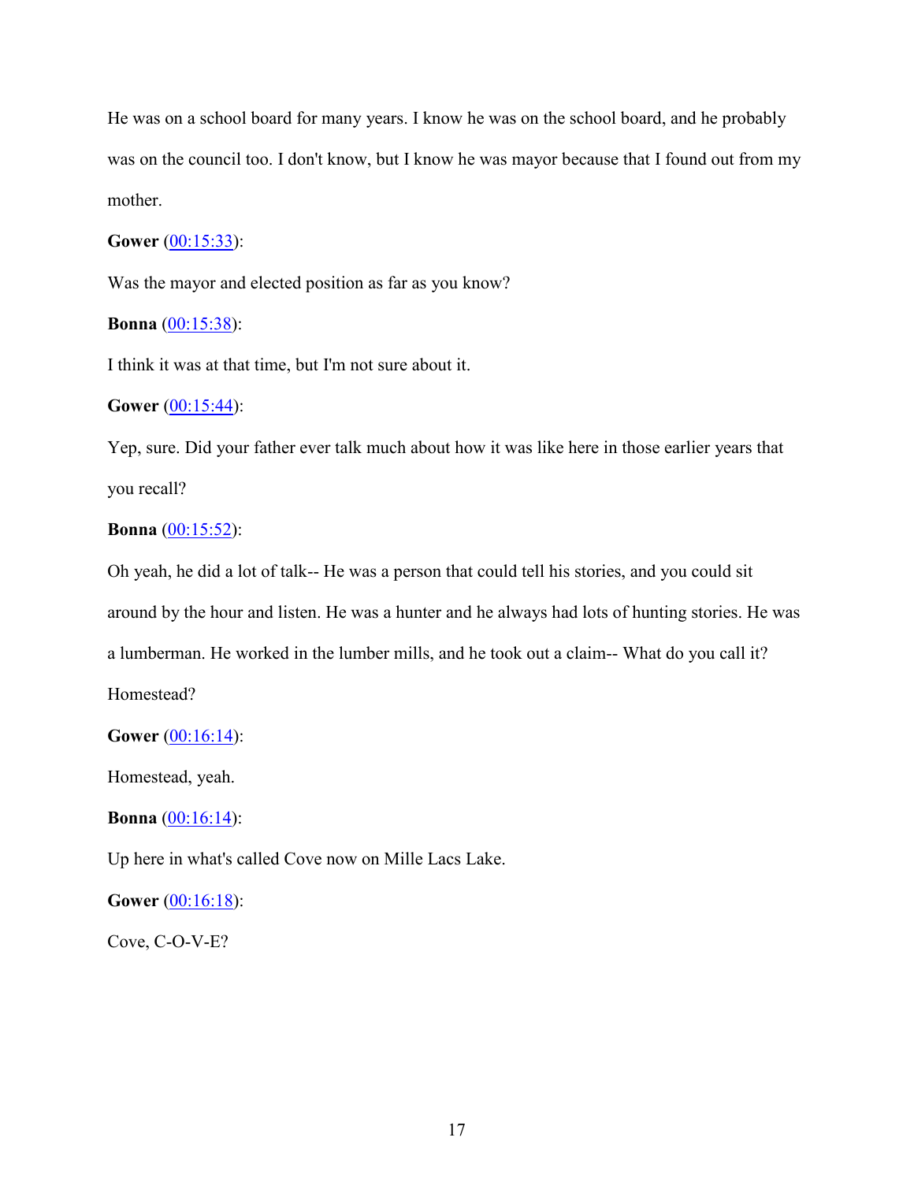He was on a school board for many years. I know he was on the school board, and he probably was on the council too. I don't know, but I know he was mayor because that I found out from my mother.

**Gower** (00:15:33):

Was the mayor and elected position as far as you know?

**Bonna** (00:15:38):

I think it was at that time, but I'm not sure about it.

**Gower** (00:15:44):

Yep, sure. Did your father ever talk much about how it was like here in those earlier years that you recall?

**Bonna** (00:15:52):

Oh yeah, he did a lot of talk-- He was a person that could tell his stories, and you could sit around by the hour and listen. He was a hunter and he always had lots of hunting stories. He was a lumberman. He worked in the lumber mills, and he took out a claim-- What do you call it? Homestead?

**Gower** (00:16:14):

Homestead, yeah.

**Bonna** (00:16:14):

Up here in what's called Cove now on Mille Lacs Lake.

**Gower** (00:16:18):

Cove, C-O-V-E?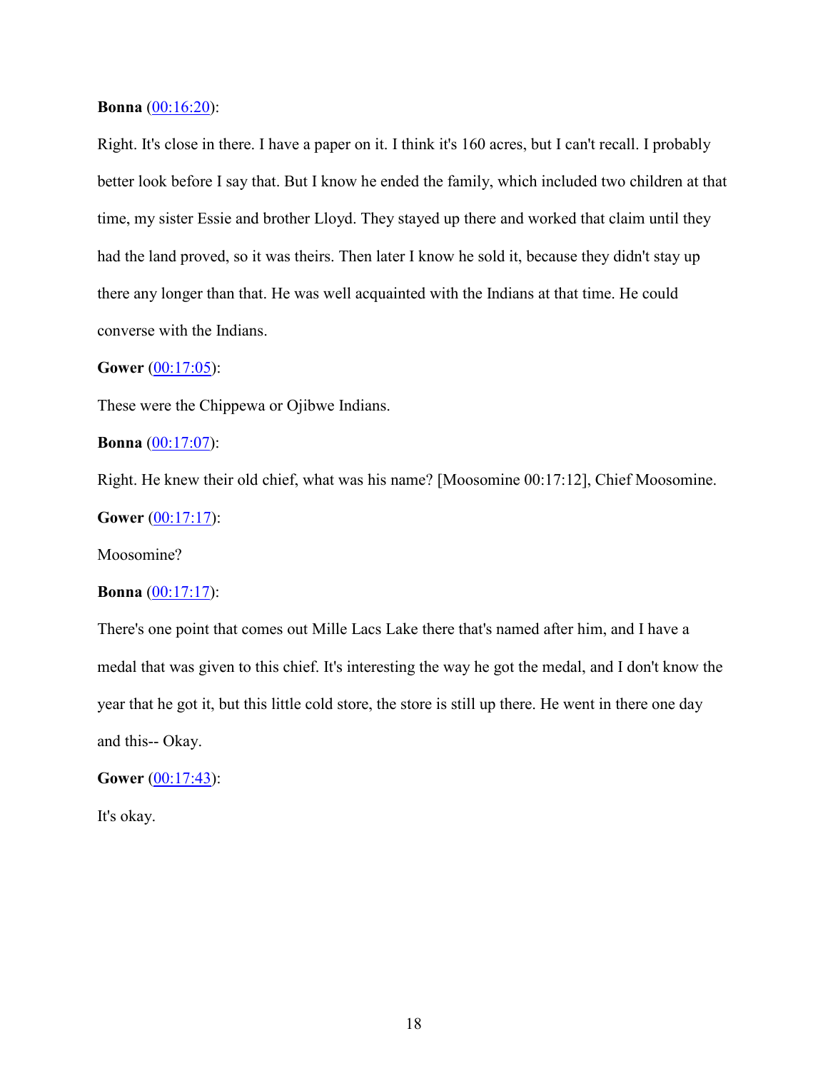**Bonna** ([00:16:20](#)):

Right. It's close in there. I have a paper on it. I think it's 160 acres, but I can't recall. I probably better look before I say that. But I know he ended the family, which included two children at that time, my sister Essie and brother Lloyd. They stayed up there and worked that claim until they had the land proved, so it was theirs. Then later I know he sold it, because they didn't stay up there any longer than that. He was well acquainted with the Indians at that time. He could converse with the Indians.

**Gower** ([00:17:05](#)):

These were the Chippewa or Ojibwe Indians.

**Bonna** ([00:17:07](#)):

Right. He knew their old chief, what was his name? [Moosomine 00:17:12], Chief Moosomine.

**Gower** ([00:17:17](#)):

Moosomine?

**Bonna** ([00:17:17](#)):

There's one point that comes out Mille Lacs Lake there that's named after him, and I have a medal that was given to this chief. It's interesting the way he got the medal, and I don't know the year that he got it, but this little cold store, the store is still up there. He went in there one day and this-- Okay.

**Gower** ([00:17:43](#)):

It's okay.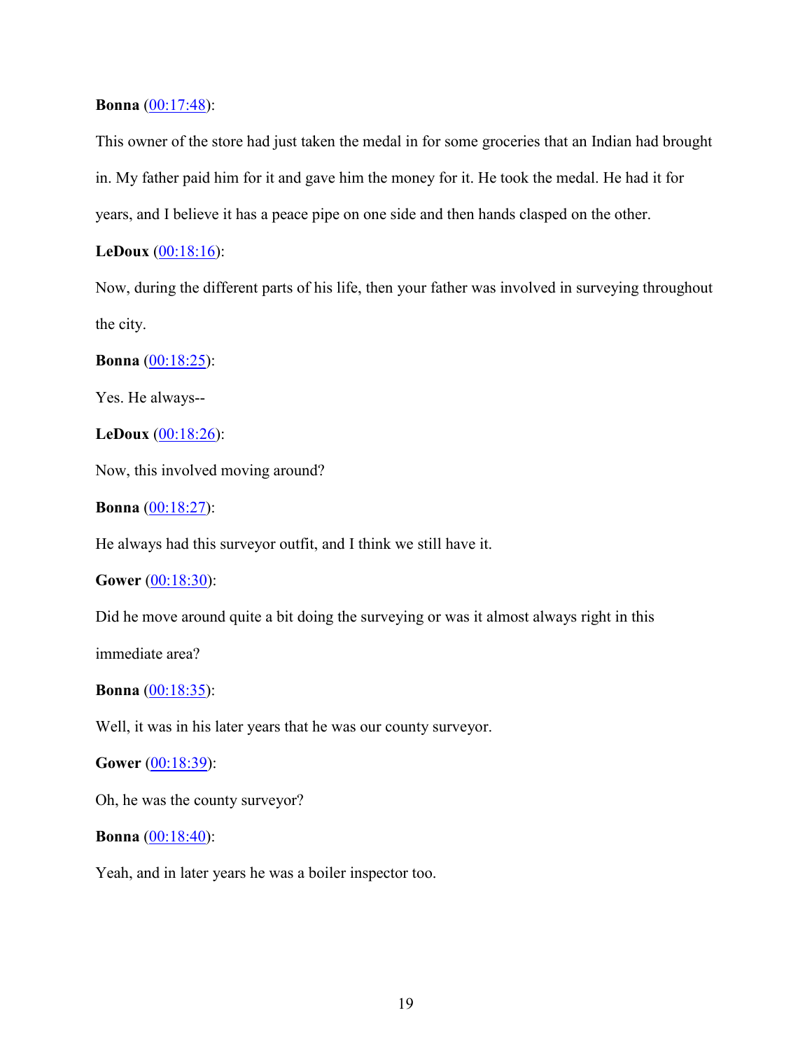**Bonna** (00:17:48):

This owner of the store had just taken the medal in for some groceries that an Indian had brought in. My father paid him for it and gave him the money for it. He took the medal. He had it for years, and I believe it has a peace pipe on one side and then hands clasped on the other.

**LeDoux** (00:18:16):

Now, during the different parts of his life, then your father was involved in surveying throughout the city.

**Bonna** (00:18:25):

Yes. He always--

**LeDoux** (00:18:26):

Now, this involved moving around?

**Bonna** (00:18:27):

He always had this surveyor outfit, and I think we still have it.

**Gower** (00:18:30):

Did he move around quite a bit doing the surveying or was it almost always right in this immediate area?

**Bonna** (00:18:35):

Well, it was in his later years that he was our county surveyor.

**Gower** (00:18:39):

Oh, he was the county surveyor?

**Bonna** (00:18:40):

Yeah, and in later years he was a boiler inspector too.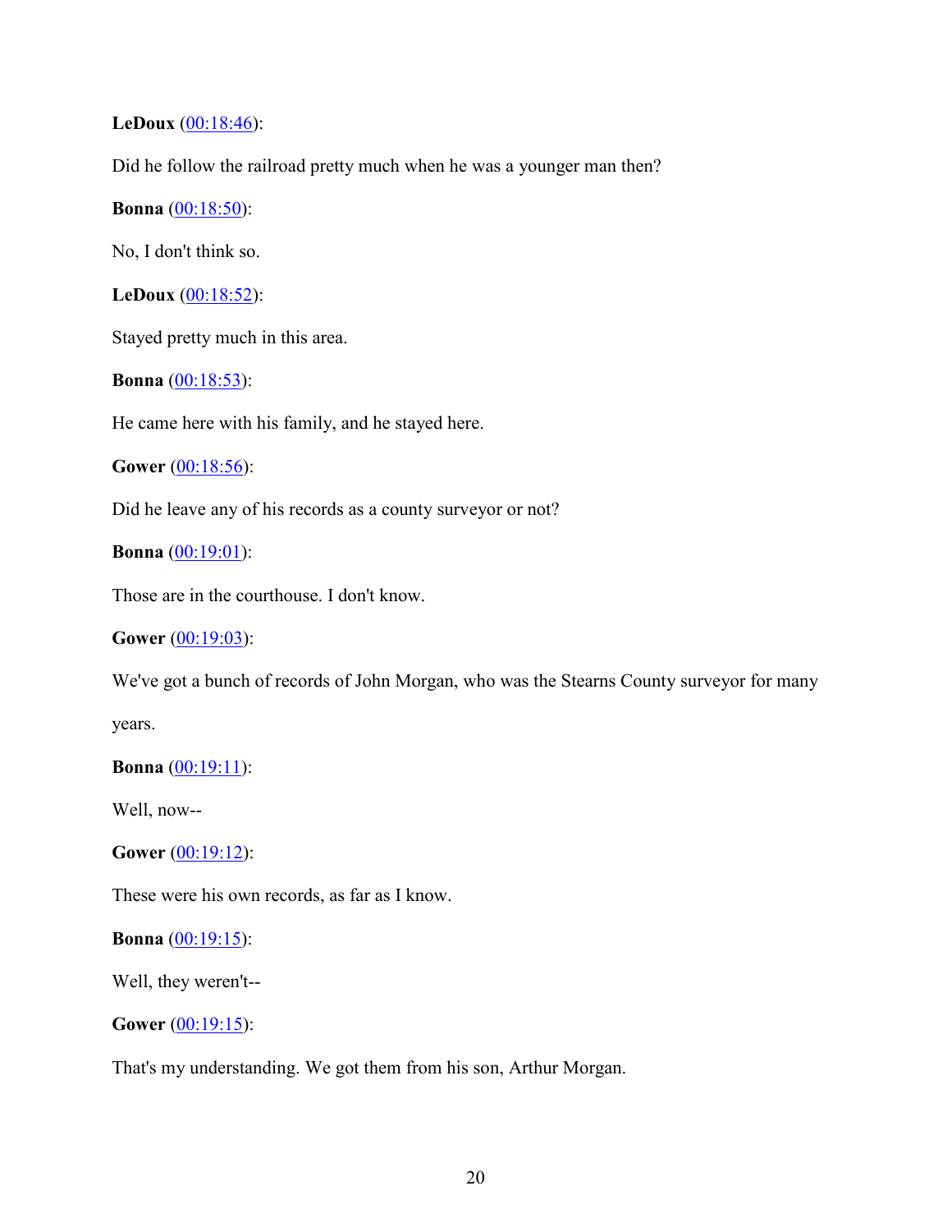**LeDoux** (00:18:46):

Did he follow the railroad pretty much when he was a younger man then?

**Bonna** (00:18:50):

No, I don't think so.

**LeDoux** (00:18:52):

Stayed pretty much in this area.

**Bonna** (00:18:53):

He came here with his family, and he stayed here.

**Gower** (00:18:56):

Did he leave any of his records as a county surveyor or not?

**Bonna** (00:19:01):

Those are in the courthouse. I don't know.

**Gower** (00:19:03):

We've got a bunch of records of John Morgan, who was the Stearns County surveyor for many years.

**Bonna** (00:19:11):

Well, now--

**Gower** (00:19:12):

These were his own records, as far as I know.

**Bonna** (00:19:15):

Well, they weren't--

**Gower** (00:19:15):

That's my understanding. We got them from his son, Arthur Morgan.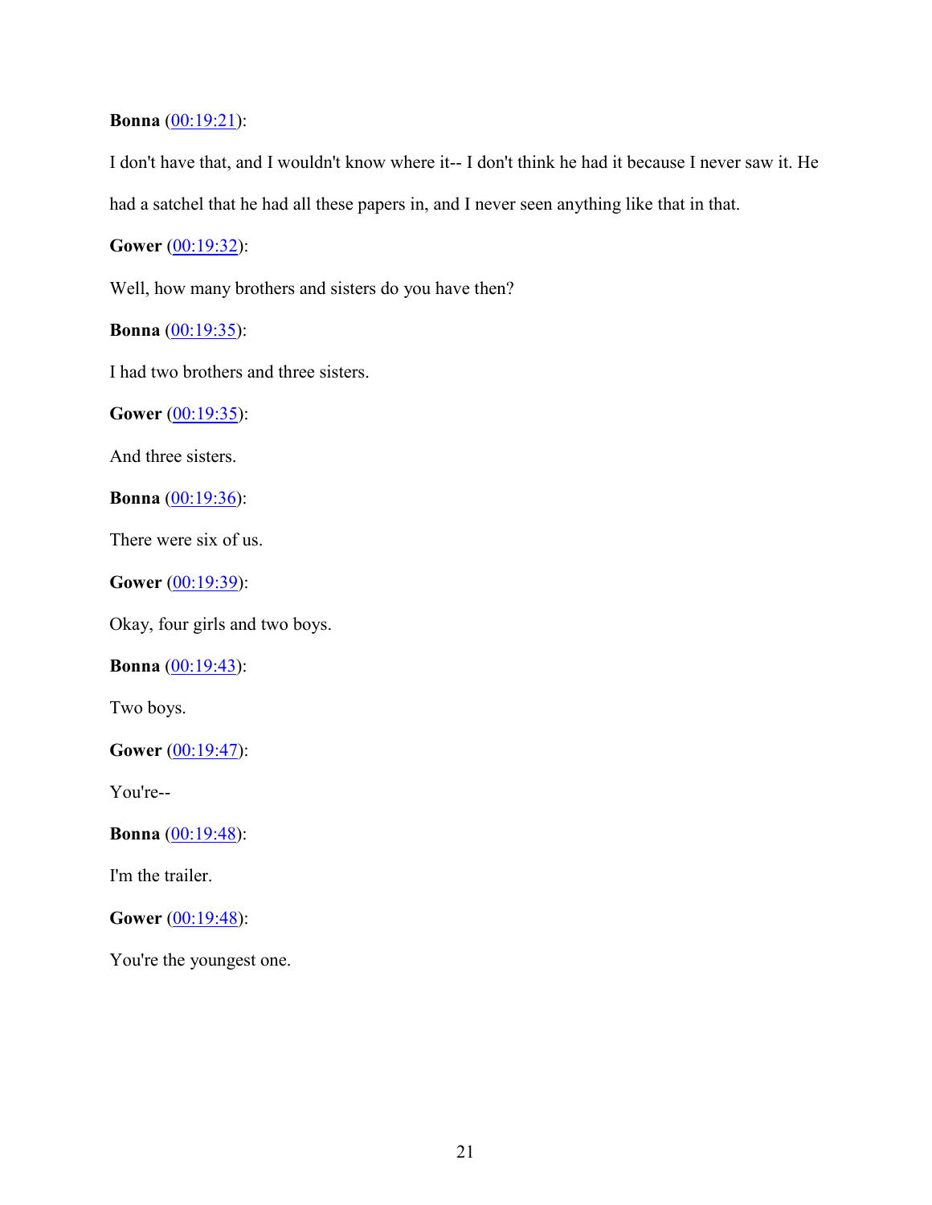**Bonna** (00:19:21):

I don't have that, and I wouldn't know where it-- I don't think he had it because I never saw it. He had a satchel that he had all these papers in, and I never seen anything like that in that.

**Gower** (00:19:32):

Well, how many brothers and sisters do you have then?

**Bonna** (00:19:35):

I had two brothers and three sisters.

**Gower** (00:19:35):

And three sisters.

**Bonna** (00:19:36):

There were six of us.

**Gower** (00:19:39):

Okay, four girls and two boys.

**Bonna** (00:19:43):

Two boys.

**Gower** (00:19:47):

You're--

**Bonna** (00:19:48):

I'm the trailer.

**Gower** (00:19:48):

You're the youngest one.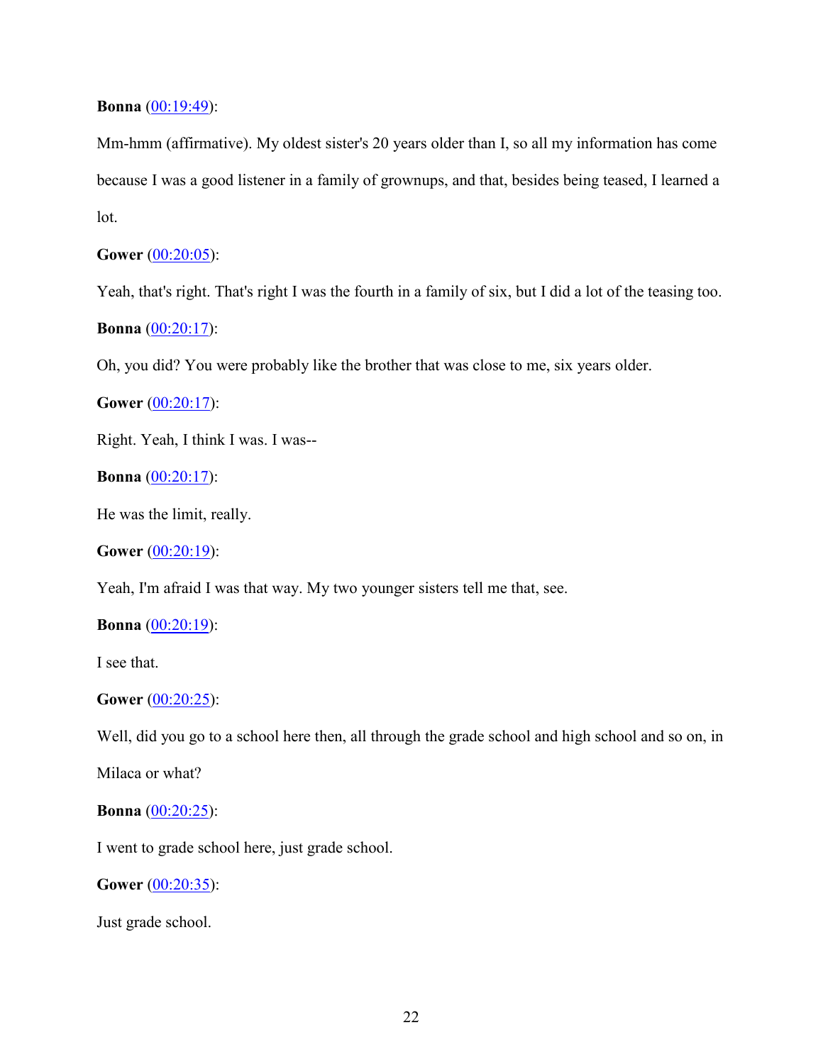**Bonna** (00:19:49):

Mm-hmm (affirmative). My oldest sister's 20 years older than I, so all my information has come because I was a good listener in a family of grownups, and that, besides being teased, I learned a lot.

**Gower** (00:20:05):

Yeah, that's right. That's right I was the fourth in a family of six, but I did a lot of the teasing too.

**Bonna** (00:20:17):

Oh, you did? You were probably like the brother that was close to me, six years older.

**Gower** (00:20:17):

Right. Yeah, I think I was. I was--

**Bonna** (00:20:17):

He was the limit, really.

**Gower** (00:20:19):

Yeah, I'm afraid I was that way. My two younger sisters tell me that, see.

**Bonna** (00:20:19):

I see that.

**Gower** (00:20:25):

Well, did you go to a school here then, all through the grade school and high school and so on, in Milaca or what?

**Bonna** (00:20:25):

I went to grade school here, just grade school.

**Gower** (00:20:35):

Just grade school.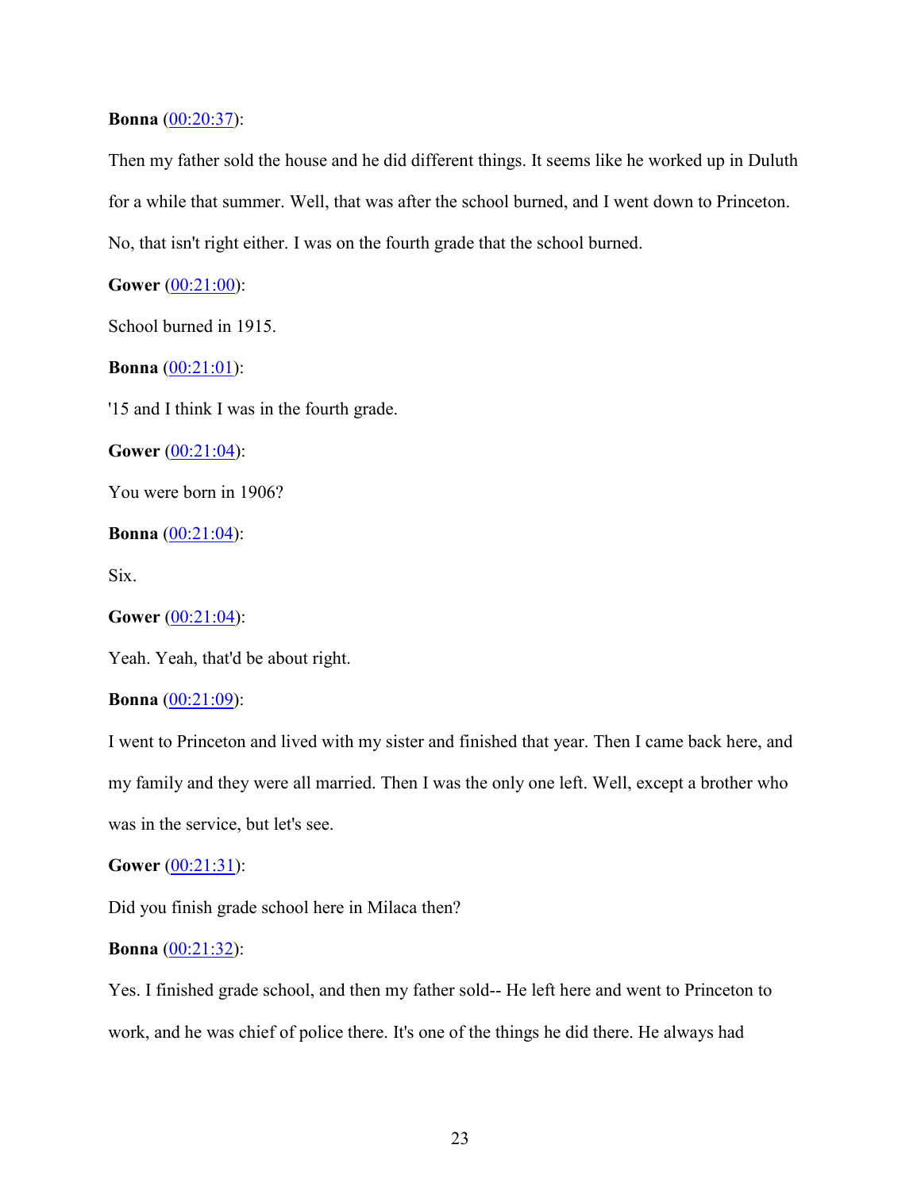**Bonna** ([00:20:37](#)):

Then my father sold the house and he did different things. It seems like he worked up in Duluth for a while that summer. Well, that was after the school burned, and I went down to Princeton. No, that isn't right either. I was on the fourth grade that the school burned.

**Gower** ([00:21:00](#)):

School burned in 1915.

**Bonna** ([00:21:01](#)):

'15 and I think I was in the fourth grade.

**Gower** ([00:21:04](#)):

You were born in 1906?

**Bonna** ([00:21:04](#)):

Six.

**Gower** ([00:21:04](#)):

Yeah. Yeah, that'd be about right.

**Bonna** ([00:21:09](#)):

I went to Princeton and lived with my sister and finished that year. Then I came back here, and my family and they were all married. Then I was the only one left. Well, except a brother who was in the service, but let's see.

**Gower** ([00:21:31](#)):

Did you finish grade school here in Milaca then?

**Bonna** ([00:21:32](#)):

Yes. I finished grade school, and then my father sold-- He left here and went to Princeton to work, and he was chief of police there. It's one of the things he did there. He always had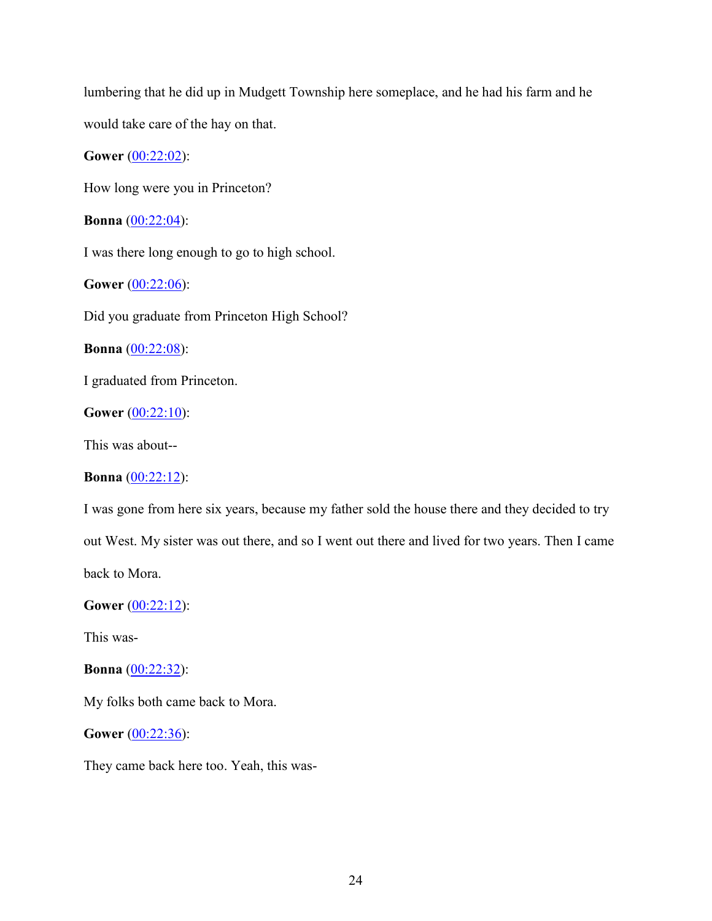lumbering that he did up in Mudgett Township here someplace, and he had his farm and he would take care of the hay on that.

**Gower** (00:22:02):

How long were you in Princeton?

**Bonna** (00:22:04):

I was there long enough to go to high school.

**Gower** (00:22:06):

Did you graduate from Princeton High School?

**Bonna** (00:22:08):

I graduated from Princeton.

**Gower** (00:22:10):

This was about--

**Bonna** (00:22:12):

I was gone from here six years, because my father sold the house there and they decided to try out West. My sister was out there, and so I went out there and lived for two years. Then I came back to Mora.

**Gower** (00:22:12):

This was-

**Bonna** (00:22:32):

My folks both came back to Mora.

**Gower** (00:22:36):

They came back here too. Yeah, this was-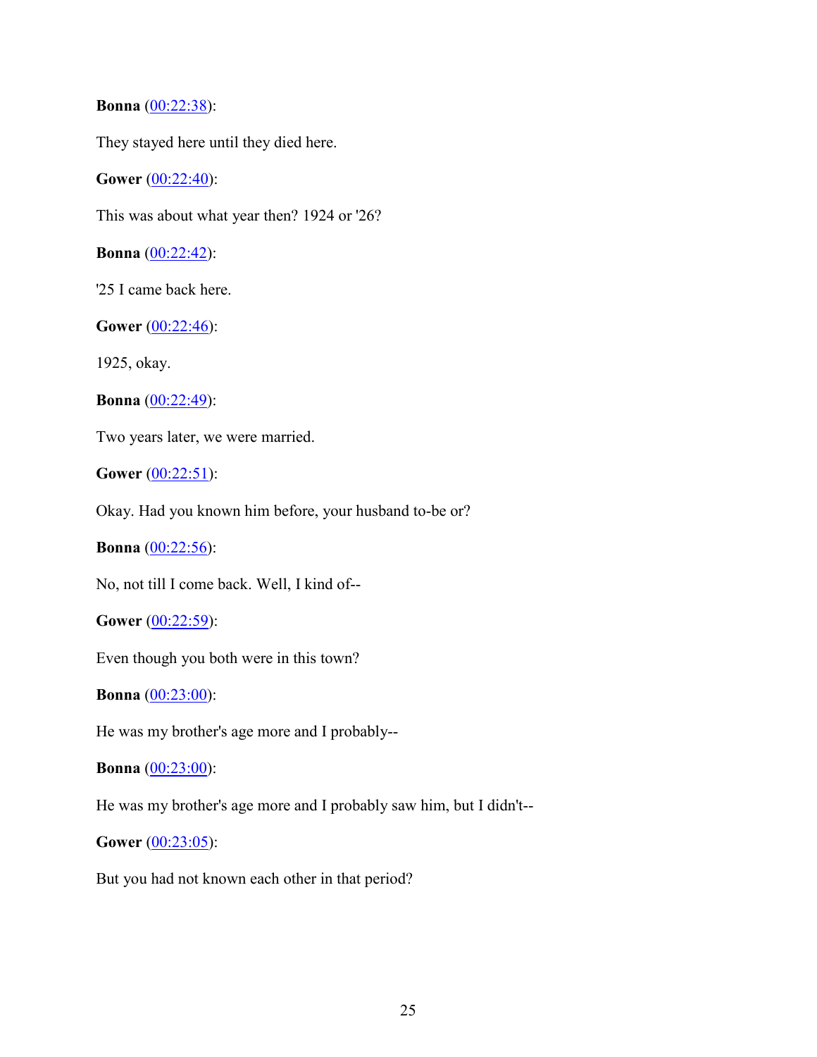**Bonna** (00:22:38):

They stayed here until they died here.

**Gower** (00:22:40):

This was about what year then? 1924 or '26?

**Bonna** (00:22:42):

'25 I came back here.

**Gower** (00:22:46):

1925, okay.

**Bonna** (00:22:49):

Two years later, we were married.

**Gower** (00:22:51):

Okay. Had you known him before, your husband to-be or?

**Bonna** (00:22:56):

No, not till I come back. Well, I kind of--

**Gower** (00:22:59):

Even though you both were in this town?

**Bonna** (00:23:00):

He was my brother's age more and I probably--

**Bonna** (00:23:00):

He was my brother's age more and I probably saw him, but I didn't--

**Gower** (00:23:05):

But you had not known each other in that period?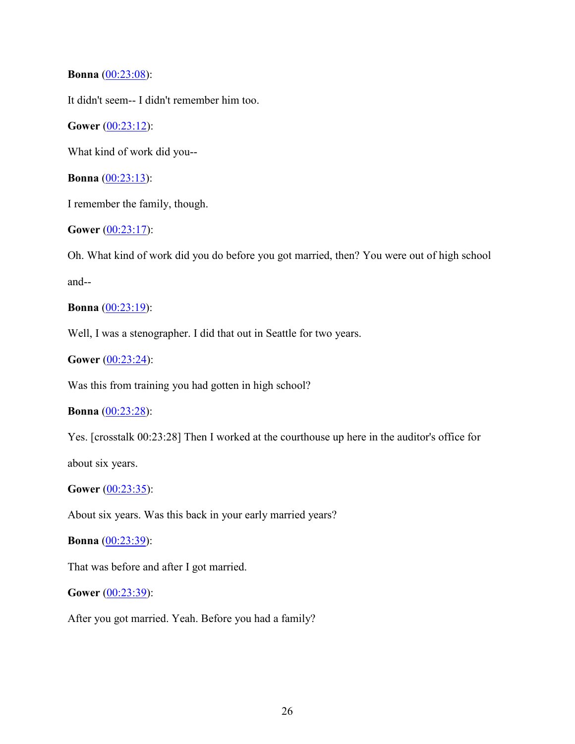**Bonna** ([00:23:08](#)):

It didn't seem-- I didn't remember him too.

**Gower** ([00:23:12](#)):

What kind of work did you--

**Bonna** ([00:23:13](#)):

I remember the family, though.

**Gower** ([00:23:17](#)):

Oh. What kind of work did you do before you got married, then? You were out of high school and--

**Bonna** ([00:23:19](#)):

Well, I was a stenographer. I did that out in Seattle for two years.

**Gower** ([00:23:24](#)):

Was this from training you had gotten in high school?

**Bonna** ([00:23:28](#)):

Yes. [crosstalk 00:23:28] Then I worked at the courthouse up here in the auditor's office for about six years.

**Gower** ([00:23:35](#)):

About six years. Was this back in your early married years?

**Bonna** ([00:23:39](#)):

That was before and after I got married.

**Gower** ([00:23:39](#)):

After you got married. Yeah. Before you had a family?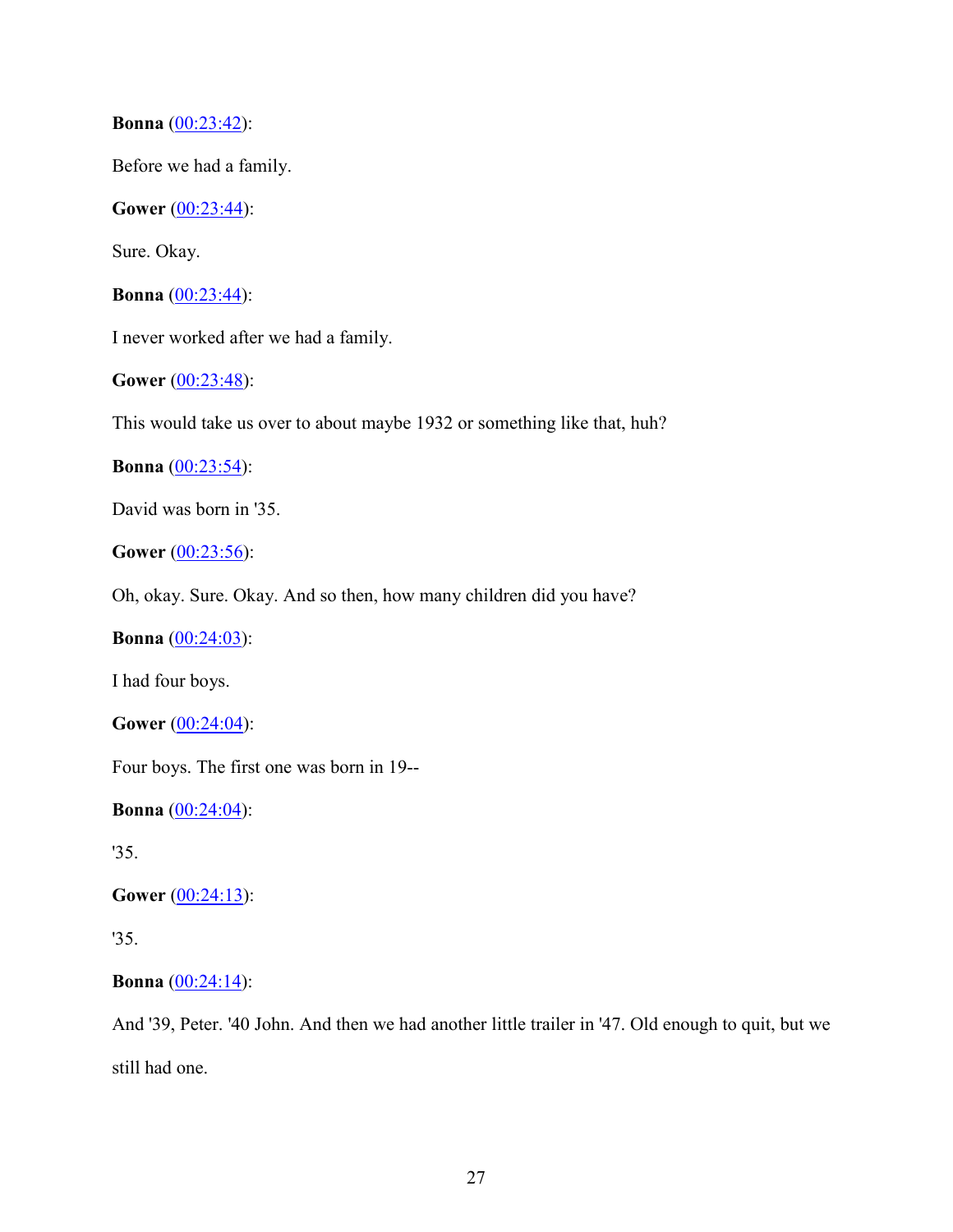**Bonna** (00:23:42):

Before we had a family.

**Gower** (00:23:44):

Sure. Okay.

**Bonna** (00:23:44):

I never worked after we had a family.

**Gower** (00:23:48):

This would take us over to about maybe 1932 or something like that, huh?

**Bonna** (00:23:54):

David was born in '35.

**Gower** (00:23:56):

Oh, okay. Sure. Okay. And so then, how many children did you have?

**Bonna** (00:24:03):

I had four boys.

**Gower** (00:24:04):

Four boys. The first one was born in 19--

**Bonna** (00:24:04):

'35.

**Gower** (00:24:13):

'35.

**Bonna** (00:24:14):

And '39, Peter. '40 John. And then we had another little trailer in '47. Old enough to quit, but we still had one.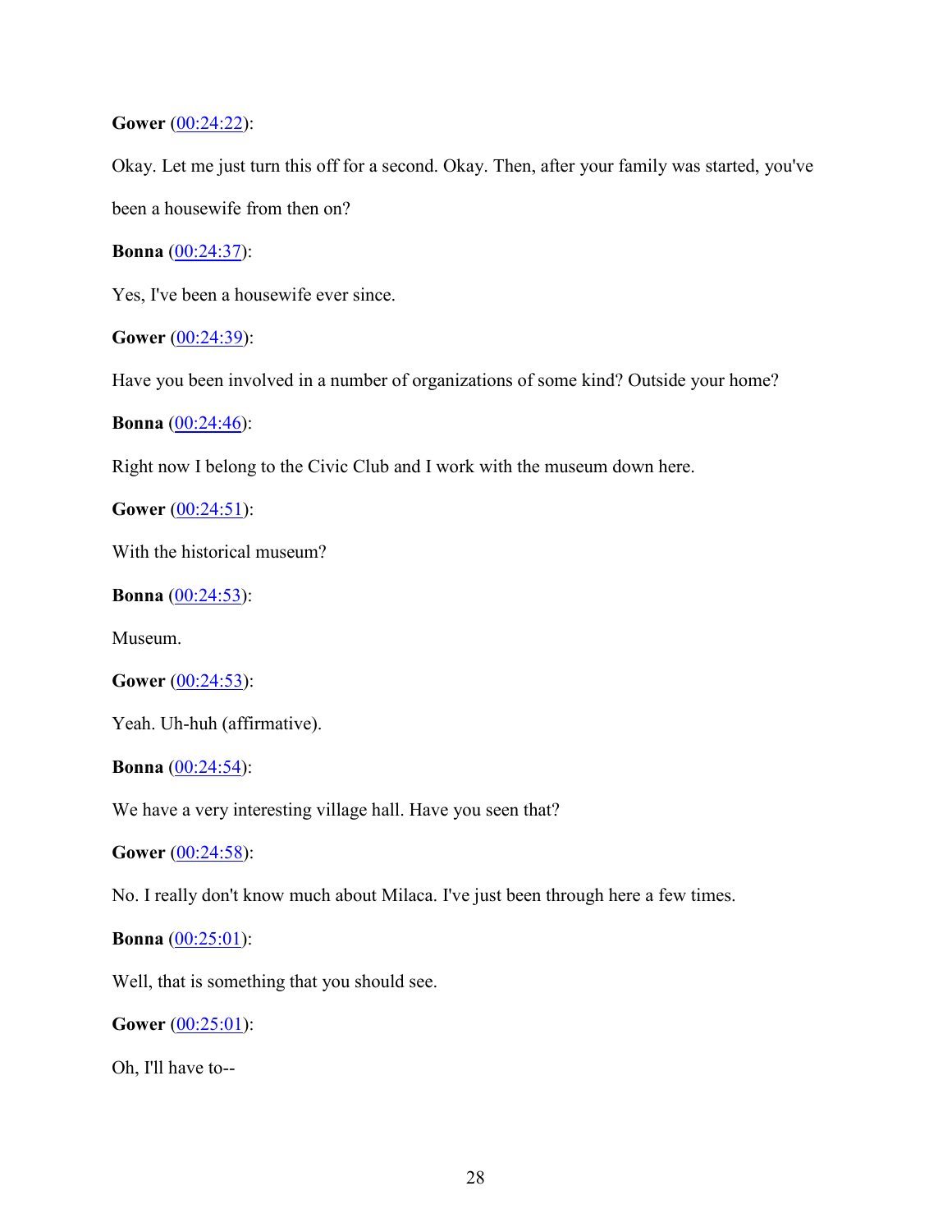**Gower** (00:24:22):

Okay. Let me just turn this off for a second. Okay. Then, after your family was started, you've been a housewife from then on?

**Bonna** (00:24:37):

Yes, I've been a housewife ever since.

**Gower** (00:24:39):

Have you been involved in a number of organizations of some kind? Outside your home?

**Bonna** (00:24:46):

Right now I belong to the Civic Club and I work with the museum down here.

**Gower** (00:24:51):

With the historical museum?

**Bonna** (00:24:53):

Museum.

**Gower** (00:24:53):

Yeah. Uh-huh (affirmative).

**Bonna** (00:24:54):

We have a very interesting village hall. Have you seen that?

**Gower** (00:24:58):

No. I really don't know much about Milaca. I've just been through here a few times.

**Bonna** (00:25:01):

Well, that is something that you should see.

**Gower** (00:25:01):

Oh, I'll have to--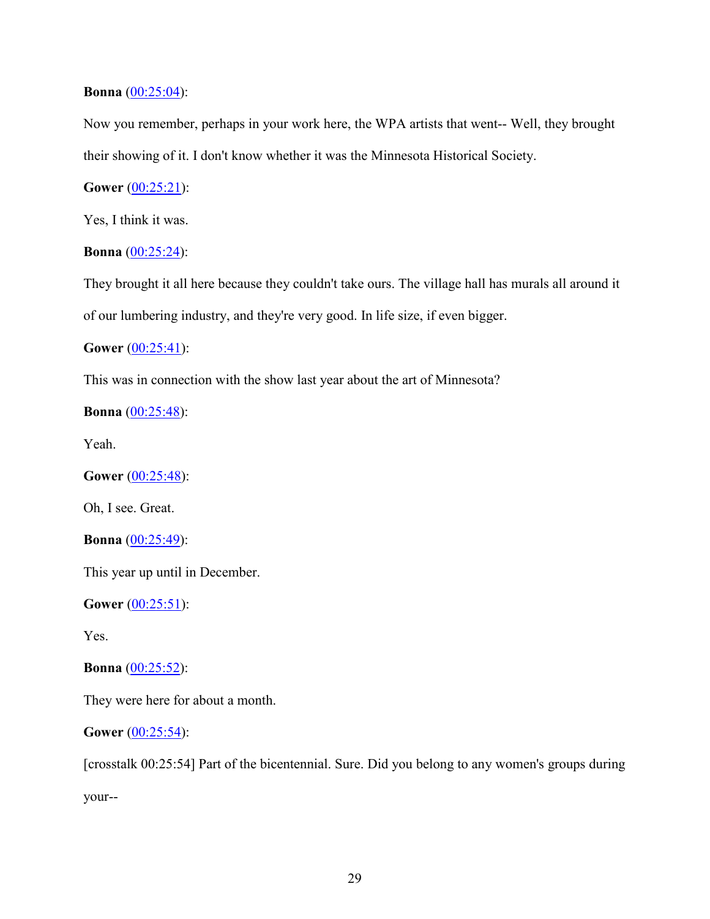**Bonna** (00:25:04):

Now you remember, perhaps in your work here, the WPA artists that went-- Well, they brought their showing of it. I don't know whether it was the Minnesota Historical Society.

**Gower** (00:25:21):

Yes, I think it was.

**Bonna** (00:25:24):

They brought it all here because they couldn't take ours. The village hall has murals all around it of our lumbering industry, and they're very good. In life size, if even bigger.

**Gower** (00:25:41):

This was in connection with the show last year about the art of Minnesota?

**Bonna** (00:25:48):

Yeah.

**Gower** (00:25:48):

Oh, I see. Great.

**Bonna** (00:25:49):

This year up until in December.

**Gower** (00:25:51):

Yes.

**Bonna** (00:25:52):

They were here for about a month.

**Gower** (00:25:54):

[crosstalk 00:25:54] Part of the bicentennial. Sure. Did you belong to any women's groups during your--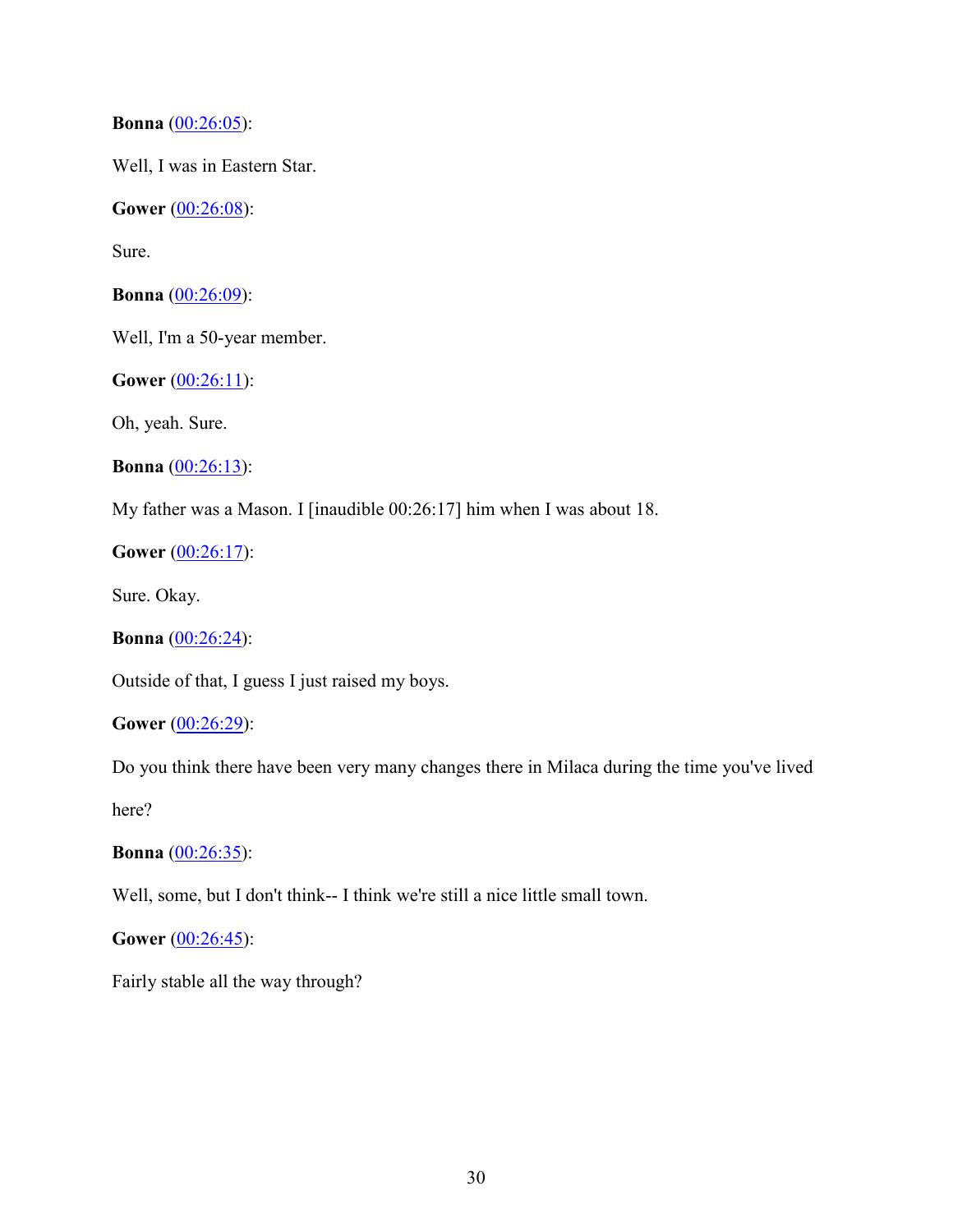**Bonna** (00:26:05):

Well, I was in Eastern Star.

**Gower** (00:26:08):

Sure.

**Bonna** (00:26:09):

Well, I'm a 50-year member.

**Gower** (00:26:11):

Oh, yeah. Sure.

**Bonna** (00:26:13):

My father was a Mason. I [inaudible 00:26:17] him when I was about 18.

**Gower** (00:26:17):

Sure. Okay.

**Bonna** (00:26:24):

Outside of that, I guess I just raised my boys.

**Gower** (00:26:29):

Do you think there have been very many changes there in Milaca during the time you've lived here?

**Bonna** (00:26:35):

Well, some, but I don't think-- I think we're still a nice little small town.

**Gower** (00:26:45):

Fairly stable all the way through?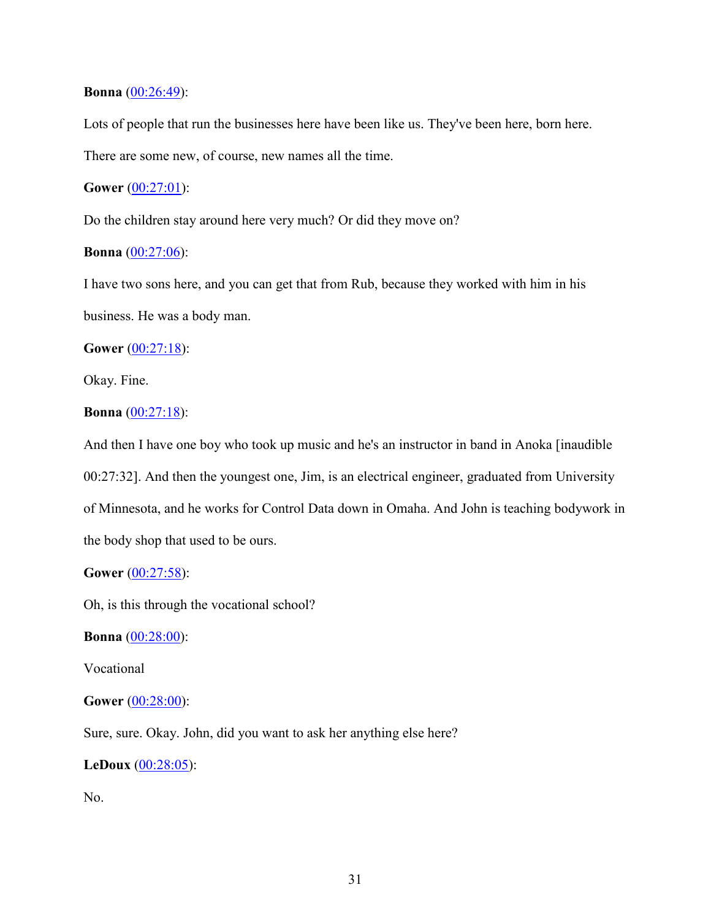**Bonna** (00:26:49):

Lots of people that run the businesses here have been like us. They've been here, born here. There are some new, of course, new names all the time.

**Gower** (00:27:01):

Do the children stay around here very much? Or did they move on?

**Bonna** (00:27:06):

I have two sons here, and you can get that from Rub, because they worked with him in his business. He was a body man.

**Gower** (00:27:18):

Okay. Fine.

**Bonna** (00:27:18):

And then I have one boy who took up music and he's an instructor in band in Anoka [inaudible 00:27:32]. And then the youngest one, Jim, is an electrical engineer, graduated from University of Minnesota, and he works for Control Data down in Omaha. And John is teaching bodywork in the body shop that used to be ours.

**Gower** (00:27:58):

Oh, is this through the vocational school?

**Bonna** (00:28:00):

Vocational

**Gower** (00:28:00):

Sure, sure. Okay. John, did you want to ask her anything else here?

**LeDoux** (00:28:05):

No.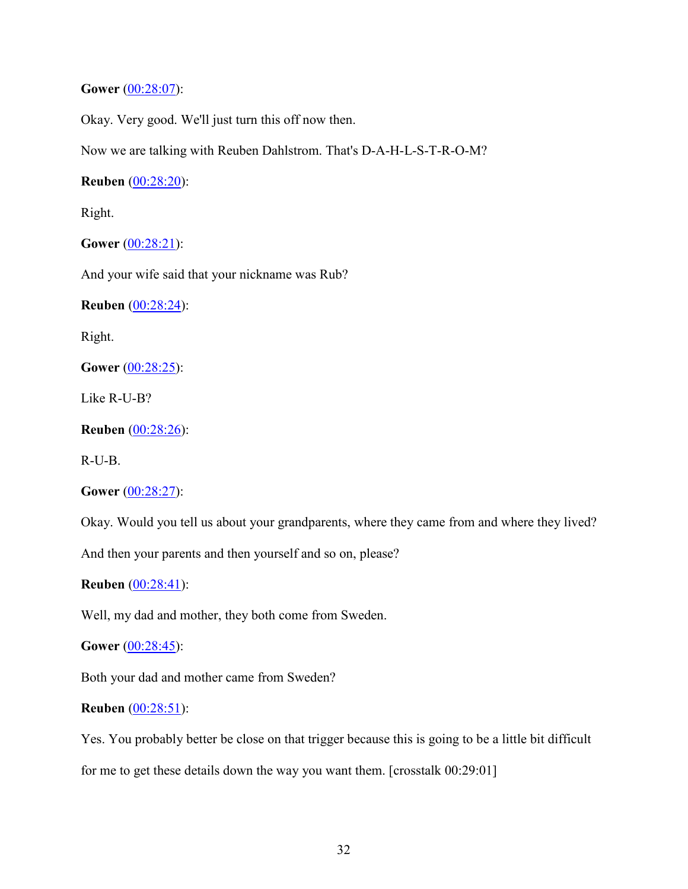**Gower** (00:28:07):

Okay. Very good. We'll just turn this off now then.

Now we are talking with Reuben Dahlstrom. That's D-A-H-L-S-T-R-O-M?

**Reuben** (00:28:20):

Right.

**Gower** (00:28:21):

And your wife said that your nickname was Rub?

**Reuben** (00:28:24):

Right.

**Gower** (00:28:25):

Like R-U-B?

**Reuben** (00:28:26):

R-U-B.

**Gower** (00:28:27):

Okay. Would you tell us about your grandparents, where they came from and where they lived? And then your parents and then yourself and so on, please?

**Reuben** (00:28:41):

Well, my dad and mother, they both come from Sweden.

**Gower** (00:28:45):

Both your dad and mother came from Sweden?

**Reuben** (00:28:51):

Yes. You probably better be close on that trigger because this is going to be a little bit difficult for me to get these details down the way you want them. [crosstalk 00:29:01]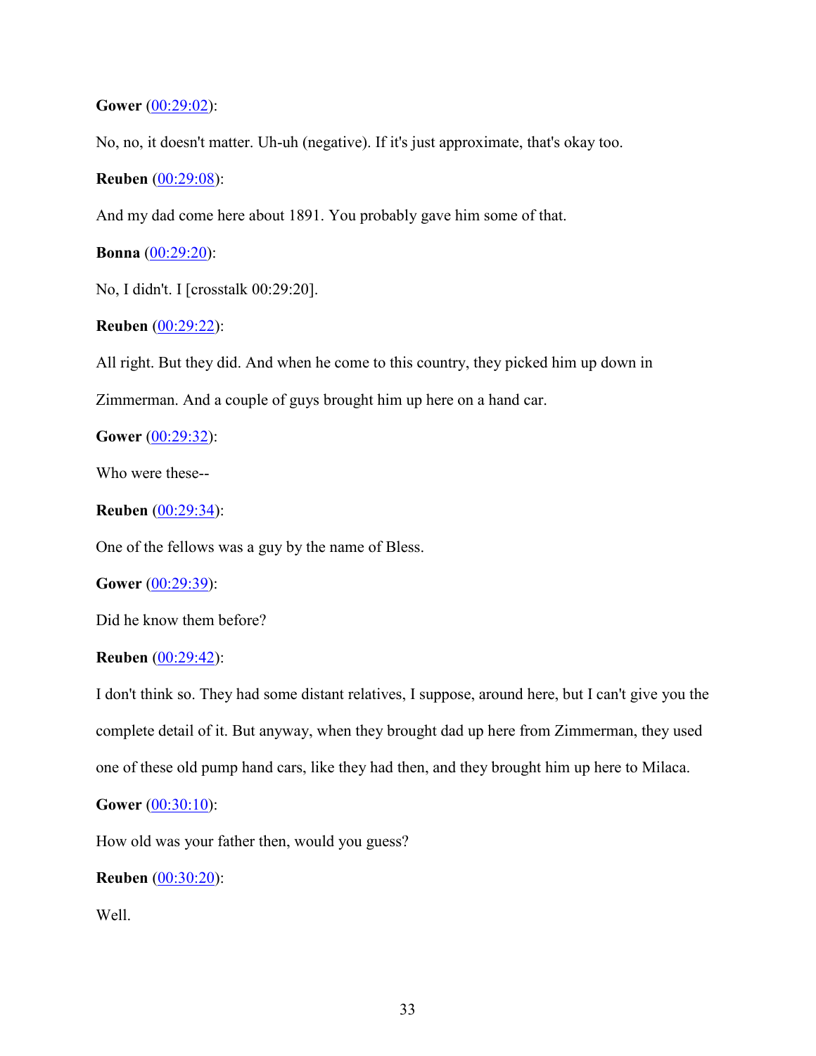**Gower** (00:29:02):

No, no, it doesn't matter. Uh-uh (negative). If it's just approximate, that's okay too.

**Reuben** (00:29:08):

And my dad come here about 1891. You probably gave him some of that.

**Bonna** (00:29:20):

No, I didn't. I [crosstalk 00:29:20].

**Reuben** (00:29:22):

All right. But they did. And when he come to this country, they picked him up down in Zimmerman. And a couple of guys brought him up here on a hand car.

**Gower** (00:29:32):

Who were these--

**Reuben** (00:29:34):

One of the fellows was a guy by the name of Bless.

**Gower** (00:29:39):

Did he know them before?

**Reuben** (00:29:42):

I don't think so. They had some distant relatives, I suppose, around here, but I can't give you the complete detail of it. But anyway, when they brought dad up here from Zimmerman, they used one of these old pump hand cars, like they had then, and they brought him up here to Milaca.

**Gower** (00:30:10):

How old was your father then, would you guess?

**Reuben** (00:30:20):

Well.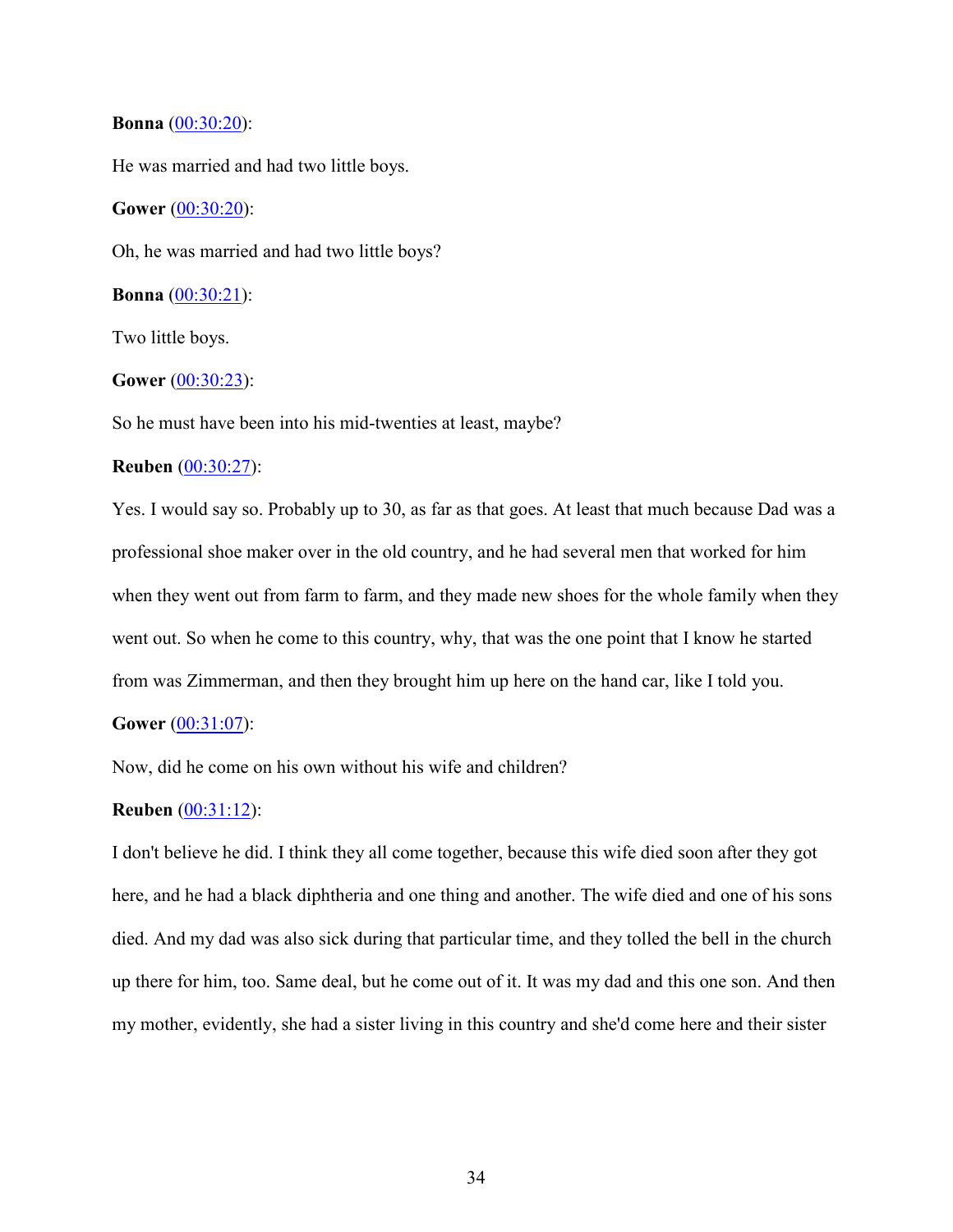**Bonna** (00:30:20):

He was married and had two little boys.

**Gower** (00:30:20):

Oh, he was married and had two little boys?

**Bonna** (00:30:21):

Two little boys.

**Gower** (00:30:23):

So he must have been into his mid-twenties at least, maybe?

**Reuben** (00:30:27):

Yes. I would say so. Probably up to 30, as far as that goes. At least that much because Dad was a professional shoe maker over in the old country, and he had several men that worked for him when they went out from farm to farm, and they made new shoes for the whole family when they went out. So when he come to this country, why, that was the one point that I know he started from was Zimmerman, and then they brought him up here on the hand car, like I told you.

**Gower** (00:31:07):

Now, did he come on his own without his wife and children?

**Reuben** (00:31:12):

I don't believe he did. I think they all come together, because this wife died soon after they got here, and he had a black diphtheria and one thing and another. The wife died and one of his sons died. And my dad was also sick during that particular time, and they tolled the bell in the church up there for him, too. Same deal, but he come out of it. It was my dad and this one son. And then my mother, evidently, she had a sister living in this country and she'd come here and their sister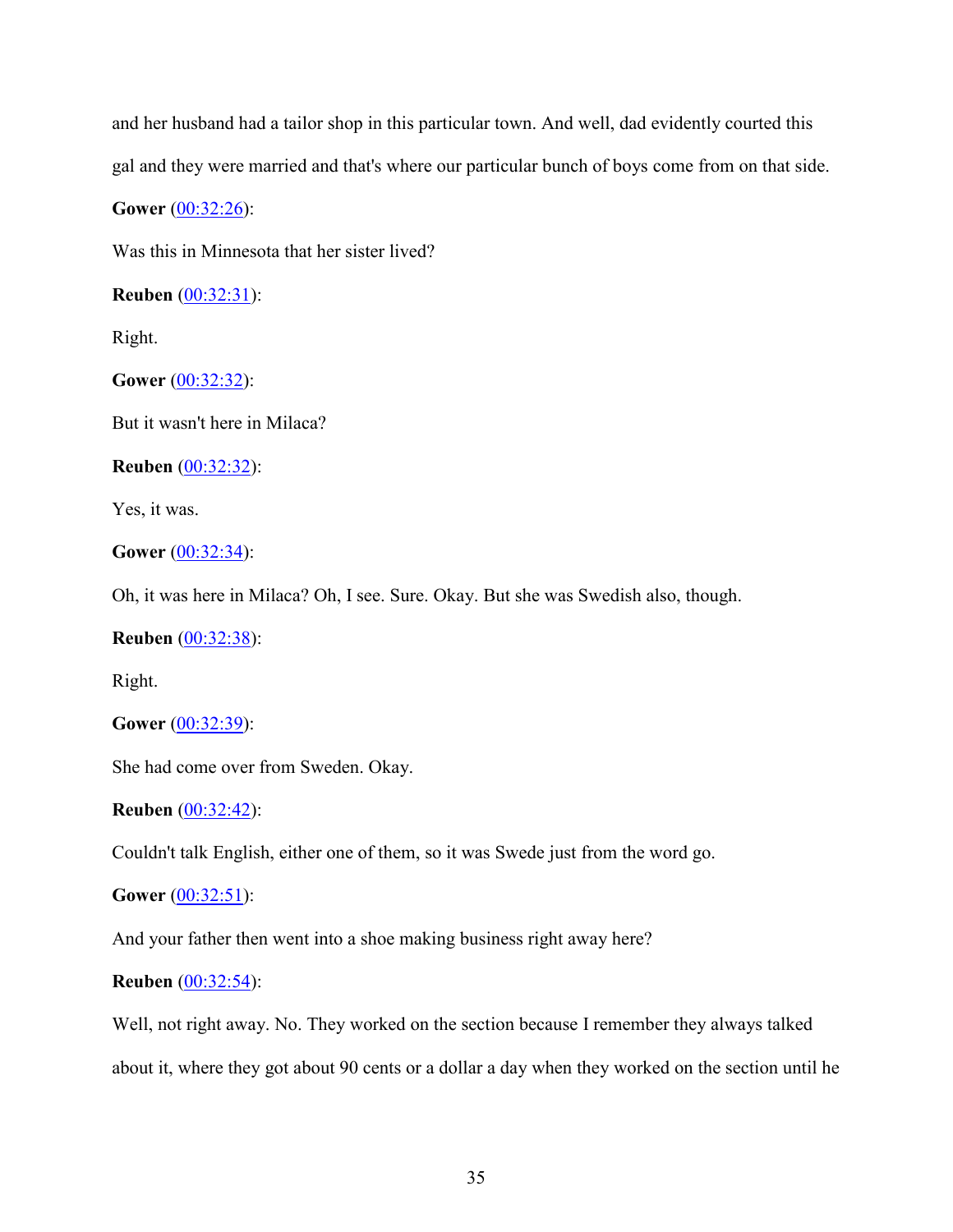and her husband had a tailor shop in this particular town. And well, dad evidently courted this gal and they were married and that's where our particular bunch of boys come from on that side.

**Gower** (00:32:26):

Was this in Minnesota that her sister lived?

**Reuben** (00:32:31):

Right.

**Gower** (00:32:32):

But it wasn't here in Milaca?

**Reuben** (00:32:32):

Yes, it was.

**Gower** (00:32:34):

Oh, it was here in Milaca? Oh, I see. Sure. Okay. But she was Swedish also, though.

**Reuben** (00:32:38):

Right.

**Gower** (00:32:39):

She had come over from Sweden. Okay.

**Reuben** (00:32:42):

Couldn't talk English, either one of them, so it was Swede just from the word go.

**Gower** (00:32:51):

And your father then went into a shoe making business right away here?

**Reuben** (00:32:54):

Well, not right away. No. They worked on the section because I remember they always talked about it, where they got about 90 cents or a dollar a day when they worked on the section until he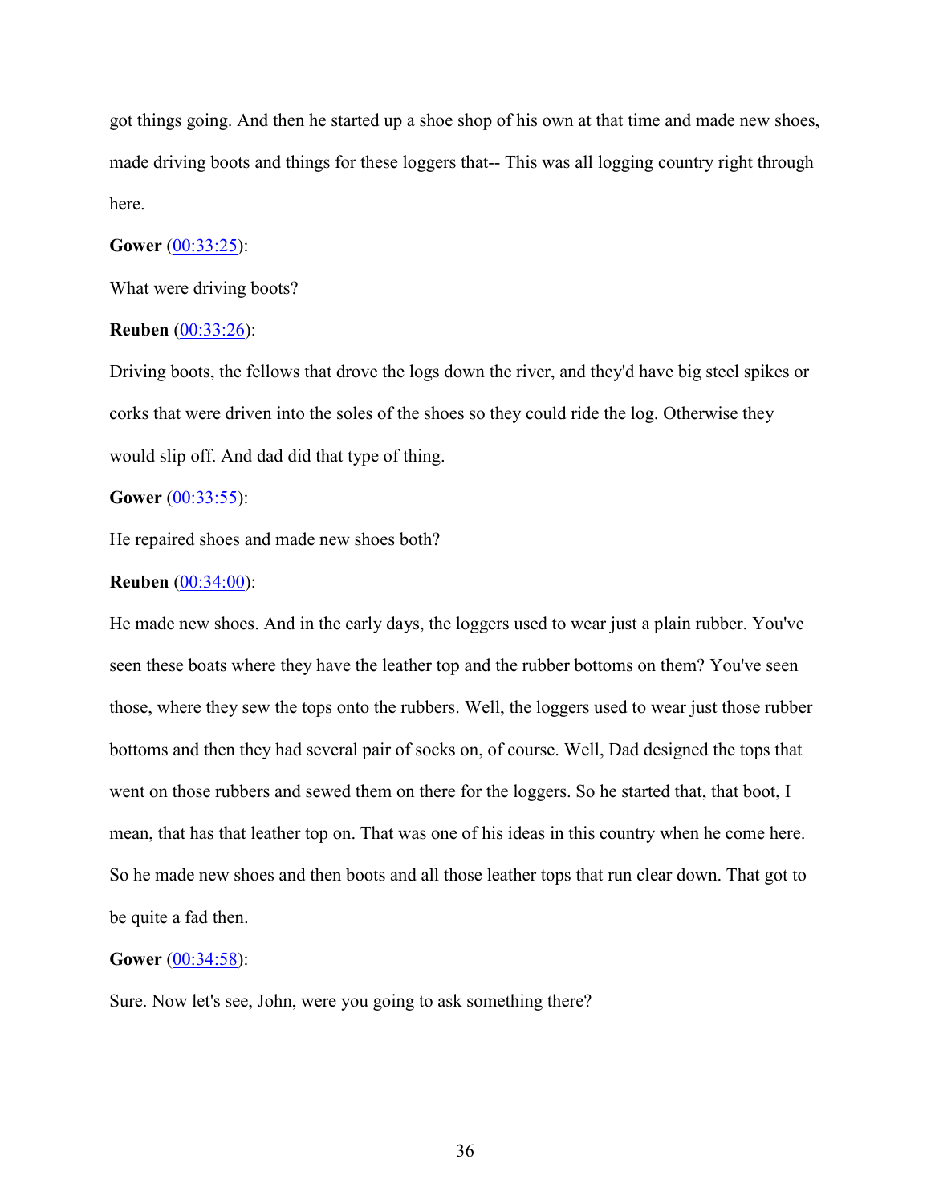got things going. And then he started up a shoe shop of his own at that time and made new shoes, made driving boots and things for these loggers that-- This was all logging country right through here.

**Gower** (00:33:25):

What were driving boots?

**Reuben** (00:33:26):

Driving boots, the fellows that drove the logs down the river, and they'd have big steel spikes or corks that were driven into the soles of the shoes so they could ride the log. Otherwise they would slip off. And dad did that type of thing.

**Gower** (00:33:55):

He repaired shoes and made new shoes both?

**Reuben** (00:34:00):

He made new shoes. And in the early days, the loggers used to wear just a plain rubber. You've seen these boats where they have the leather top and the rubber bottoms on them? You've seen those, where they sew the tops onto the rubbers. Well, the loggers used to wear just those rubber bottoms and then they had several pair of socks on, of course. Well, Dad designed the tops that went on those rubbers and sewed them on there for the loggers. So he started that, that boot, I mean, that has that leather top on. That was one of his ideas in this country when he come here. So he made new shoes and then boots and all those leather tops that run clear down. That got to be quite a fad then.

**Gower** (00:34:58):

Sure. Now let's see, John, were you going to ask something there?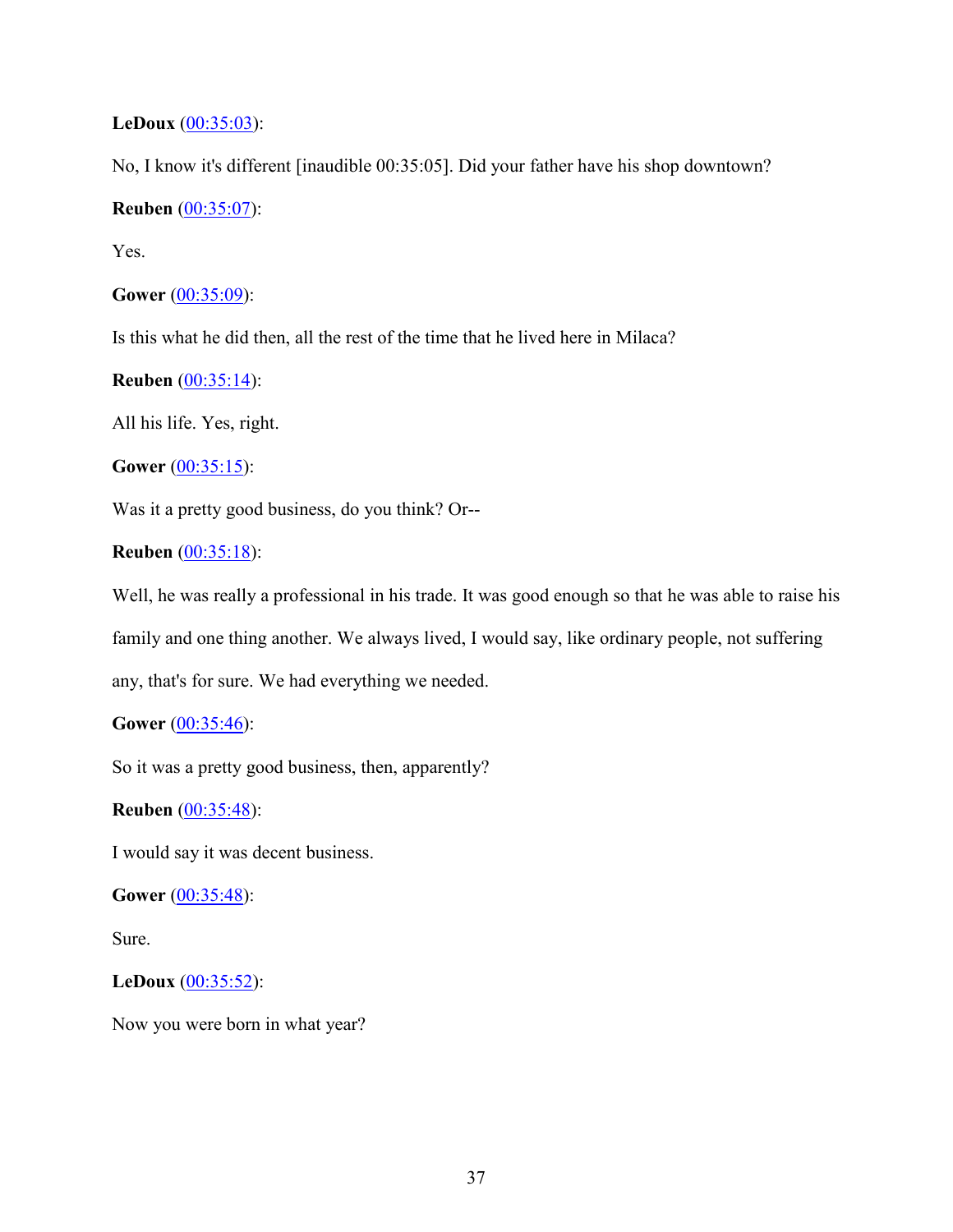**LeDoux** (00:35:03):

No, I know it's different [inaudible 00:35:05]. Did your father have his shop downtown?

**Reuben** (00:35:07):

Yes.

**Gower** (00:35:09):

Is this what he did then, all the rest of the time that he lived here in Milaca?

**Reuben** (00:35:14):

All his life. Yes, right.

**Gower** (00:35:15):

Was it a pretty good business, do you think? Or--

**Reuben** (00:35:18):

Well, he was really a professional in his trade. It was good enough so that he was able to raise his family and one thing another. We always lived, I would say, like ordinary people, not suffering any, that's for sure. We had everything we needed.

**Gower** (00:35:46):

So it was a pretty good business, then, apparently?

**Reuben** (00:35:48):

I would say it was decent business.

**Gower** (00:35:48):

Sure.

**LeDoux** (00:35:52):

Now you were born in what year?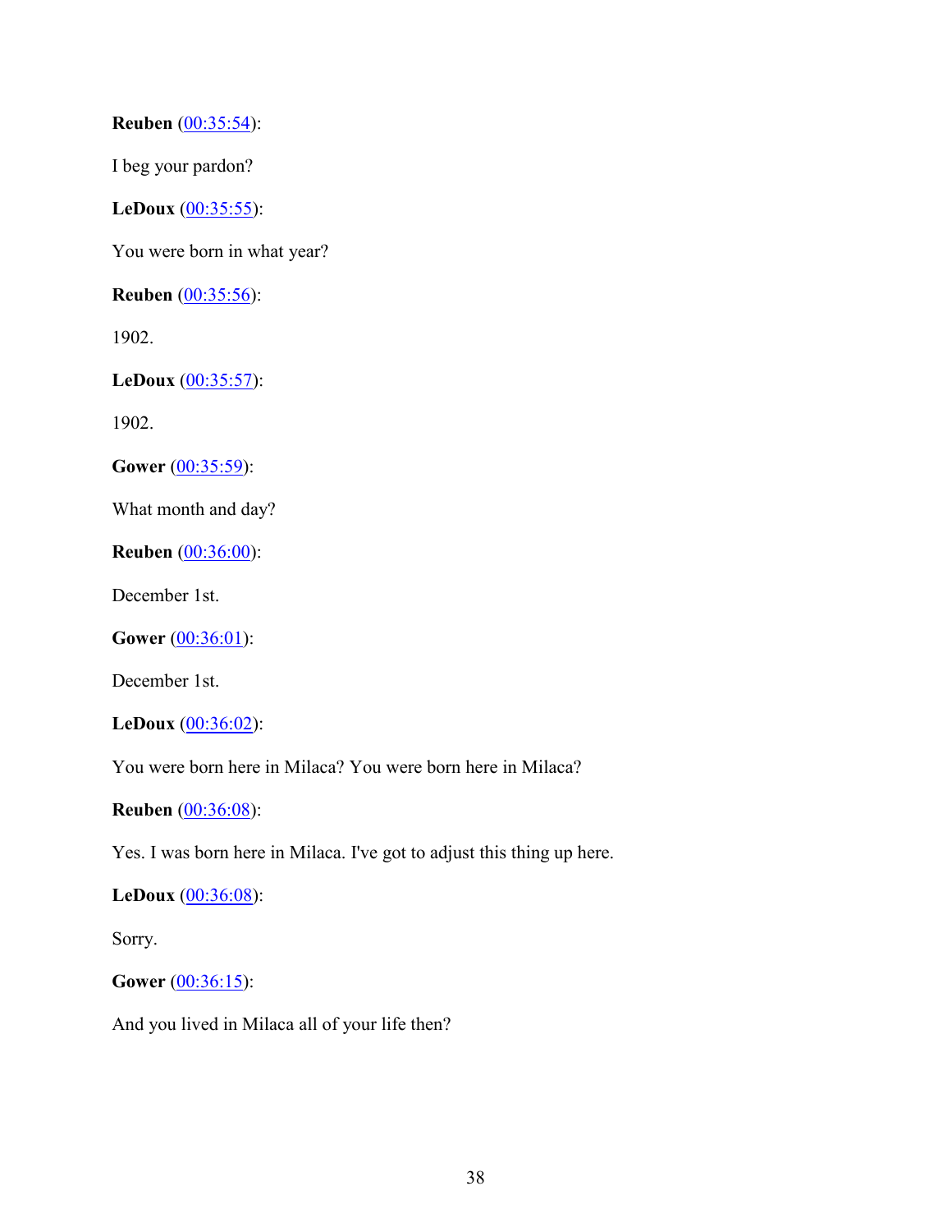**Reuben** (00:35:54):

I beg your pardon?

**LeDoux** (00:35:55):

You were born in what year?

**Reuben** (00:35:56):

1902.

**LeDoux** (00:35:57):

1902.

**Gower** (00:35:59):

What month and day?

**Reuben** (00:36:00):

December 1st.

**Gower** (00:36:01):

December 1st.

**LeDoux** (00:36:02):

You were born here in Milaca? You were born here in Milaca?

**Reuben** (00:36:08):

Yes. I was born here in Milaca. I've got to adjust this thing up here.

**LeDoux** (00:36:08):

Sorry.

**Gower** (00:36:15):

And you lived in Milaca all of your life then?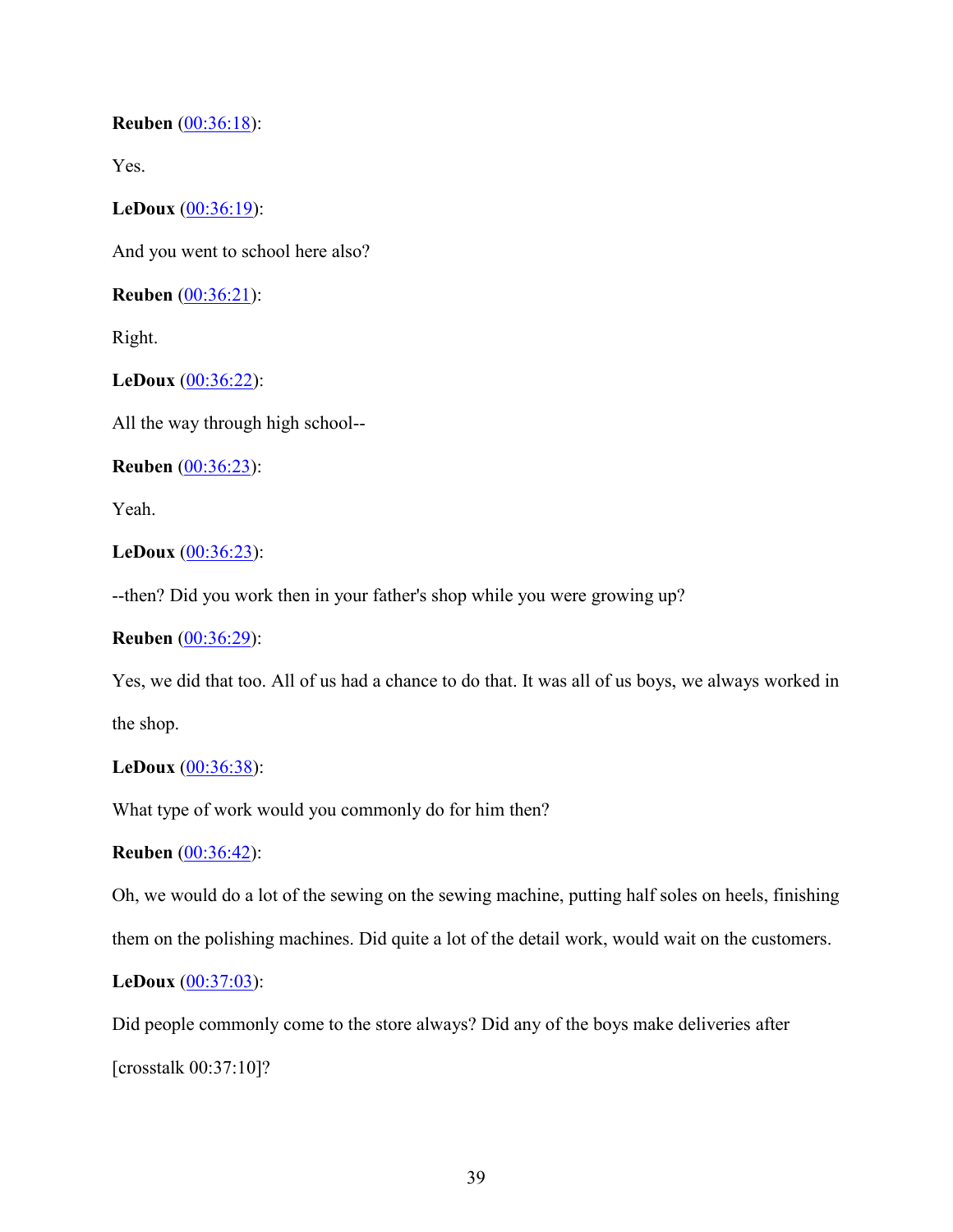**Reuben** (00:36:18):

Yes.

**LeDoux** (00:36:19):

And you went to school here also?

**Reuben** (00:36:21):

Right.

**LeDoux** (00:36:22):

All the way through high school--

**Reuben** (00:36:23):

Yeah.

**LeDoux** (00:36:23):

--then? Did you work then in your father's shop while you were growing up?

**Reuben** (00:36:29):

Yes, we did that too. All of us had a chance to do that. It was all of us boys, we always worked in the shop.

**LeDoux** (00:36:38):

What type of work would you commonly do for him then?

**Reuben** (00:36:42):

Oh, we would do a lot of the sewing on the sewing machine, putting half soles on heels, finishing them on the polishing machines. Did quite a lot of the detail work, would wait on the customers.

**LeDoux** (00:37:03):

Did people commonly come to the store always? Did any of the boys make deliveries after [crosstalk 00:37:10]?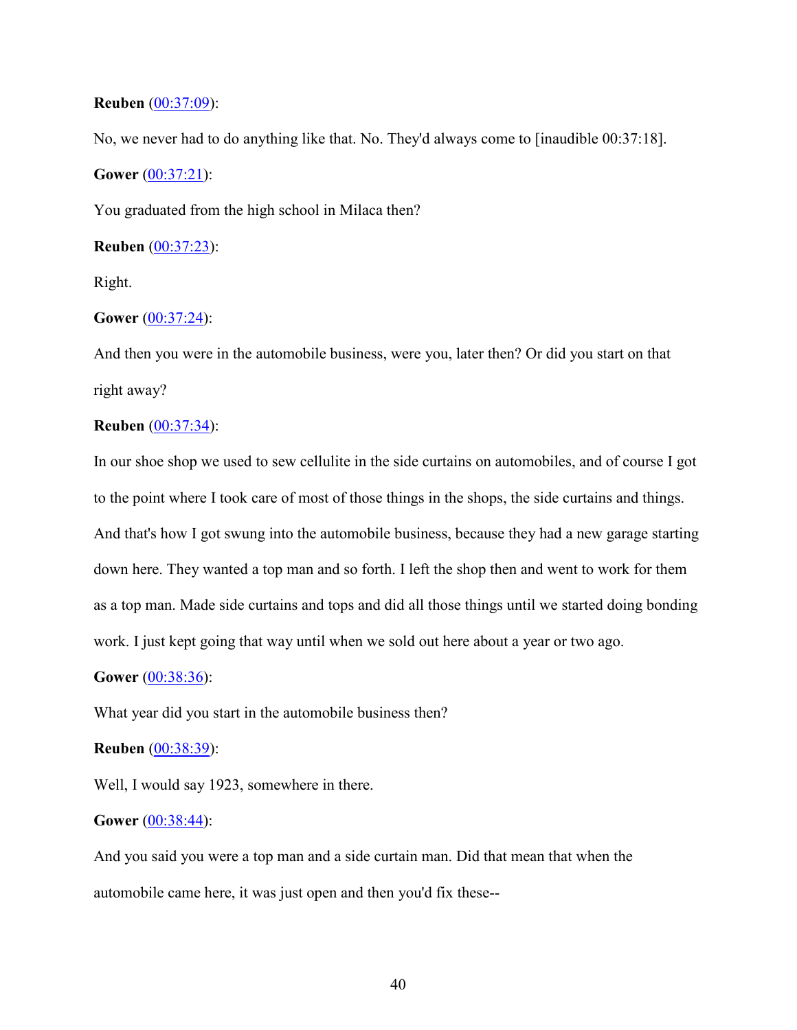**Reuben** (00:37:09):

No, we never had to do anything like that. No. They'd always come to [inaudible 00:37:18].

**Gower** (00:37:21):

You graduated from the high school in Milaca then?

**Reuben** (00:37:23):

Right.

**Gower** (00:37:24):

And then you were in the automobile business, were you, later then? Or did you start on that right away?

**Reuben** (00:37:34):

In our shoe shop we used to sew cellulite in the side curtains on automobiles, and of course I got to the point where I took care of most of those things in the shops, the side curtains and things. And that's how I got swung into the automobile business, because they had a new garage starting down here. They wanted a top man and so forth. I left the shop then and went to work for them as a top man. Made side curtains and tops and did all those things until we started doing bonding work. I just kept going that way until when we sold out here about a year or two ago.

**Gower** (00:38:36):

What year did you start in the automobile business then?

**Reuben** (00:38:39):

Well, I would say 1923, somewhere in there.

**Gower** (00:38:44):

And you said you were a top man and a side curtain man. Did that mean that when the automobile came here, it was just open and then you'd fix these--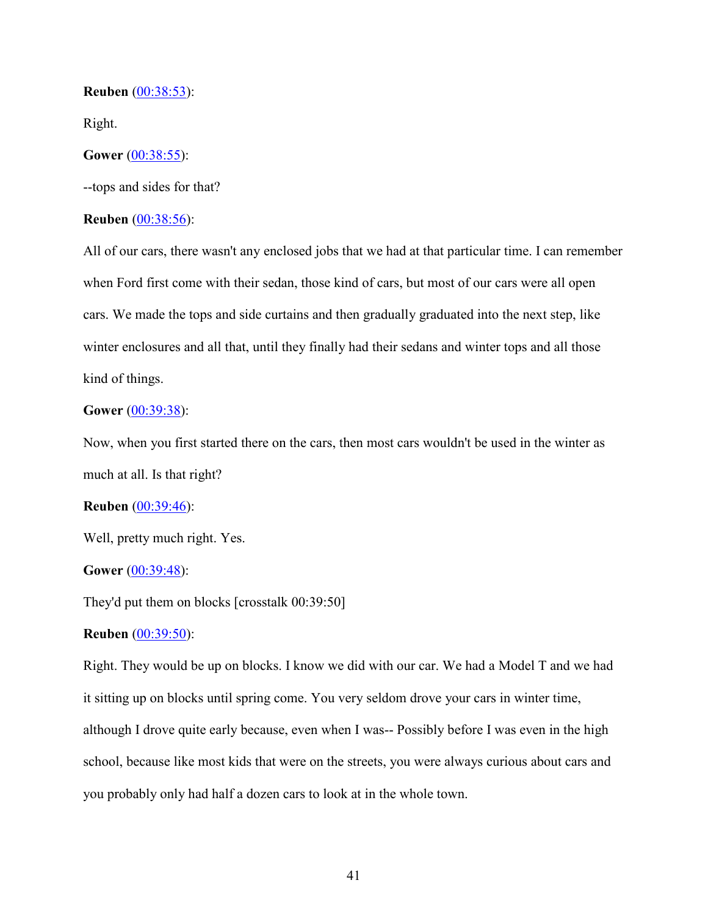**Reuben** (00:38:53):

Right.

**Gower** (00:38:55):

--tops and sides for that?

**Reuben** (00:38:56):

All of our cars, there wasn't any enclosed jobs that we had at that particular time. I can remember when Ford first come with their sedan, those kind of cars, but most of our cars were all open cars. We made the tops and side curtains and then gradually graduated into the next step, like winter enclosures and all that, until they finally had their sedans and winter tops and all those kind of things.

**Gower** (00:39:38):

Now, when you first started there on the cars, then most cars wouldn't be used in the winter as much at all. Is that right?

**Reuben** (00:39:46):

Well, pretty much right. Yes.

**Gower** (00:39:48):

They'd put them on blocks [crosstalk 00:39:50]

**Reuben** (00:39:50):

Right. They would be up on blocks. I know we did with our car. We had a Model T and we had it sitting up on blocks until spring come. You very seldom drove your cars in winter time, although I drove quite early because, even when I was-- Possibly before I was even in the high school, because like most kids that were on the streets, you were always curious about cars and you probably only had half a dozen cars to look at in the whole town.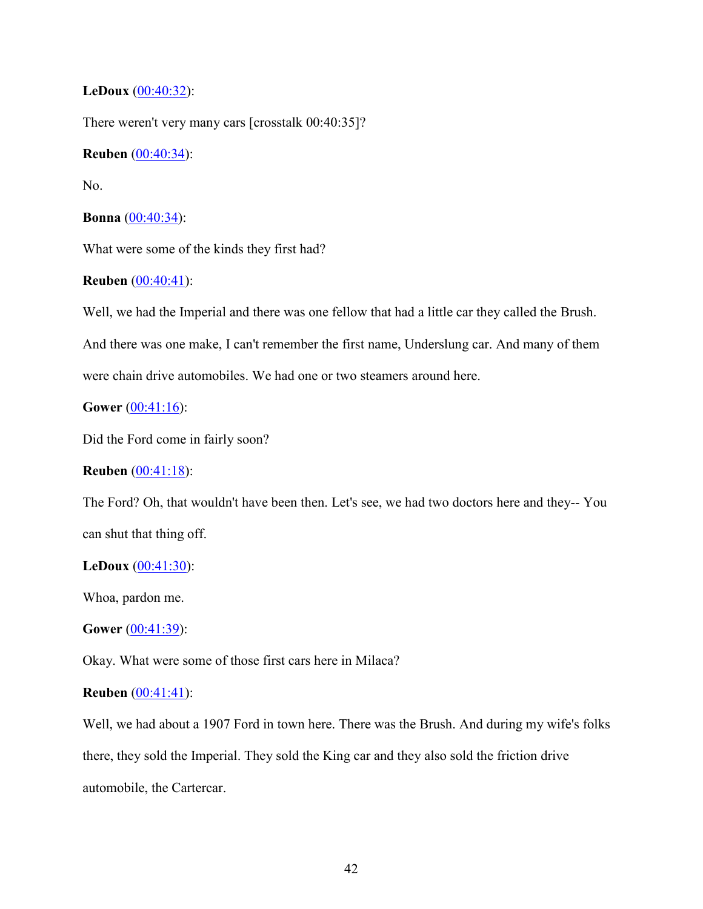**LeDoux** ([00:40:32]):

There weren't very many cars [crosstalk 00:40:35]?

**Reuben** ([00:40:34]):

No.

**Bonna** ([00:40:34]):

What were some of the kinds they first had?

**Reuben** ([00:40:41]):

Well, we had the Imperial and there was one fellow that had a little car they called the Brush. And there was one make, I can't remember the first name, Underslung car. And many of them were chain drive automobiles. We had one or two steamers around here.

**Gower** ([00:41:16]):

Did the Ford come in fairly soon?

**Reuben** ([00:41:18]):

The Ford? Oh, that wouldn't have been then. Let's see, we had two doctors here and they-- You can shut that thing off.

**LeDoux** ([00:41:30]):

Whoa, pardon me.

**Gower** ([00:41:39]):

Okay. What were some of those first cars here in Milaca?

**Reuben** ([00:41:41]):

Well, we had about a 1907 Ford in town here. There was the Brush. And during my wife's folks there, they sold the Imperial. They sold the King car and they also sold the friction drive automobile, the Cartercar.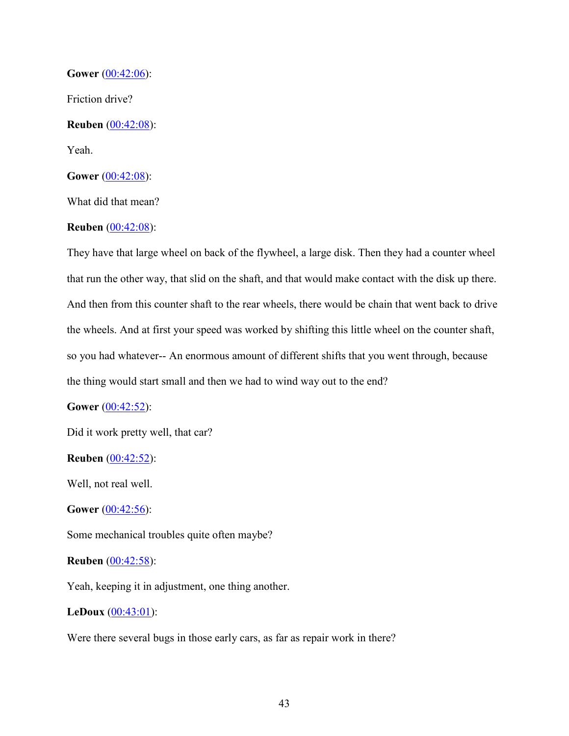**Gower** ([00:42:06](#)):

Friction drive?

**Reuben** ([00:42:08](#)):

Yeah.

**Gower** ([00:42:08](#)):

What did that mean?

**Reuben** ([00:42:08](#)):

They have that large wheel on back of the flywheel, a large disk. Then they had a counter wheel that run the other way, that slid on the shaft, and that would make contact with the disk up there. And then from this counter shaft to the rear wheels, there would be chain that went back to drive the wheels. And at first your speed was worked by shifting this little wheel on the counter shaft, so you had whatever-- An enormous amount of different shifts that you went through, because the thing would start small and then we had to wind way out to the end?

**Gower** ([00:42:52](#)):

Did it work pretty well, that car?

**Reuben** ([00:42:52](#)):

Well, not real well.

**Gower** ([00:42:56](#)):

Some mechanical troubles quite often maybe?

**Reuben** ([00:42:58](#)):

Yeah, keeping it in adjustment, one thing another.

**LeDoux** ([00:43:01](#)):

Were there several bugs in those early cars, as far as repair work in there?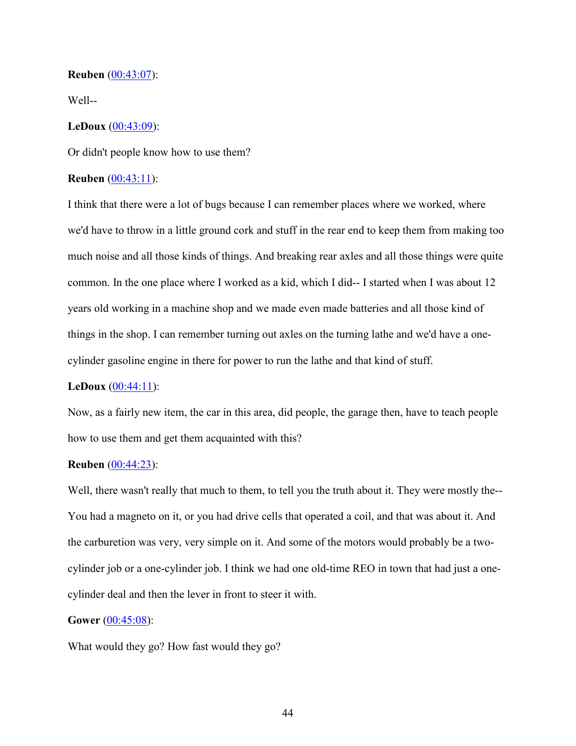**Reuben** ([00:43:07]):

Well--

**LeDoux** ([00:43:09]):

Or didn't people know how to use them?

**Reuben** ([00:43:11]):

I think that there were a lot of bugs because I can remember places where we worked, where we'd have to throw in a little ground cork and stuff in the rear end to keep them from making too much noise and all those kinds of things. And breaking rear axles and all those things were quite common. In the one place where I worked as a kid, which I did-- I started when I was about 12 years old working in a machine shop and we made even made batteries and all those kind of things in the shop. I can remember turning out axles on the turning lathe and we'd have a one-cylinder gasoline engine in there for power to run the lathe and that kind of stuff.

**LeDoux** ([00:44:11]):

Now, as a fairly new item, the car in this area, did people, the garage then, have to teach people how to use them and get them acquainted with this?

**Reuben** ([00:44:23]):

Well, there wasn't really that much to them, to tell you the truth about it. They were mostly the-- You had a magneto on it, or you had drive cells that operated a coil, and that was about it. And the carburetion was very, very simple on it. And some of the motors would probably be a two-cylinder job or a one-cylinder job. I think we had one old-time REO in town that had just a one-cylinder deal and then the lever in front to steer it with.

**Gower** ([00:45:08]):

What would they go? How fast would they go?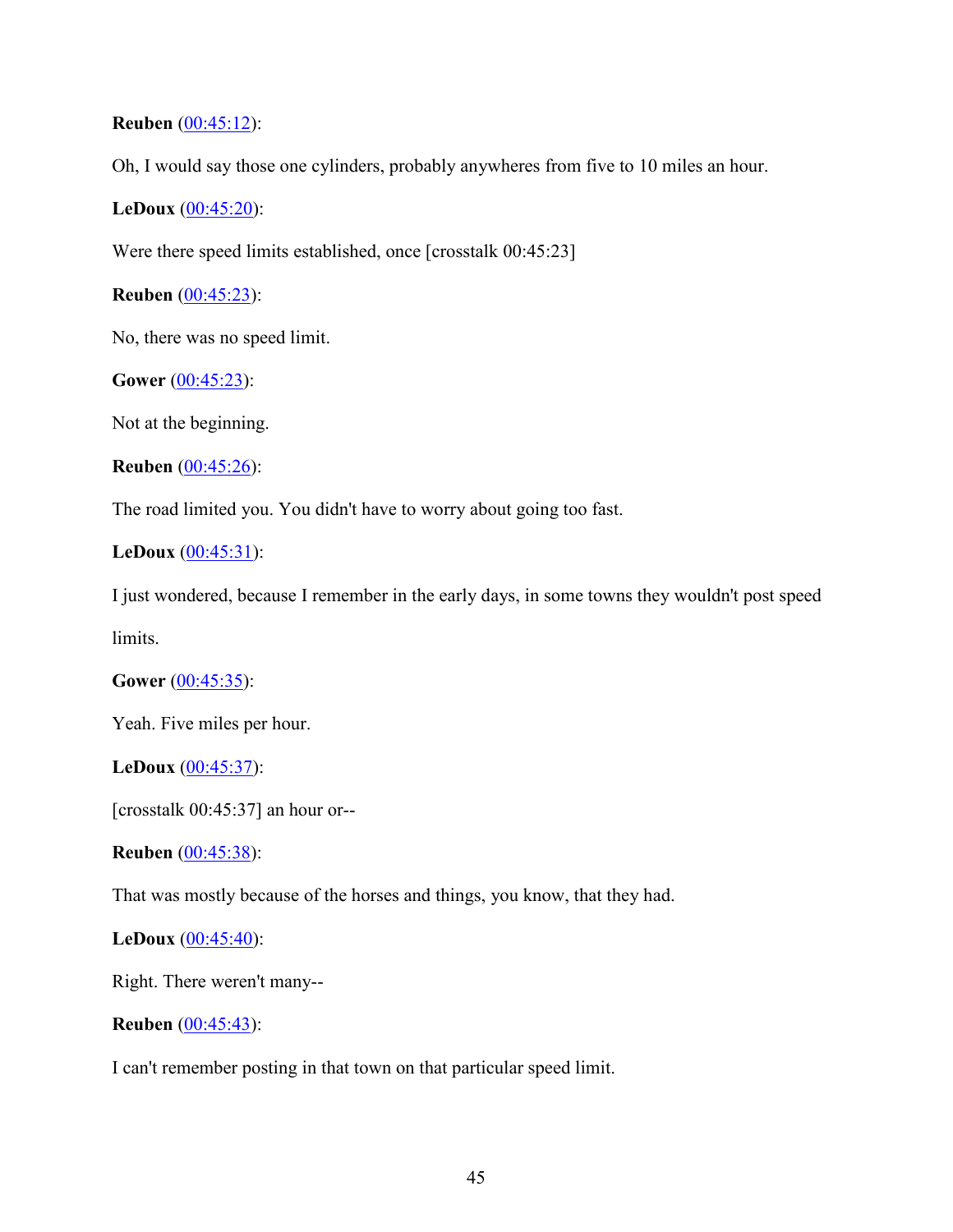**Reuben** (00:45:12):

Oh, I would say those one cylinders, probably anywheres from five to 10 miles an hour.

**LeDoux** (00:45:20):

Were there speed limits established, once [crosstalk 00:45:23]

**Reuben** (00:45:23):

No, there was no speed limit.

**Gower** (00:45:23):

Not at the beginning.

**Reuben** (00:45:26):

The road limited you. You didn't have to worry about going too fast.

**LeDoux** (00:45:31):

I just wondered, because I remember in the early days, in some towns they wouldn't post speed limits.

**Gower** (00:45:35):

Yeah. Five miles per hour.

**LeDoux** (00:45:37):

[crosstalk 00:45:37] an hour or--

**Reuben** (00:45:38):

That was mostly because of the horses and things, you know, that they had.

**LeDoux** (00:45:40):

Right. There weren't many--

**Reuben** (00:45:43):

I can't remember posting in that town on that particular speed limit.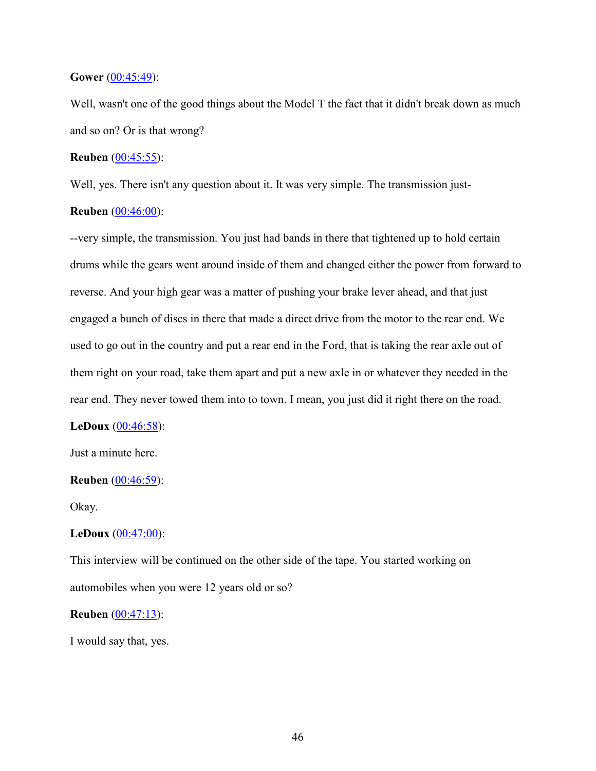**Gower** (00:45:49):

Well, wasn't one of the good things about the Model T the fact that it didn't break down as much and so on? Or is that wrong?

**Reuben** (00:45:55):

Well, yes. There isn't any question about it. It was very simple. The transmission just-

**Reuben** (00:46:00):

--very simple, the transmission. You just had bands in there that tightened up to hold certain drums while the gears went around inside of them and changed either the power from forward to reverse. And your high gear was a matter of pushing your brake lever ahead, and that just engaged a bunch of discs in there that made a direct drive from the motor to the rear end. We used to go out in the country and put a rear end in the Ford, that is taking the rear axle out of them right on your road, take them apart and put a new axle in or whatever they needed in the rear end. They never towed them into to town. I mean, you just did it right there on the road.

**LeDoux** (00:46:58):

Just a minute here.

**Reuben** (00:46:59):

Okay.

**LeDoux** (00:47:00):

This interview will be continued on the other side of the tape. You started working on automobiles when you were 12 years old or so?

**Reuben** (00:47:13):

I would say that, yes.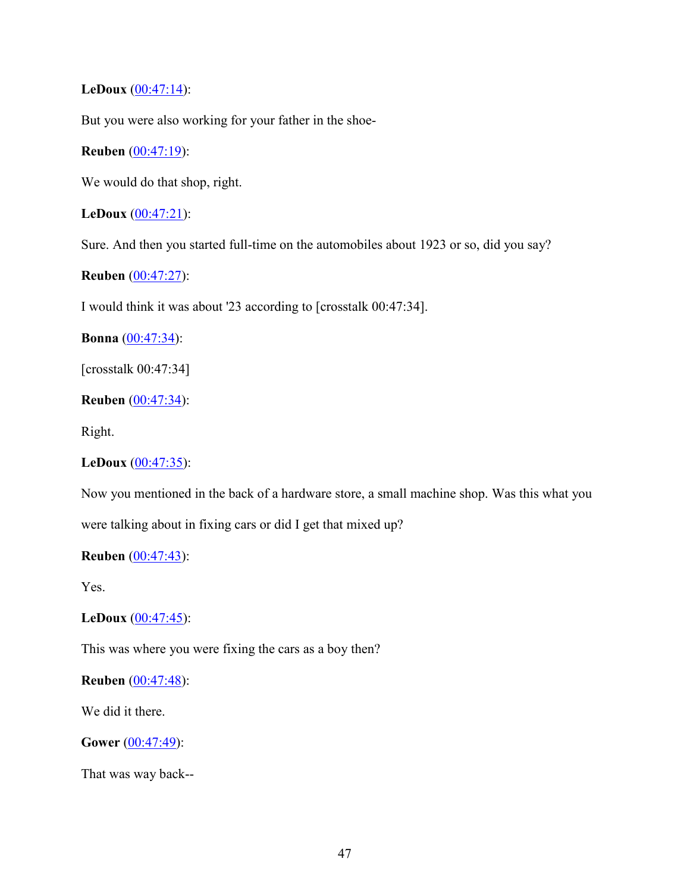**LeDoux** (00:47:14):

But you were also working for your father in the shoe-

**Reuben** (00:47:19):

We would do that shop, right.

**LeDoux** (00:47:21):

Sure. And then you started full-time on the automobiles about 1923 or so, did you say?

**Reuben** (00:47:27):

I would think it was about '23 according to [crosstalk 00:47:34].

**Bonna** (00:47:34):

[crosstalk 00:47:34]

**Reuben** (00:47:34):

Right.

**LeDoux** (00:47:35):

Now you mentioned in the back of a hardware store, a small machine shop. Was this what you were talking about in fixing cars or did I get that mixed up?

**Reuben** (00:47:43):

Yes.

**LeDoux** (00:47:45):

This was where you were fixing the cars as a boy then?

**Reuben** (00:47:48):

We did it there.

**Gower** (00:47:49):

That was way back--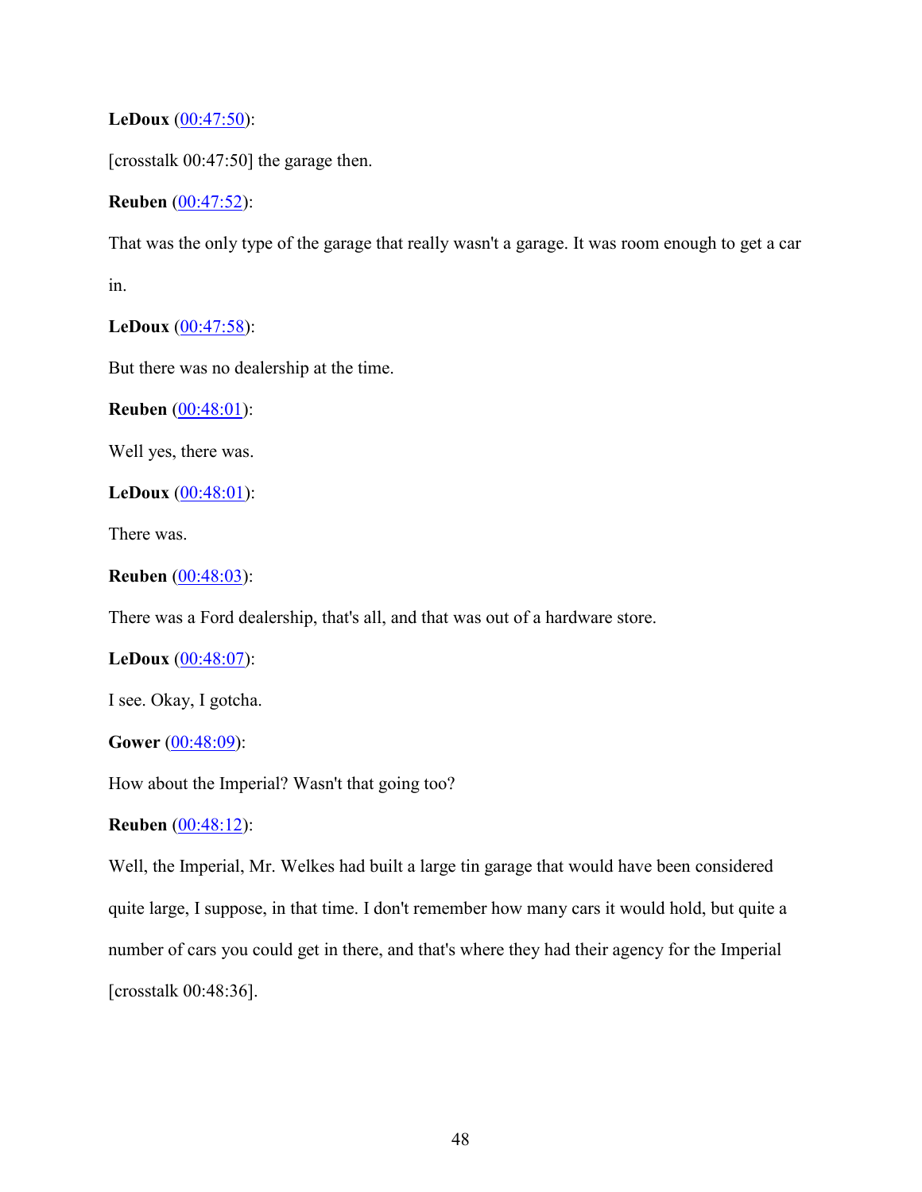**LeDoux** (00:47:50):

[crosstalk 00:47:50] the garage then.

**Reuben** (00:47:52):

That was the only type of the garage that really wasn't a garage. It was room enough to get a car in.

**LeDoux** (00:47:58):

But there was no dealership at the time.

**Reuben** (00:48:01):

Well yes, there was.

**LeDoux** (00:48:01):

There was.

**Reuben** (00:48:03):

There was a Ford dealership, that's all, and that was out of a hardware store.

**LeDoux** (00:48:07):

I see. Okay, I gotcha.

**Gower** (00:48:09):

How about the Imperial? Wasn't that going too?

**Reuben** (00:48:12):

Well, the Imperial, Mr. Welkes had built a large tin garage that would have been considered quite large, I suppose, in that time. I don't remember how many cars it would hold, but quite a number of cars you could get in there, and that's where they had their agency for the Imperial [crosstalk 00:48:36].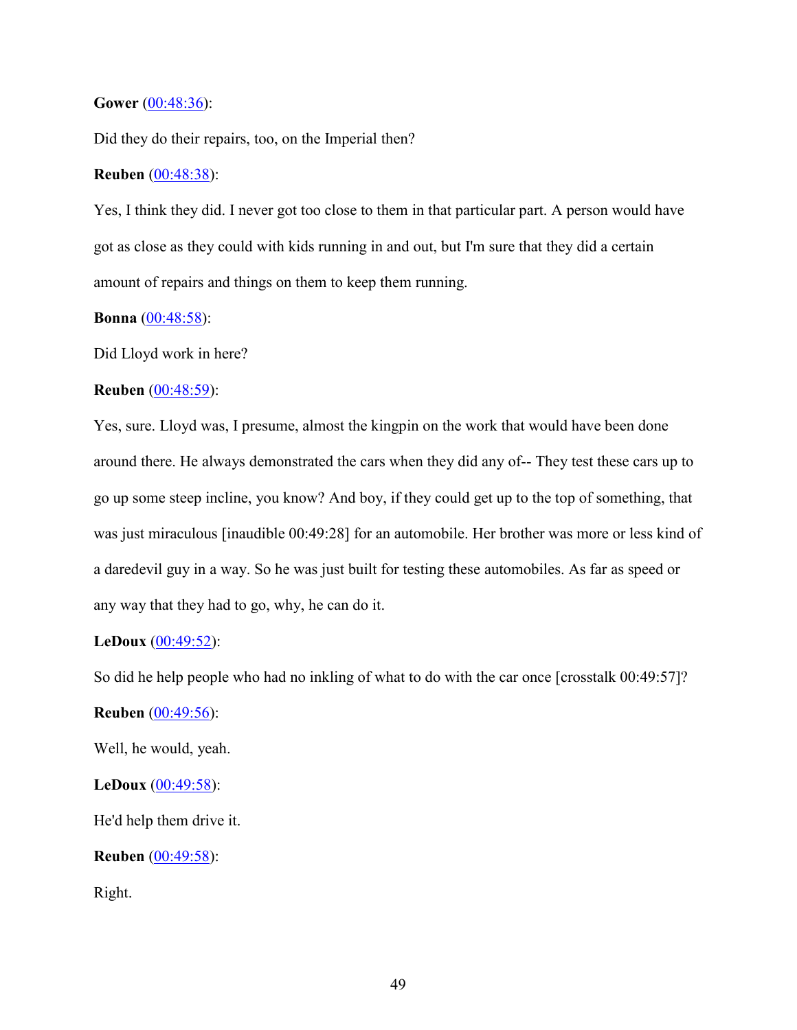**Gower** (00:48:36):

Did they do their repairs, too, on the Imperial then?

**Reuben** (00:48:38):

Yes, I think they did. I never got too close to them in that particular part. A person would have got as close as they could with kids running in and out, but I'm sure that they did a certain amount of repairs and things on them to keep them running.

**Bonna** (00:48:58):

Did Lloyd work in here?

**Reuben** (00:48:59):

Yes, sure. Lloyd was, I presume, almost the kingpin on the work that would have been done around there. He always demonstrated the cars when they did any of-- They test these cars up to go up some steep incline, you know? And boy, if they could get up to the top of something, that was just miraculous [inaudible 00:49:28] for an automobile. Her brother was more or less kind of a daredevil guy in a way. So he was just built for testing these automobiles. As far as speed or any way that they had to go, why, he can do it.

**LeDoux** (00:49:52):

So did he help people who had no inkling of what to do with the car once [crosstalk 00:49:57]?

**Reuben** (00:49:56):

Well, he would, yeah.

**LeDoux** (00:49:58):

He'd help them drive it.

**Reuben** (00:49:58):

Right.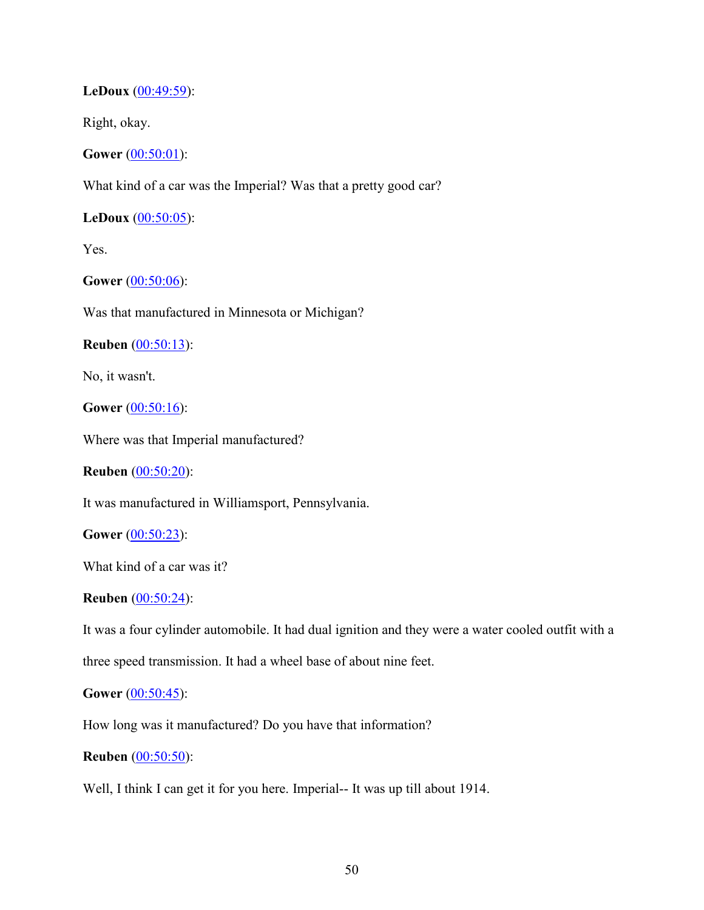**LeDoux** (00:49:59):

Right, okay.

**Gower** (00:50:01):

What kind of a car was the Imperial? Was that a pretty good car?

**LeDoux** (00:50:05):

Yes.

**Gower** (00:50:06):

Was that manufactured in Minnesota or Michigan?

**Reuben** (00:50:13):

No, it wasn't.

**Gower** (00:50:16):

Where was that Imperial manufactured?

**Reuben** (00:50:20):

It was manufactured in Williamsport, Pennsylvania.

**Gower** (00:50:23):

What kind of a car was it?

**Reuben** (00:50:24):

It was a four cylinder automobile. It had dual ignition and they were a water cooled outfit with a three speed transmission. It had a wheel base of about nine feet.

**Gower** (00:50:45):

How long was it manufactured? Do you have that information?

**Reuben** (00:50:50):

Well, I think I can get it for you here. Imperial-- It was up till about 1914.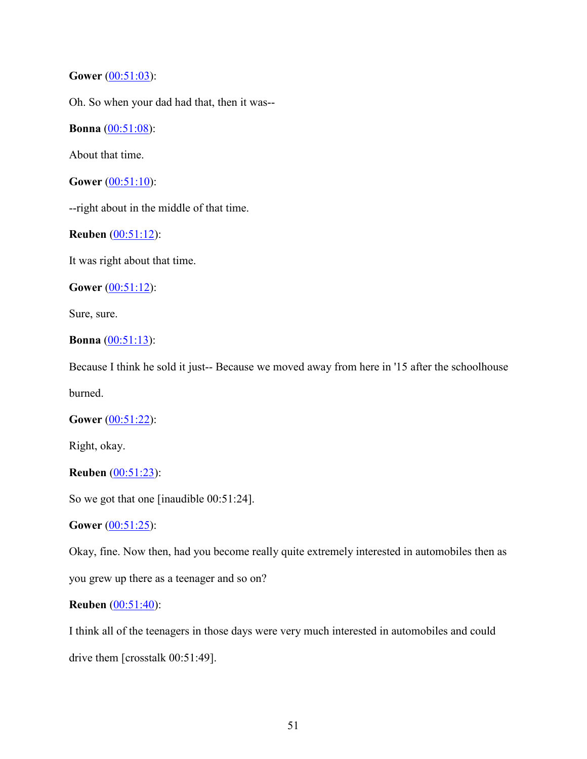**Gower** (00:51:03):

Oh. So when your dad had that, then it was--

**Bonna** (00:51:08):

About that time.

**Gower** (00:51:10):

--right about in the middle of that time.

**Reuben** (00:51:12):

It was right about that time.

**Gower** (00:51:12):

Sure, sure.

**Bonna** (00:51:13):

Because I think he sold it just-- Because we moved away from here in '15 after the schoolhouse burned.

**Gower** (00:51:22):

Right, okay.

**Reuben** (00:51:23):

So we got that one [inaudible 00:51:24].

**Gower** (00:51:25):

Okay, fine. Now then, had you become really quite extremely interested in automobiles then as you grew up there as a teenager and so on?

**Reuben** (00:51:40):

I think all of the teenagers in those days were very much interested in automobiles and could drive them [crosstalk 00:51:49].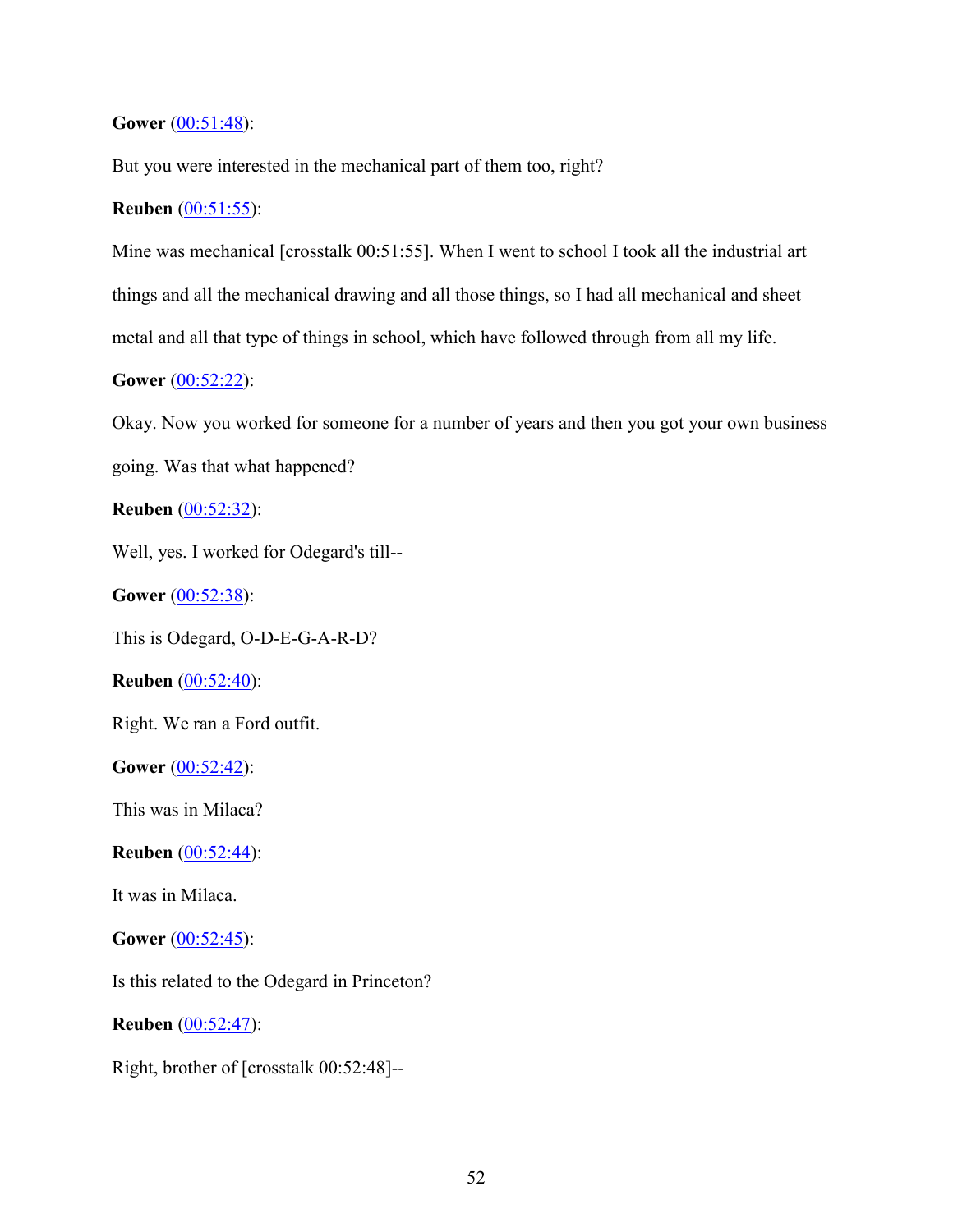**Gower** (00:51:48):

But you were interested in the mechanical part of them too, right?

**Reuben** (00:51:55):

Mine was mechanical [crosstalk 00:51:55]. When I went to school I took all the industrial art things and all the mechanical drawing and all those things, so I had all mechanical and sheet metal and all that type of things in school, which have followed through from all my life.

**Gower** (00:52:22):

Okay. Now you worked for someone for a number of years and then you got your own business going. Was that what happened?

**Reuben** (00:52:32):

Well, yes. I worked for Odegard's till--

**Gower** (00:52:38):

This is Odegard, O-D-E-G-A-R-D?

**Reuben** (00:52:40):

Right. We ran a Ford outfit.

**Gower** (00:52:42):

This was in Milaca?

**Reuben** (00:52:44):

It was in Milaca.

**Gower** (00:52:45):

Is this related to the Odegard in Princeton?

**Reuben** (00:52:47):

Right, brother of [crosstalk 00:52:48]--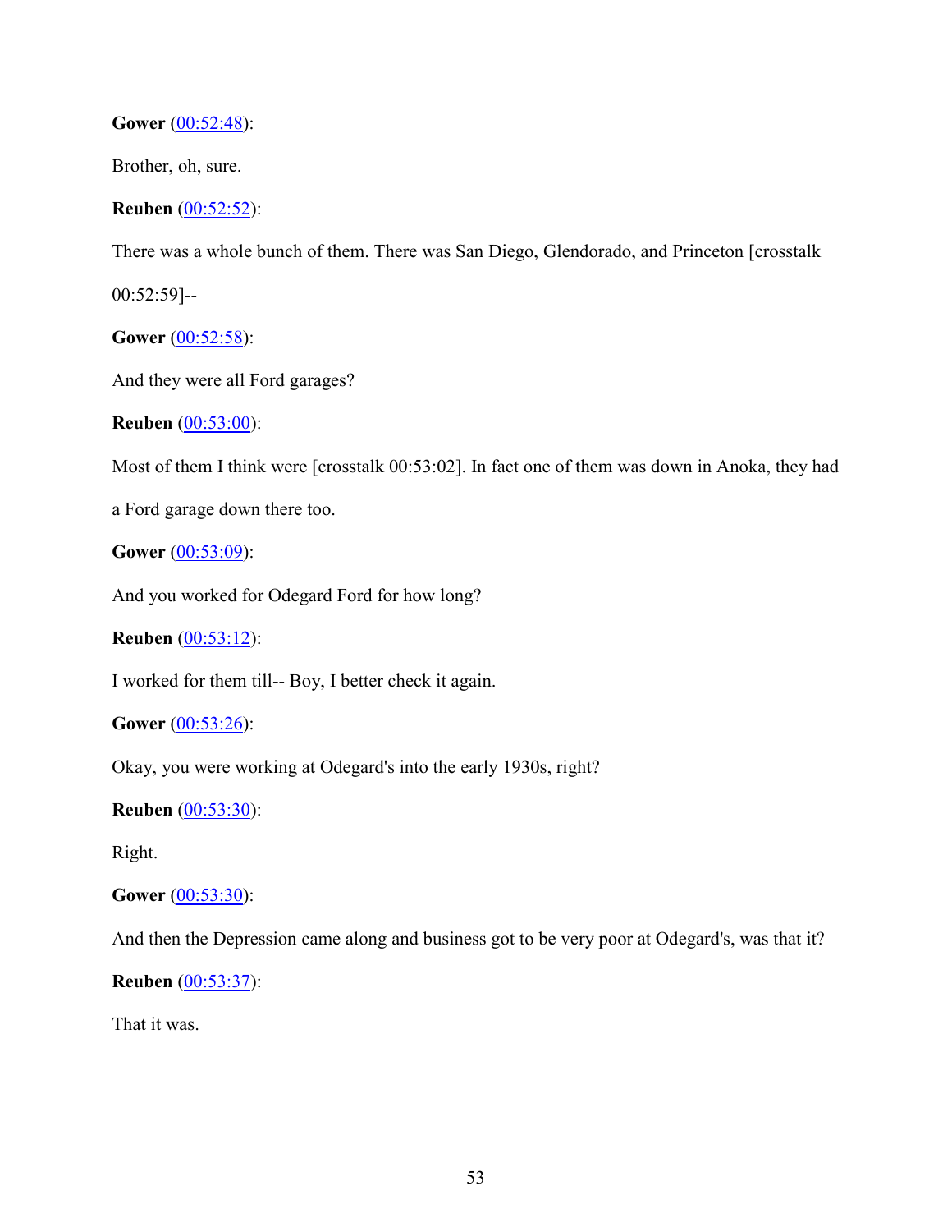**Gower** (00:52:48):

Brother, oh, sure.

**Reuben** (00:52:52):

There was a whole bunch of them. There was San Diego, Glendorado, and Princeton [crosstalk 00:52:59]--

**Gower** (00:52:58):

And they were all Ford garages?

**Reuben** (00:53:00):

Most of them I think were [crosstalk 00:53:02]. In fact one of them was down in Anoka, they had a Ford garage down there too.

**Gower** (00:53:09):

And you worked for Odegard Ford for how long?

**Reuben** (00:53:12):

I worked for them till-- Boy, I better check it again.

**Gower** (00:53:26):

Okay, you were working at Odegard's into the early 1930s, right?

**Reuben** (00:53:30):

Right.

**Gower** (00:53:30):

And then the Depression came along and business got to be very poor at Odegard's, was that it?

**Reuben** (00:53:37):

That it was.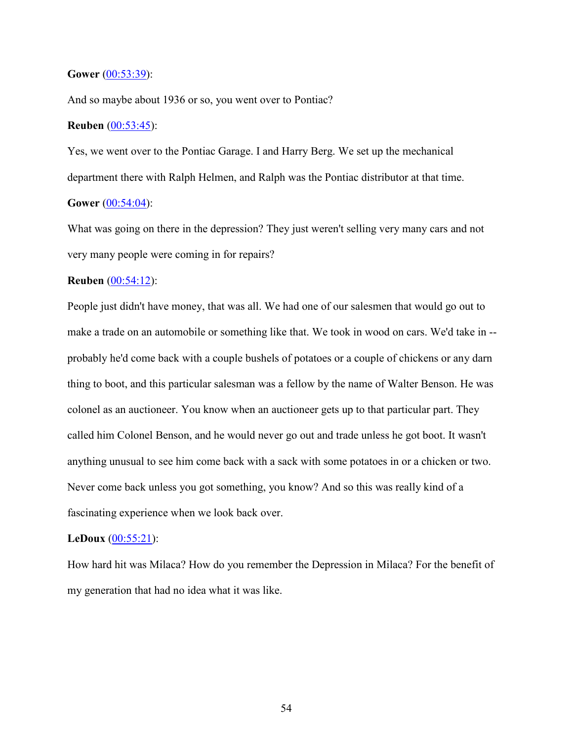**Gower** ([00:53:39]()):

And so maybe about 1936 or so, you went over to Pontiac?

**Reuben** ([00:53:45]()):

Yes, we went over to the Pontiac Garage. I and Harry Berg. We set up the mechanical department there with Ralph Helmen, and Ralph was the Pontiac distributor at that time.

**Gower** ([00:54:04]()):

What was going on there in the depression? They just weren't selling very many cars and not very many people were coming in for repairs?

**Reuben** ([00:54:12]()):

People just didn't have money, that was all. We had one of our salesmen that would go out to make a trade on an automobile or something like that. We took in wood on cars. We'd take in -- probably he'd come back with a couple bushels of potatoes or a couple of chickens or any darn thing to boot, and this particular salesman was a fellow by the name of Walter Benson. He was colonel as an auctioneer. You know when an auctioneer gets up to that particular part. They called him Colonel Benson, and he would never go out and trade unless he got boot. It wasn't anything unusual to see him come back with a sack with some potatoes in or a chicken or two. Never come back unless you got something, you know? And so this was really kind of a fascinating experience when we look back over.

**LeDoux** ([00:55:21]()):

How hard hit was Milaca? How do you remember the Depression in Milaca? For the benefit of my generation that had no idea what it was like.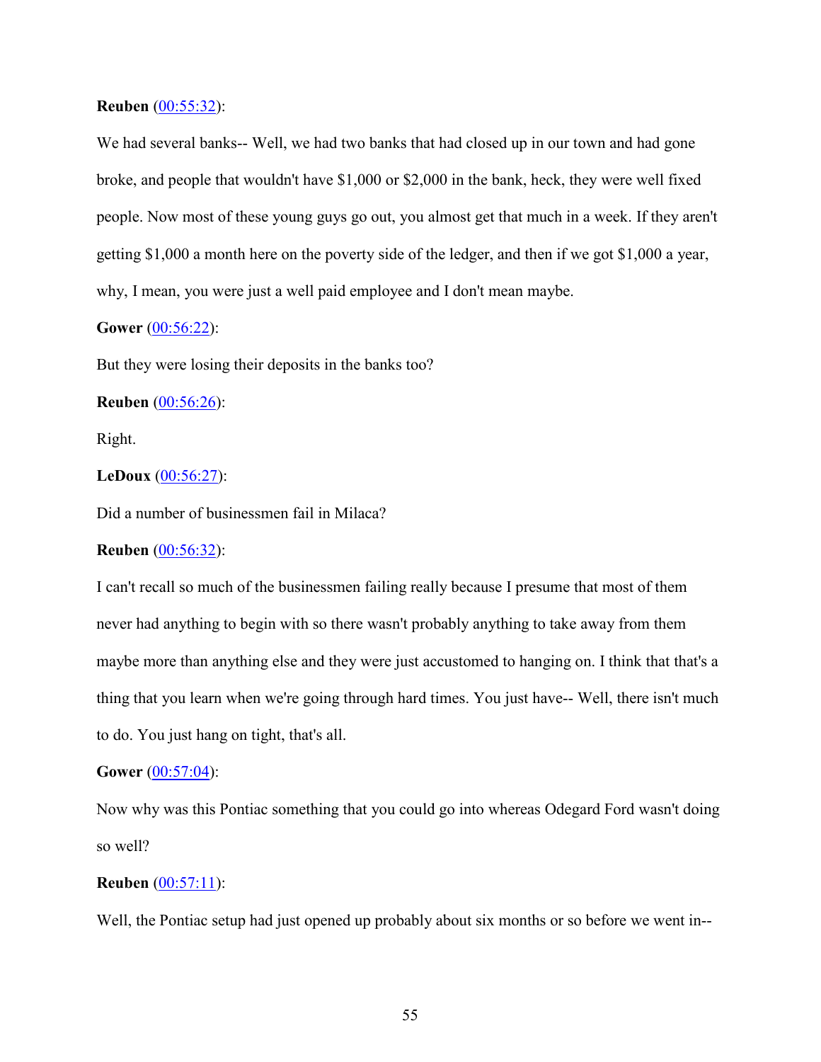**Reuben** ([00:55:32](#)):

We had several banks-- Well, we had two banks that had closed up in our town and had gone broke, and people that wouldn't have $1,000 or $2,000 in the bank, heck, they were well fixed people. Now most of these young guys go out, you almost get that much in a week. If they aren't getting $1,000 a month here on the poverty side of the ledger, and then if we got $1,000 a year, why, I mean, you were just a well paid employee and I don't mean maybe.

**Gower** ([00:56:22](#)):

But they were losing their deposits in the banks too?

**Reuben** ([00:56:26](#)):

Right.

**LeDoux** ([00:56:27](#)):

Did a number of businessmen fail in Milaca?

**Reuben** ([00:56:32](#)):

I can't recall so much of the businessmen failing really because I presume that most of them never had anything to begin with so there wasn't probably anything to take away from them maybe more than anything else and they were just accustomed to hanging on. I think that that's a thing that you learn when we're going through hard times. You just have-- Well, there isn't much to do. You just hang on tight, that's all.

**Gower** ([00:57:04](#)):

Now why was this Pontiac something that you could go into whereas Odegard Ford wasn't doing so well?

**Reuben** ([00:57:11](#)):

Well, the Pontiac setup had just opened up probably about six months or so before we went in--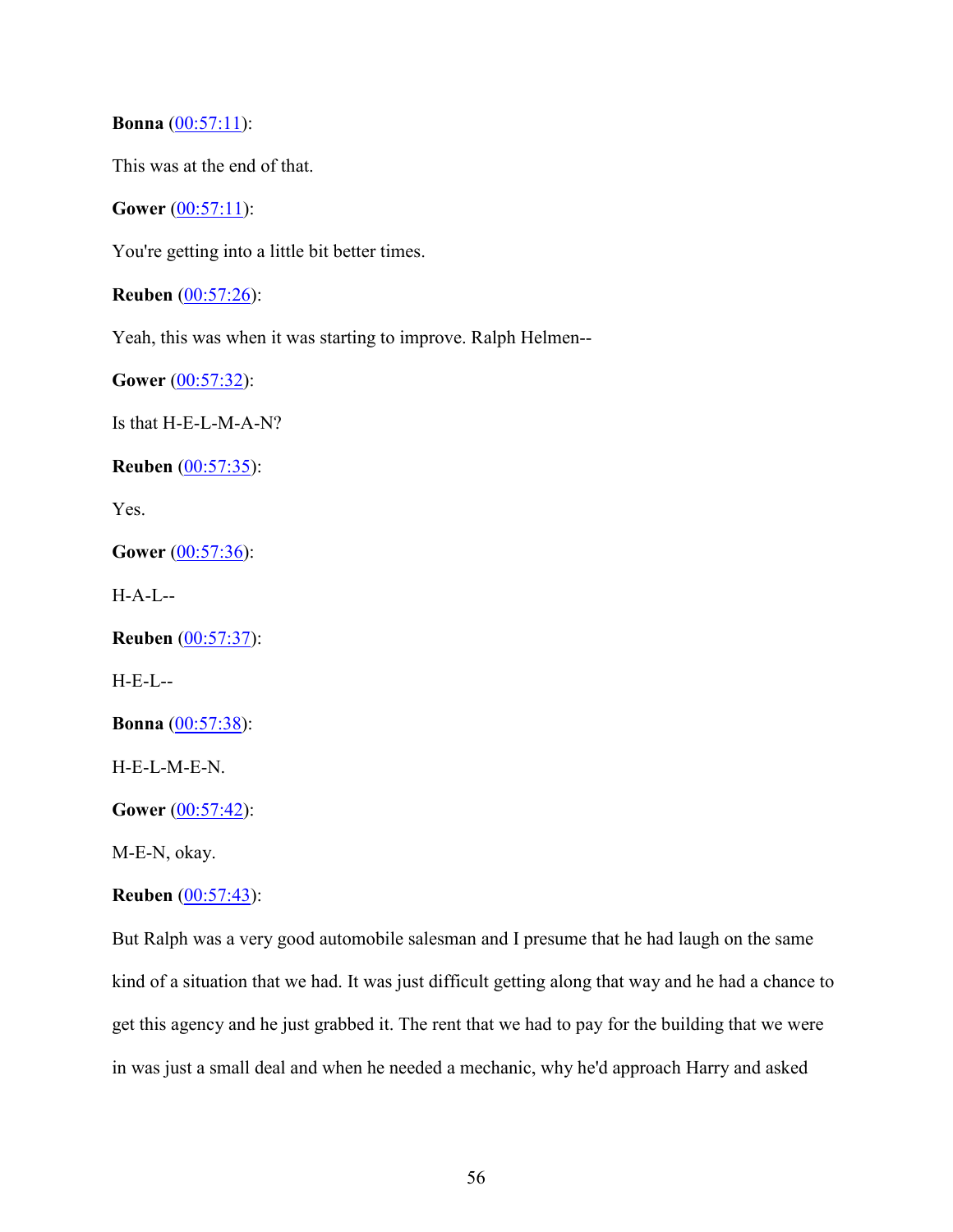**Bonna** (00:57:11):

This was at the end of that.

**Gower** (00:57:11):

You're getting into a little bit better times.

**Reuben** (00:57:26):

Yeah, this was when it was starting to improve. Ralph Helmen--

**Gower** (00:57:32):

Is that H-E-L-M-A-N?

**Reuben** (00:57:35):

Yes.

**Gower** (00:57:36):

H-A-L--

**Reuben** (00:57:37):

H-E-L--

**Bonna** (00:57:38):

H-E-L-M-E-N.

**Gower** (00:57:42):

M-E-N, okay.

**Reuben** (00:57:43):

But Ralph was a very good automobile salesman and I presume that he had laugh on the same kind of a situation that we had. It was just difficult getting along that way and he had a chance to get this agency and he just grabbed it. The rent that we had to pay for the building that we were in was just a small deal and when he needed a mechanic, why he'd approach Harry and asked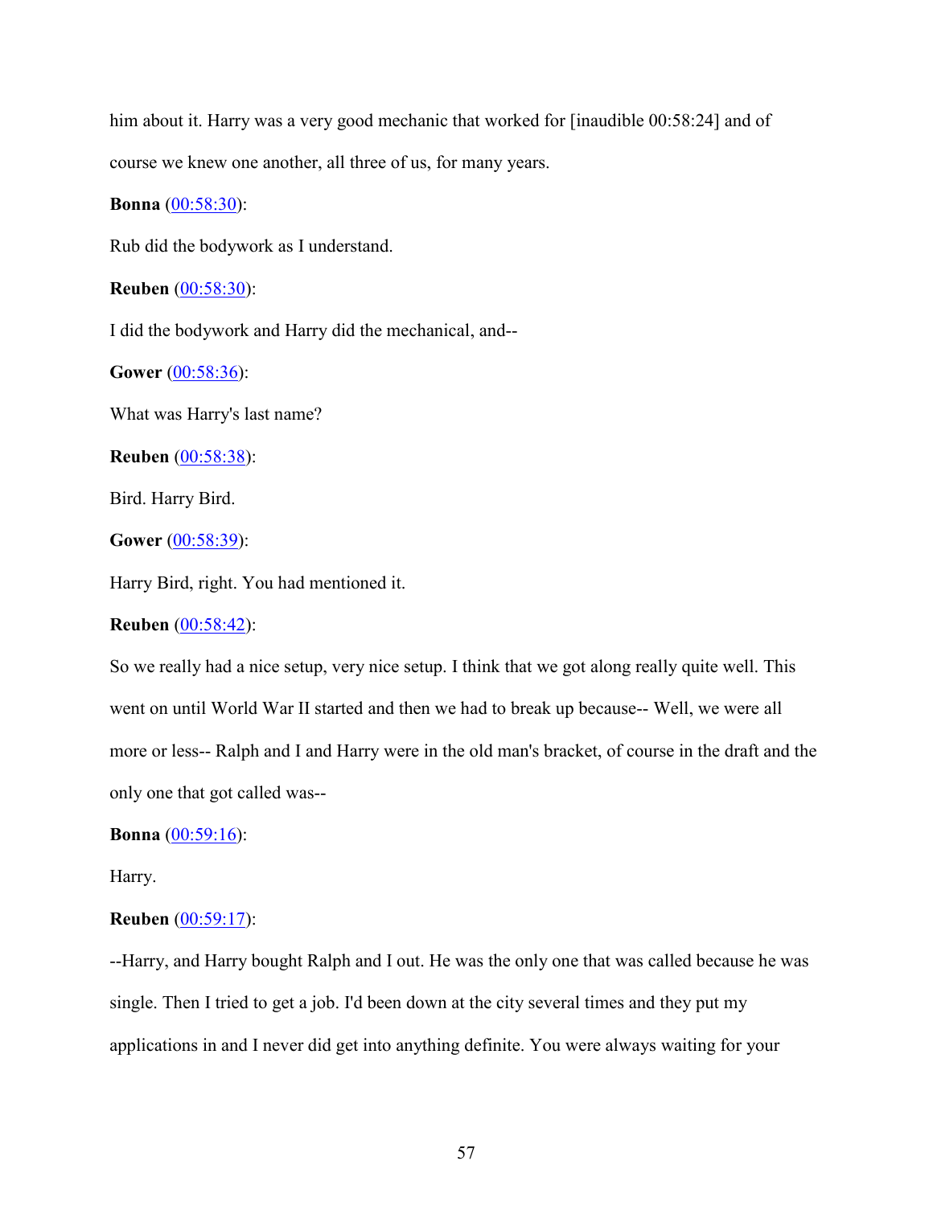him about it. Harry was a very good mechanic that worked for [inaudible 00:58:24] and of course we knew one another, all three of us, for many years.

**Bonna** (00:58:30):

Rub did the bodywork as I understand.

**Reuben** (00:58:30):

I did the bodywork and Harry did the mechanical, and--

**Gower** (00:58:36):

What was Harry's last name?

**Reuben** (00:58:38):

Bird. Harry Bird.

**Gower** (00:58:39):

Harry Bird, right. You had mentioned it.

**Reuben** (00:58:42):

So we really had a nice setup, very nice setup. I think that we got along really quite well. This went on until World War II started and then we had to break up because-- Well, we were all more or less-- Ralph and I and Harry were in the old man's bracket, of course in the draft and the only one that got called was--

**Bonna** (00:59:16):

Harry.

**Reuben** (00:59:17):

--Harry, and Harry bought Ralph and I out. He was the only one that was called because he was single. Then I tried to get a job. I'd been down at the city several times and they put my applications in and I never did get into anything definite. You were always waiting for your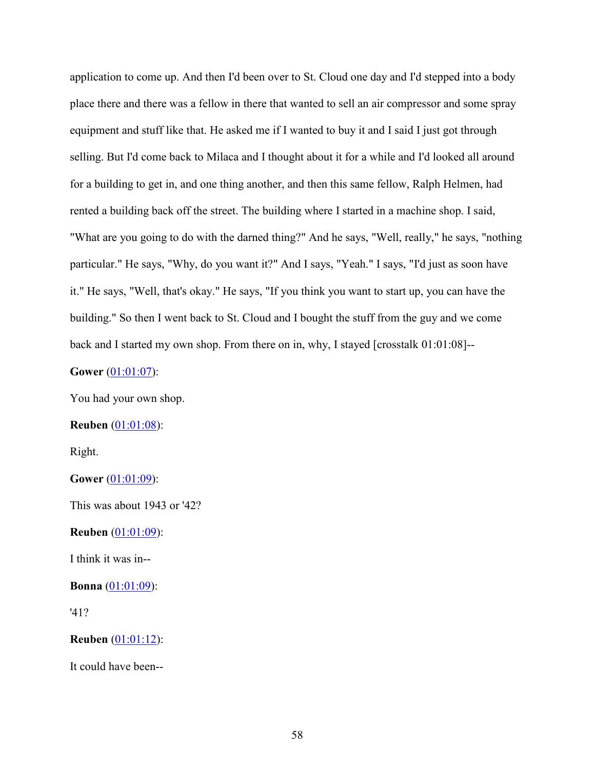application to come up. And then I'd been over to St. Cloud one day and I'd stepped into a body place there and there was a fellow in there that wanted to sell an air compressor and some spray equipment and stuff like that. He asked me if I wanted to buy it and I said I just got through selling. But I'd come back to Milaca and I thought about it for a while and I'd looked all around for a building to get in, and one thing another, and then this same fellow, Ralph Helmen, had rented a building back off the street. The building where I started in a machine shop. I said, "What are you going to do with the darned thing?" And he says, "Well, really," he says, "nothing particular." He says, "Why, do you want it?" And I says, "Yeah." I says, "I'd just as soon have it." He says, "Well, that's okay." He says, "If you think you want to start up, you can have the building." So then I went back to St. Cloud and I bought the stuff from the guy and we come back and I started my own shop. From there on in, why, I stayed [crosstalk 01:01:08]--

**Gower** (01:01:07):

You had your own shop.

**Reuben** (01:01:08):

Right.

**Gower** (01:01:09):

This was about 1943 or '42?

**Reuben** (01:01:09):

I think it was in--

**Bonna** (01:01:09):

'41?

**Reuben** (01:01:12):

It could have been--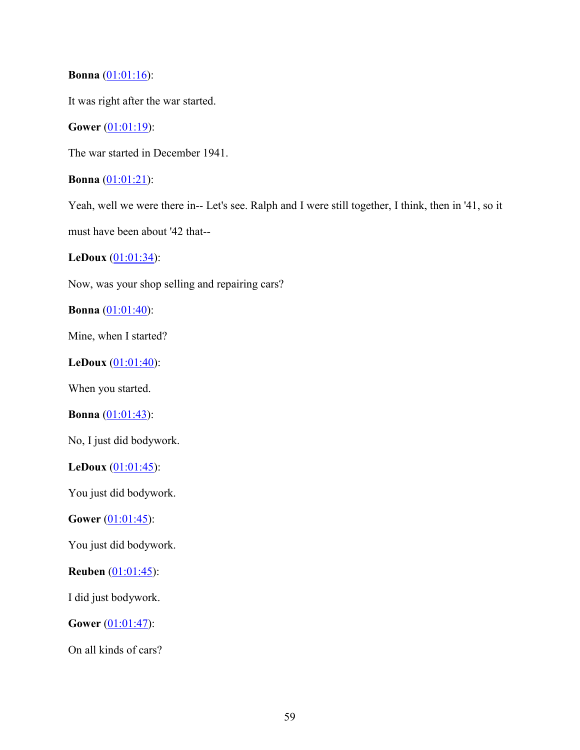**Bonna** (01:01:16):

It was right after the war started.

**Gower** (01:01:19):

The war started in December 1941.

**Bonna** (01:01:21):

Yeah, well we were there in-- Let's see. Ralph and I were still together, I think, then in '41, so it must have been about '42 that--

**LeDoux** (01:01:34):

Now, was your shop selling and repairing cars?

**Bonna** (01:01:40):

Mine, when I started?

**LeDoux** (01:01:40):

When you started.

**Bonna** (01:01:43):

No, I just did bodywork.

**LeDoux** (01:01:45):

You just did bodywork.

**Gower** (01:01:45):

You just did bodywork.

**Reuben** (01:01:45):

I did just bodywork.

**Gower** (01:01:47):

On all kinds of cars?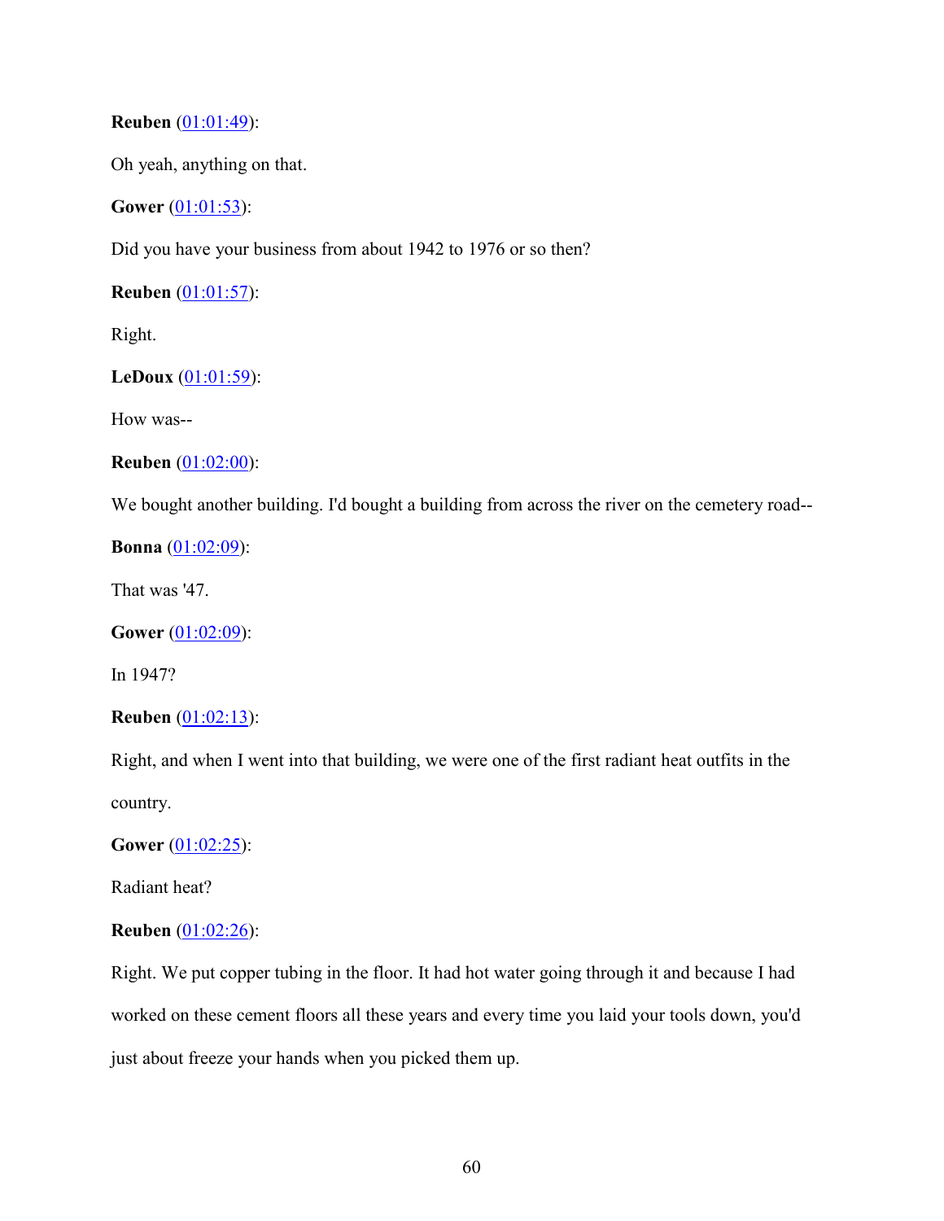**Reuben** (01:01:49):

Oh yeah, anything on that.

**Gower** (01:01:53):

Did you have your business from about 1942 to 1976 or so then?

**Reuben** (01:01:57):

Right.

**LeDoux** (01:01:59):

How was--

**Reuben** (01:02:00):

We bought another building. I'd bought a building from across the river on the cemetery road--

**Bonna** (01:02:09):

That was '47.

**Gower** (01:02:09):

In 1947?

**Reuben** (01:02:13):

Right, and when I went into that building, we were one of the first radiant heat outfits in the country.

**Gower** (01:02:25):

Radiant heat?

**Reuben** (01:02:26):

Right. We put copper tubing in the floor. It had hot water going through it and because I had worked on these cement floors all these years and every time you laid your tools down, you'd just about freeze your hands when you picked them up.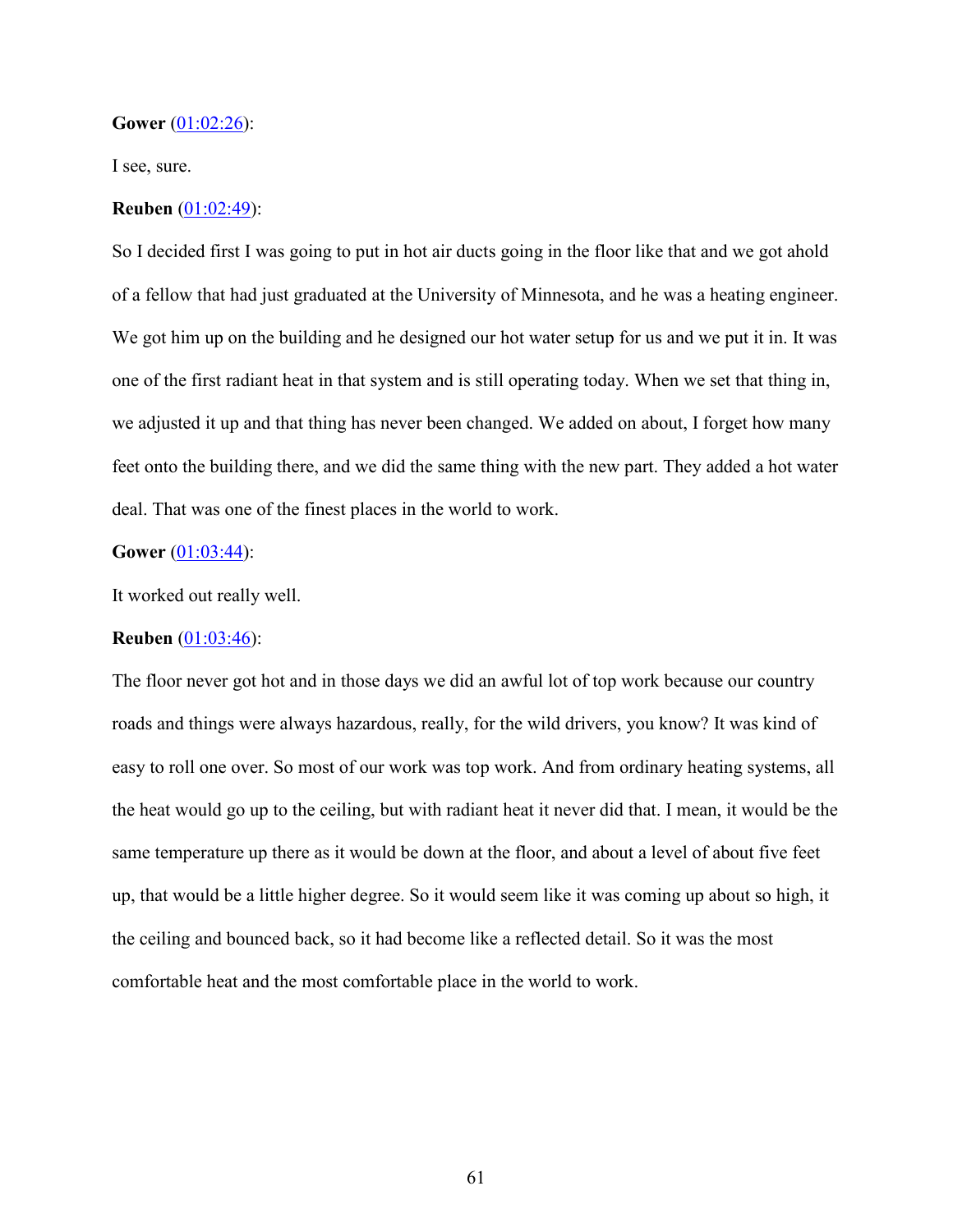**Gower** ([01:02:26](01:02:26)):

I see, sure.

**Reuben** ([01:02:49](01:02:49)):

So I decided first I was going to put in hot air ducts going in the floor like that and we got ahold of a fellow that had just graduated at the University of Minnesota, and he was a heating engineer. We got him up on the building and he designed our hot water setup for us and we put it in. It was one of the first radiant heat in that system and is still operating today. When we set that thing in, we adjusted it up and that thing has never been changed. We added on about, I forget how many feet onto the building there, and we did the same thing with the new part. They added a hot water deal. That was one of the finest places in the world to work.

**Gower** ([01:03:44](01:03:44)):

It worked out really well.

**Reuben** ([01:03:46](01:03:46)):

The floor never got hot and in those days we did an awful lot of top work because our country roads and things were always hazardous, really, for the wild drivers, you know? It was kind of easy to roll one over. So most of our work was top work. And from ordinary heating systems, all the heat would go up to the ceiling, but with radiant heat it never did that. I mean, it would be the same temperature up there as it would be down at the floor, and about a level of about five feet up, that would be a little higher degree. So it would seem like it was coming up about so high, it the ceiling and bounced back, so it had become like a reflected detail. So it was the most comfortable heat and the most comfortable place in the world to work.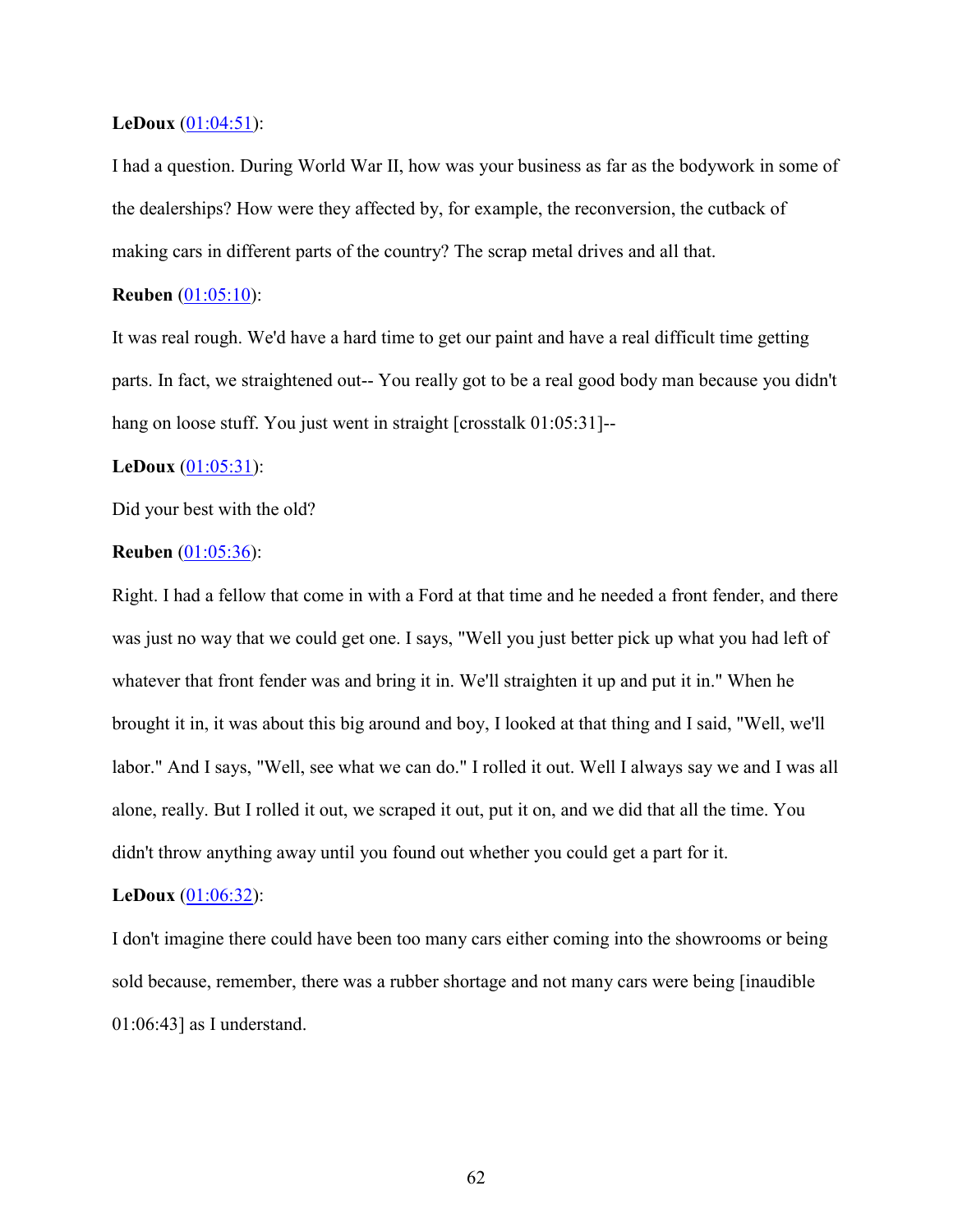**LeDoux** (01:04:51):

I had a question. During World War II, how was your business as far as the bodywork in some of the dealerships? How were they affected by, for example, the reconversion, the cutback of making cars in different parts of the country? The scrap metal drives and all that.

**Reuben** (01:05:10):

It was real rough. We'd have a hard time to get our paint and have a real difficult time getting parts. In fact, we straightened out-- You really got to be a real good body man because you didn't hang on loose stuff. You just went in straight [crosstalk 01:05:31]--

**LeDoux** (01:05:31):

Did your best with the old?

**Reuben** (01:05:36):

Right. I had a fellow that come in with a Ford at that time and he needed a front fender, and there was just no way that we could get one. I says, "Well you just better pick up what you had left of whatever that front fender was and bring it in. We'll straighten it up and put it in." When he brought it in, it was about this big around and boy, I looked at that thing and I said, "Well, we'll labor." And I says, "Well, see what we can do." I rolled it out. Well I always say we and I was all alone, really. But I rolled it out, we scraped it out, put it on, and we did that all the time. You didn't throw anything away until you found out whether you could get a part for it.

**LeDoux** (01:06:32):

I don't imagine there could have been too many cars either coming into the showrooms or being sold because, remember, there was a rubber shortage and not many cars were being [inaudible 01:06:43] as I understand.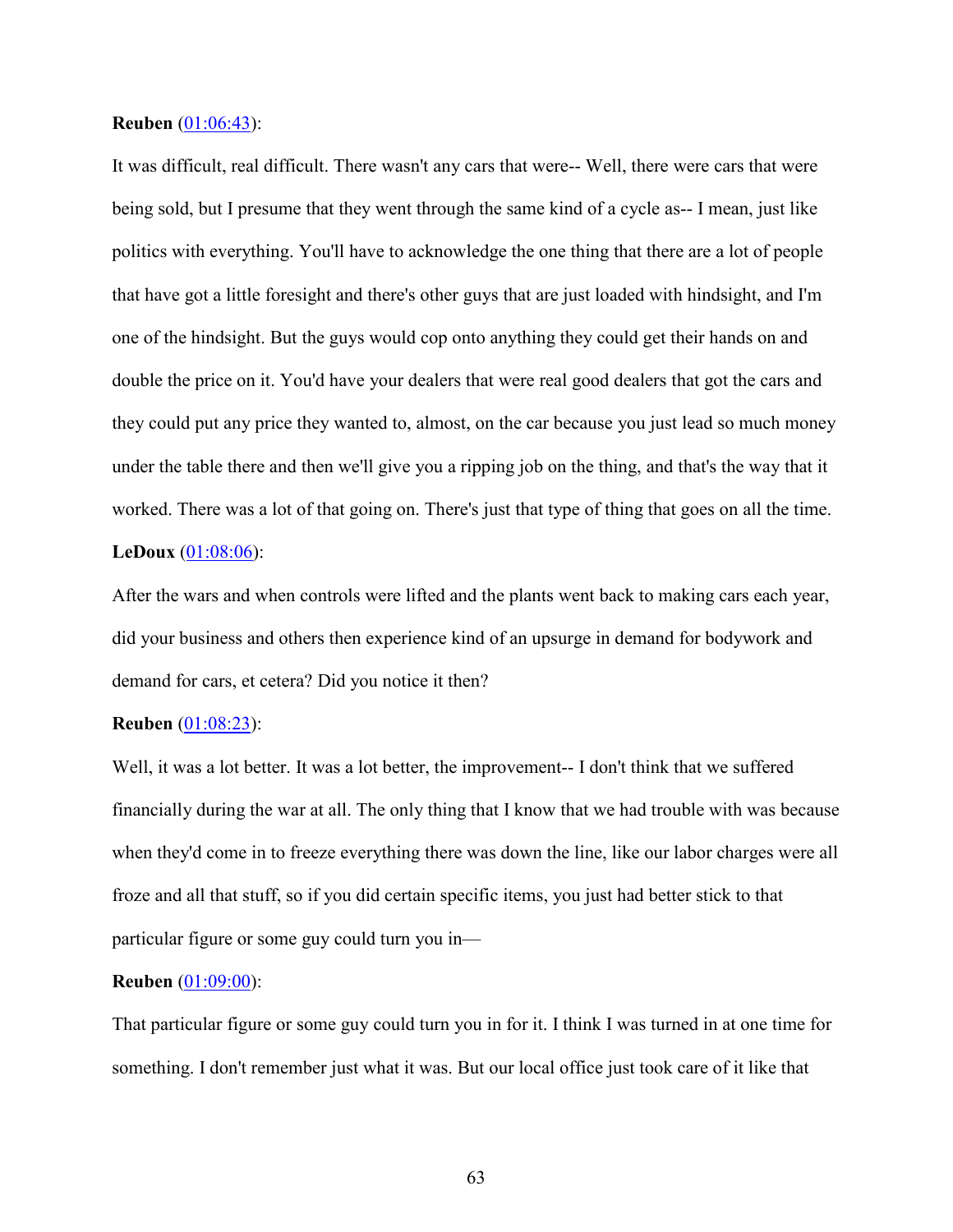**Reuben** ([01:06:43](#)):

It was difficult, real difficult. There wasn't any cars that were-- Well, there were cars that were being sold, but I presume that they went through the same kind of a cycle as-- I mean, just like politics with everything. You'll have to acknowledge the one thing that there are a lot of people that have got a little foresight and there's other guys that are just loaded with hindsight, and I'm one of the hindsight. But the guys would cop onto anything they could get their hands on and double the price on it. You'd have your dealers that were real good dealers that got the cars and they could put any price they wanted to, almost, on the car because you just lead so much money under the table there and then we'll give you a ripping job on the thing, and that's the way that it worked. There was a lot of that going on. There's just that type of thing that goes on all the time.

**LeDoux** ([01:08:06](#)):

After the wars and when controls were lifted and the plants went back to making cars each year, did your business and others then experience kind of an upsurge in demand for bodywork and demand for cars, et cetera? Did you notice it then?

**Reuben** ([01:08:23](#)):

Well, it was a lot better. It was a lot better, the improvement-- I don't think that we suffered financially during the war at all. The only thing that I know that we had trouble with was because when they'd come in to freeze everything there was down the line, like our labor charges were all froze and all that stuff, so if you did certain specific items, you just had better stick to that particular figure or some guy could turn you in—

**Reuben** ([01:09:00](#)):

That particular figure or some guy could turn you in for it. I think I was turned in at one time for something. I don't remember just what it was. But our local office just took care of it like that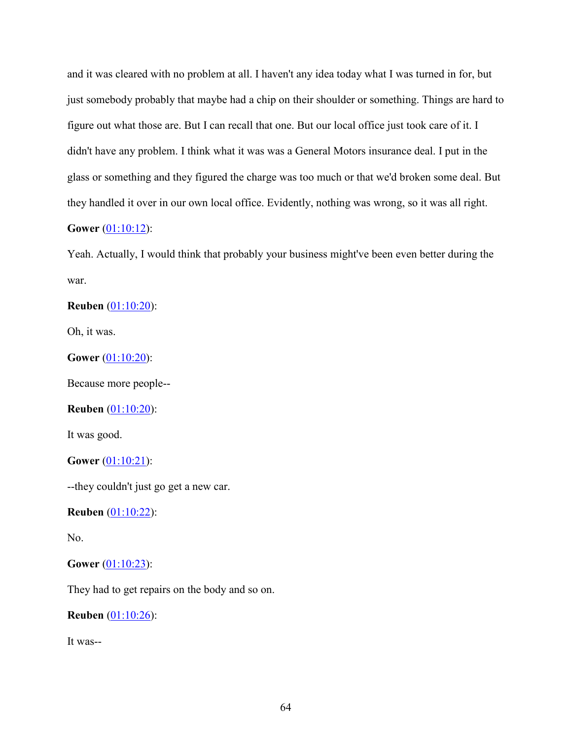and it was cleared with no problem at all. I haven't any idea today what I was turned in for, but just somebody probably that maybe had a chip on their shoulder or something. Things are hard to figure out what those are. But I can recall that one. But our local office just took care of it. I didn't have any problem. I think what it was was a General Motors insurance deal. I put in the glass or something and they figured the charge was too much or that we'd broken some deal. But they handled it over in our own local office. Evidently, nothing was wrong, so it was all right.

**Gower** (01:10:12):

Yeah. Actually, I would think that probably your business might've been even better during the war.

**Reuben** (01:10:20):

Oh, it was.

**Gower** (01:10:20):

Because more people--

**Reuben** (01:10:20):

It was good.

**Gower** (01:10:21):

--they couldn't just go get a new car.

**Reuben** (01:10:22):

No.

**Gower** (01:10:23):

They had to get repairs on the body and so on.

**Reuben** (01:10:26):

It was--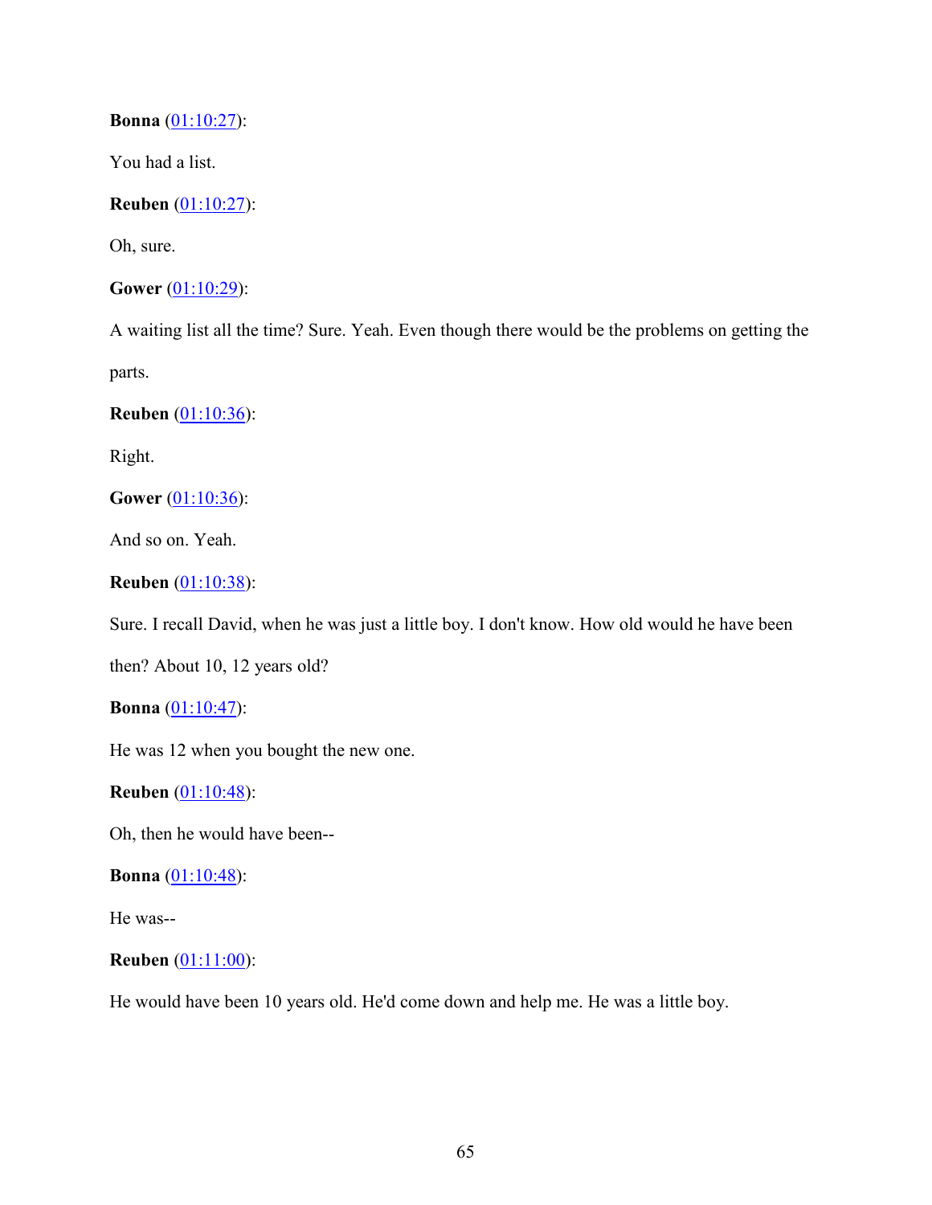**Bonna** ([01:10:27]()):

You had a list.

**Reuben** ([01:10:27]()):

Oh, sure.

**Gower** ([01:10:29]()):

A waiting list all the time? Sure. Yeah. Even though there would be the problems on getting the parts.

**Reuben** ([01:10:36]()):

Right.

**Gower** ([01:10:36]()):

And so on. Yeah.

**Reuben** ([01:10:38]()):

Sure. I recall David, when he was just a little boy. I don't know. How old would he have been then? About 10, 12 years old?

**Bonna** ([01:10:47]()):

He was 12 when you bought the new one.

**Reuben** ([01:10:48]()):

Oh, then he would have been--

**Bonna** ([01:10:48]()):

He was--

**Reuben** ([01:11:00]()):

He would have been 10 years old. He'd come down and help me. He was a little boy.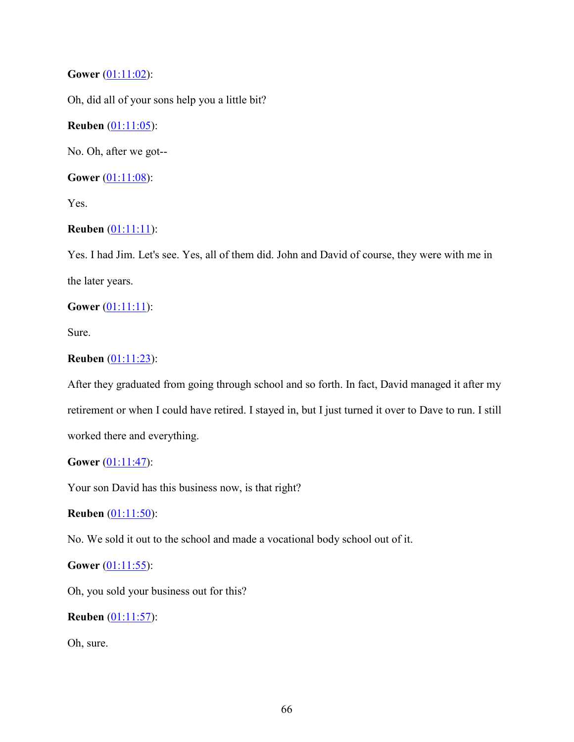**Gower** ([01:11:02](#)):

Oh, did all of your sons help you a little bit?

**Reuben** ([01:11:05](#)):

No. Oh, after we got--

**Gower** ([01:11:08](#)):

Yes.

**Reuben** ([01:11:11](#)):

Yes. I had Jim. Let's see. Yes, all of them did. John and David of course, they were with me in the later years.

**Gower** ([01:11:11](#)):

Sure.

**Reuben** ([01:11:23](#)):

After they graduated from going through school and so forth. In fact, David managed it after my retirement or when I could have retired. I stayed in, but I just turned it over to Dave to run. I still worked there and everything.

**Gower** ([01:11:47](#)):

Your son David has this business now, is that right?

**Reuben** ([01:11:50](#)):

No. We sold it out to the school and made a vocational body school out of it.

**Gower** ([01:11:55](#)):

Oh, you sold your business out for this?

**Reuben** ([01:11:57](#)):

Oh, sure.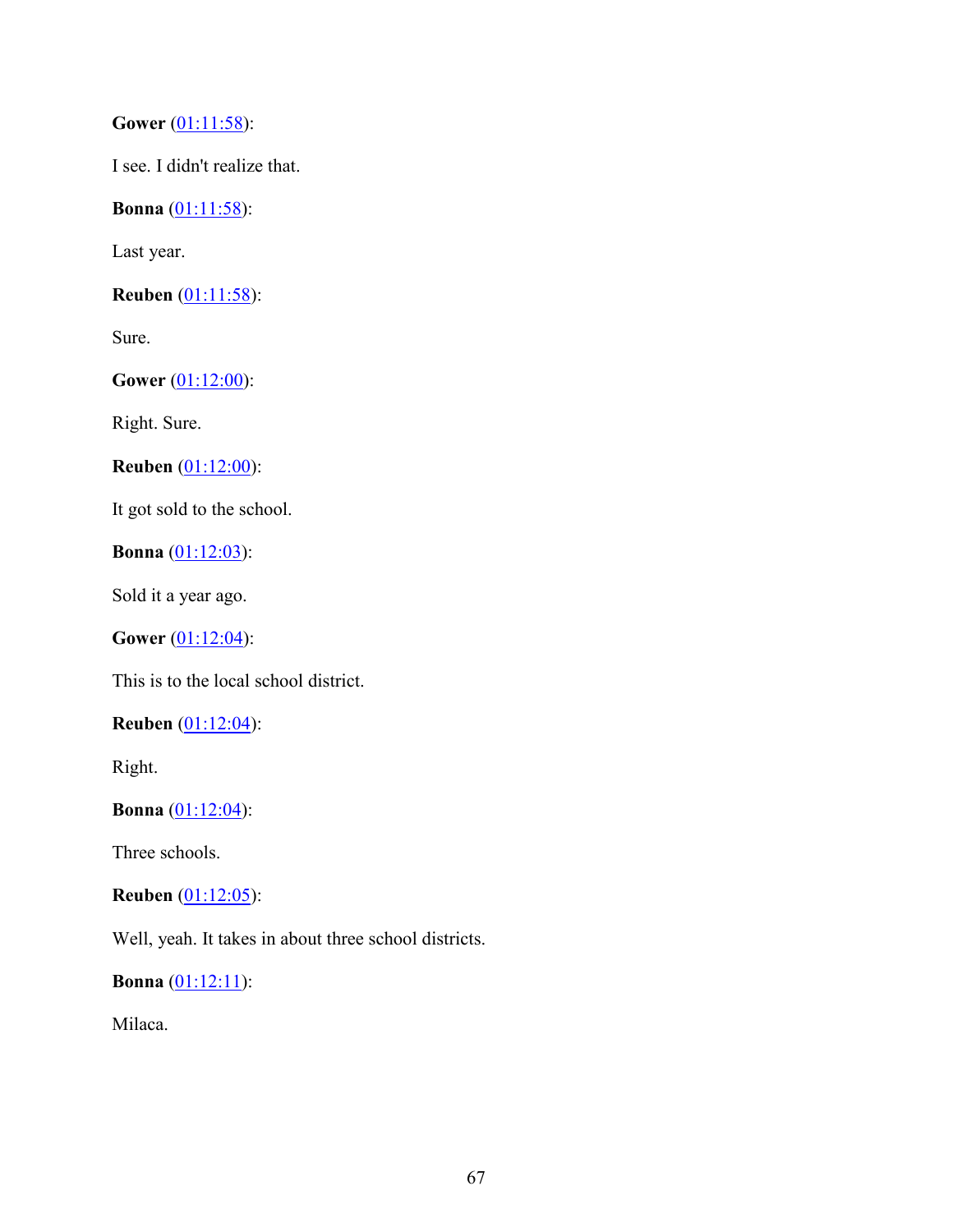**Gower** (01:11:58):

I see. I didn't realize that.

**Bonna** (01:11:58):

Last year.

**Reuben** (01:11:58):

Sure.

**Gower** (01:12:00):

Right. Sure.

**Reuben** (01:12:00):

It got sold to the school.

**Bonna** (01:12:03):

Sold it a year ago.

**Gower** (01:12:04):

This is to the local school district.

**Reuben** (01:12:04):

Right.

**Bonna** (01:12:04):

Three schools.

**Reuben** (01:12:05):

Well, yeah. It takes in about three school districts.

**Bonna** (01:12:11):

Milaca.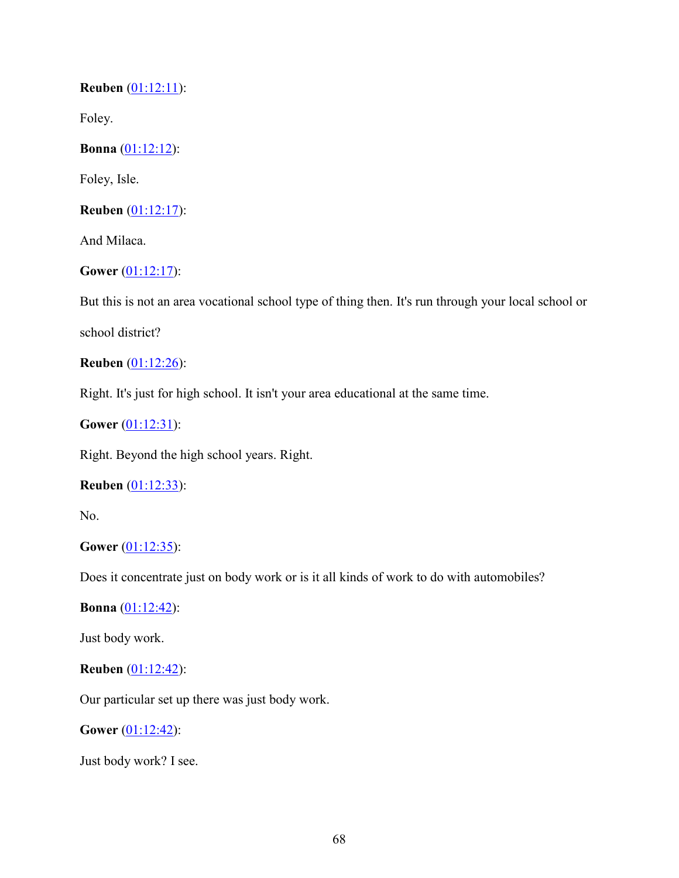**Reuben** (01:12:11):

Foley.

**Bonna** (01:12:12):

Foley, Isle.

**Reuben** (01:12:17):

And Milaca.

**Gower** (01:12:17):

But this is not an area vocational school type of thing then. It's run through your local school or school district?

**Reuben** (01:12:26):

Right. It's just for high school. It isn't your area educational at the same time.

**Gower** (01:12:31):

Right. Beyond the high school years. Right.

**Reuben** (01:12:33):

No.

**Gower** (01:12:35):

Does it concentrate just on body work or is it all kinds of work to do with automobiles?

**Bonna** (01:12:42):

Just body work.

**Reuben** (01:12:42):

Our particular set up there was just body work.

**Gower** (01:12:42):

Just body work? I see.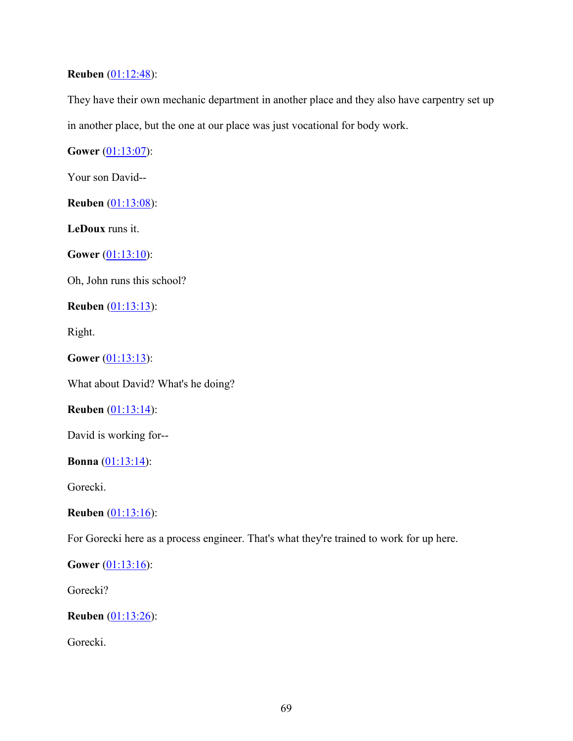**Reuben** ([01:12:48]()):

They have their own mechanic department in another place and they also have carpentry set up in another place, but the one at our place was just vocational for body work.

**Gower** ([01:13:07]()):

Your son David--

**Reuben** ([01:13:08]()):

**LeDoux** runs it.

**Gower** ([01:13:10]()):

Oh, John runs this school?

**Reuben** ([01:13:13]()):

Right.

**Gower** ([01:13:13]()):

What about David? What's he doing?

**Reuben** ([01:13:14]()):

David is working for--

**Bonna** ([01:13:14]()):

Gorecki.

**Reuben** ([01:13:16]()):

For Gorecki here as a process engineer. That's what they're trained to work for up here.

**Gower** ([01:13:16]()):

Gorecki?

**Reuben** ([01:13:26]()):

Gorecki.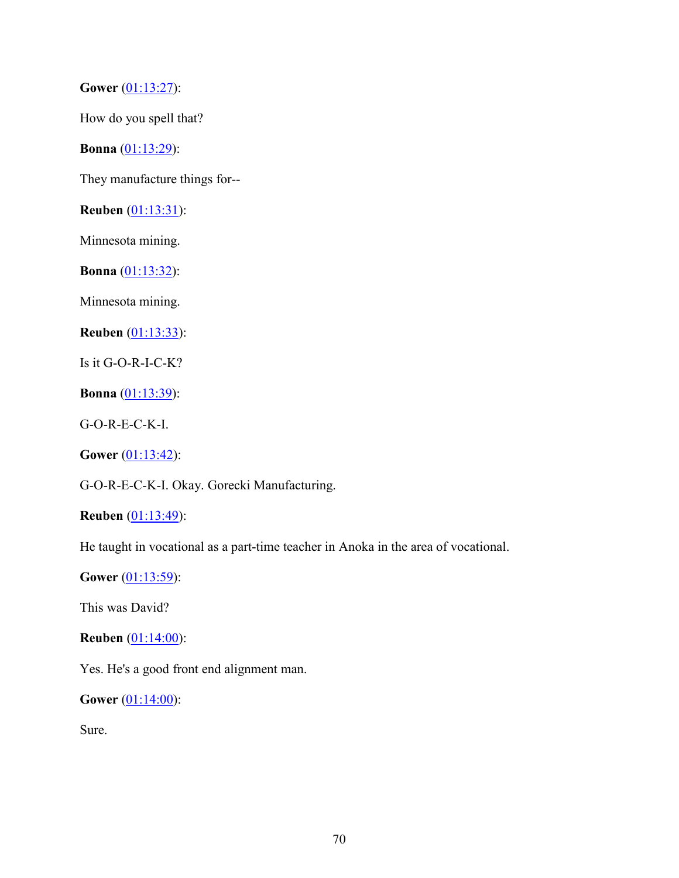**Gower** (01:13:27):

How do you spell that?

**Bonna** (01:13:29):

They manufacture things for--

**Reuben** (01:13:31):

Minnesota mining.

**Bonna** (01:13:32):

Minnesota mining.

**Reuben** (01:13:33):

Is it G-O-R-I-C-K?

**Bonna** (01:13:39):

G-O-R-E-C-K-I.

**Gower** (01:13:42):

G-O-R-E-C-K-I. Okay. Gorecki Manufacturing.

**Reuben** (01:13:49):

He taught in vocational as a part-time teacher in Anoka in the area of vocational.

**Gower** (01:13:59):

This was David?

**Reuben** (01:14:00):

Yes. He's a good front end alignment man.

**Gower** (01:14:00):

Sure.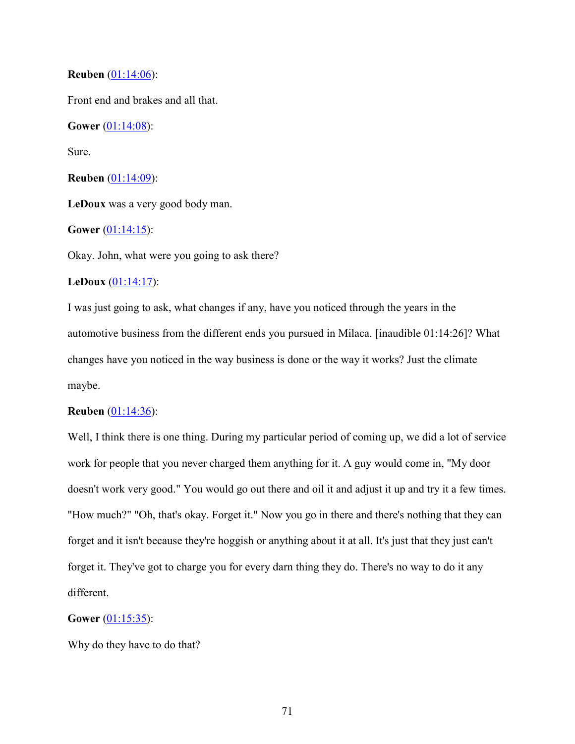**Reuben** (01:14:06):

Front end and brakes and all that.

**Gower** (01:14:08):

Sure.

**Reuben** (01:14:09):

**LeDoux** was a very good body man.

**Gower** (01:14:15):

Okay. John, what were you going to ask there?

**LeDoux** (01:14:17):

I was just going to ask, what changes if any, have you noticed through the years in the automotive business from the different ends you pursued in Milaca. [inaudible 01:14:26]? What changes have you noticed in the way business is done or the way it works? Just the climate maybe.

**Reuben** (01:14:36):

Well, I think there is one thing. During my particular period of coming up, we did a lot of service work for people that you never charged them anything for it. A guy would come in, "My door doesn't work very good." You would go out there and oil it and adjust it up and try it a few times. "How much?" "Oh, that's okay. Forget it." Now you go in there and there's nothing that they can forget and it isn't because they're hoggish or anything about it at all. It's just that they just can't forget it. They've got to charge you for every darn thing they do. There's no way to do it any different.

**Gower** (01:15:35):

Why do they have to do that?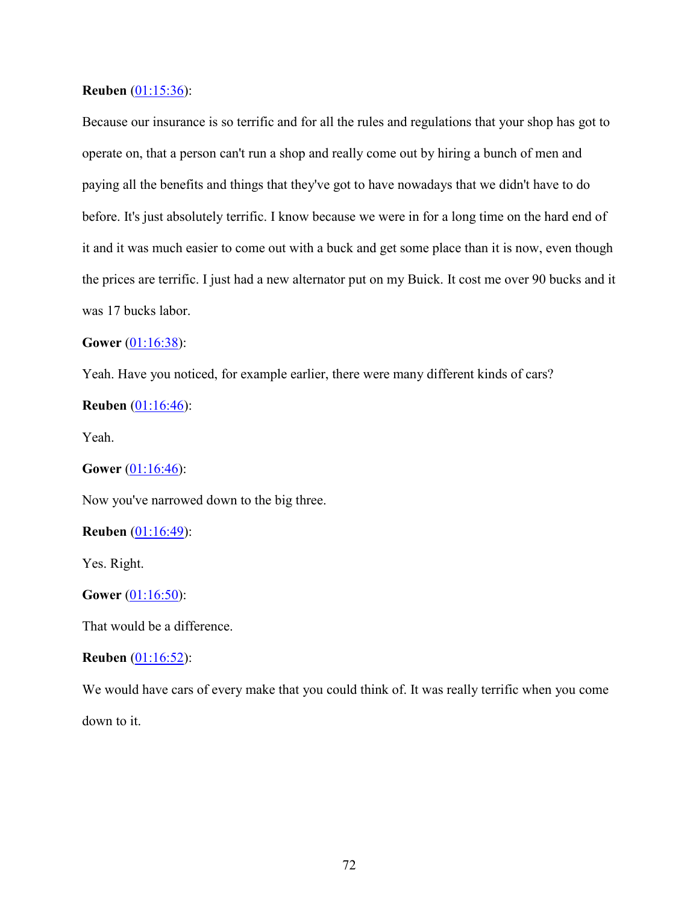**Reuben** (01:15:36):

Because our insurance is so terrific and for all the rules and regulations that your shop has got to operate on, that a person can't run a shop and really come out by hiring a bunch of men and paying all the benefits and things that they've got to have nowadays that we didn't have to do before. It's just absolutely terrific. I know because we were in for a long time on the hard end of it and it was much easier to come out with a buck and get some place than it is now, even though the prices are terrific. I just had a new alternator put on my Buick. It cost me over 90 bucks and it was 17 bucks labor.

**Gower** (01:16:38):

Yeah. Have you noticed, for example earlier, there were many different kinds of cars?

**Reuben** (01:16:46):

Yeah.

**Gower** (01:16:46):

Now you've narrowed down to the big three.

**Reuben** (01:16:49):

Yes. Right.

**Gower** (01:16:50):

That would be a difference.

**Reuben** (01:16:52):

We would have cars of every make that you could think of. It was really terrific when you come down to it.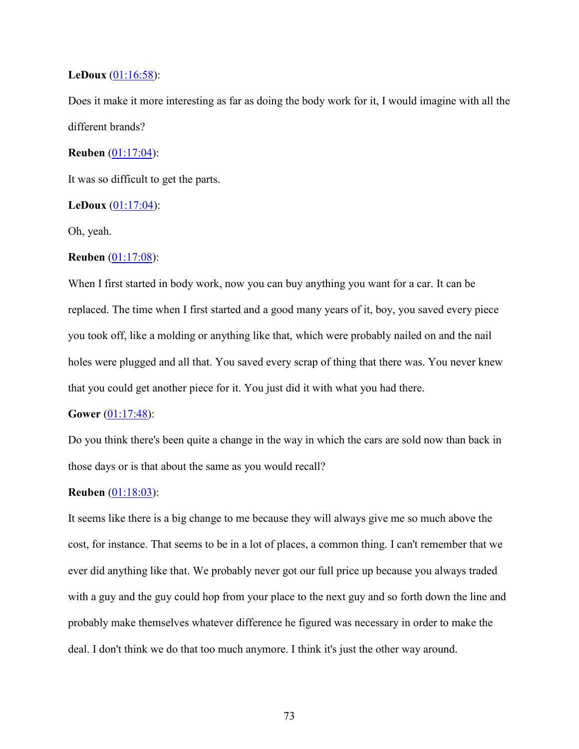**LeDoux** (01:16:58):

Does it make it more interesting as far as doing the body work for it, I would imagine with all the different brands?

**Reuben** (01:17:04):

It was so difficult to get the parts.

**LeDoux** (01:17:04):

Oh, yeah.

**Reuben** (01:17:08):

When I first started in body work, now you can buy anything you want for a car. It can be replaced. The time when I first started and a good many years of it, boy, you saved every piece you took off, like a molding or anything like that, which were probably nailed on and the nail holes were plugged and all that. You saved every scrap of thing that there was. You never knew that you could get another piece for it. You just did it with what you had there.

**Gower** (01:17:48):

Do you think there's been quite a change in the way in which the cars are sold now than back in those days or is that about the same as you would recall?

**Reuben** (01:18:03):

It seems like there is a big change to me because they will always give me so much above the cost, for instance. That seems to be in a lot of places, a common thing. I can't remember that we ever did anything like that. We probably never got our full price up because you always traded with a guy and the guy could hop from your place to the next guy and so forth down the line and probably make themselves whatever difference he figured was necessary in order to make the deal. I don't think we do that too much anymore. I think it's just the other way around.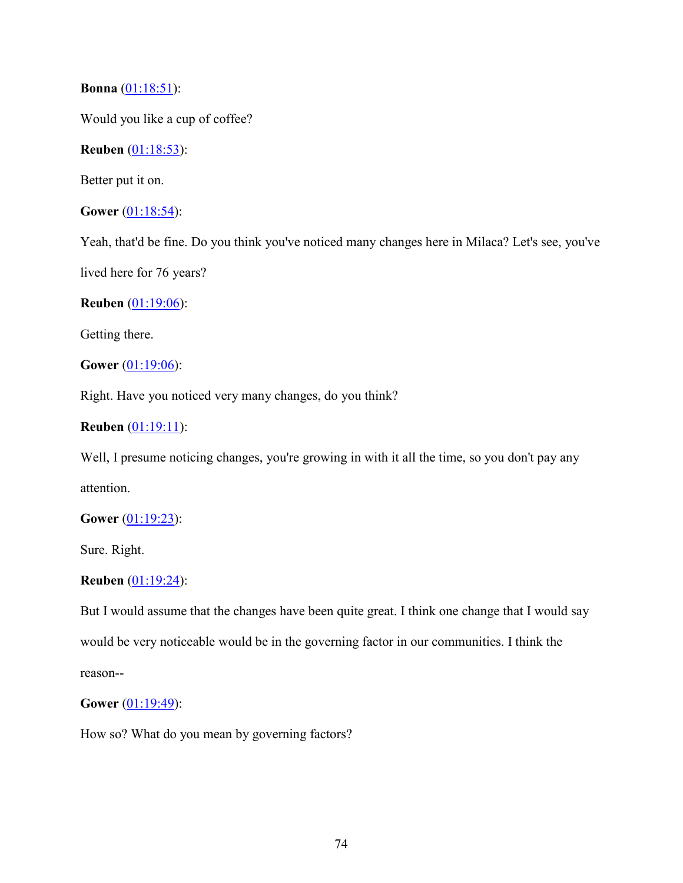**Bonna** ([01:18:51]()):

Would you like a cup of coffee?

**Reuben** ([01:18:53]()):

Better put it on.

**Gower** ([01:18:54]()):

Yeah, that'd be fine. Do you think you've noticed many changes here in Milaca? Let's see, you've lived here for 76 years?

**Reuben** ([01:19:06]()):

Getting there.

**Gower** ([01:19:06]()):

Right. Have you noticed very many changes, do you think?

**Reuben** ([01:19:11]()):

Well, I presume noticing changes, you're growing in with it all the time, so you don't pay any attention.

**Gower** ([01:19:23]()):

Sure. Right.

**Reuben** ([01:19:24]()):

But I would assume that the changes have been quite great. I think one change that I would say would be very noticeable would be in the governing factor in our communities. I think the reason--

**Gower** ([01:19:49]()):

How so? What do you mean by governing factors?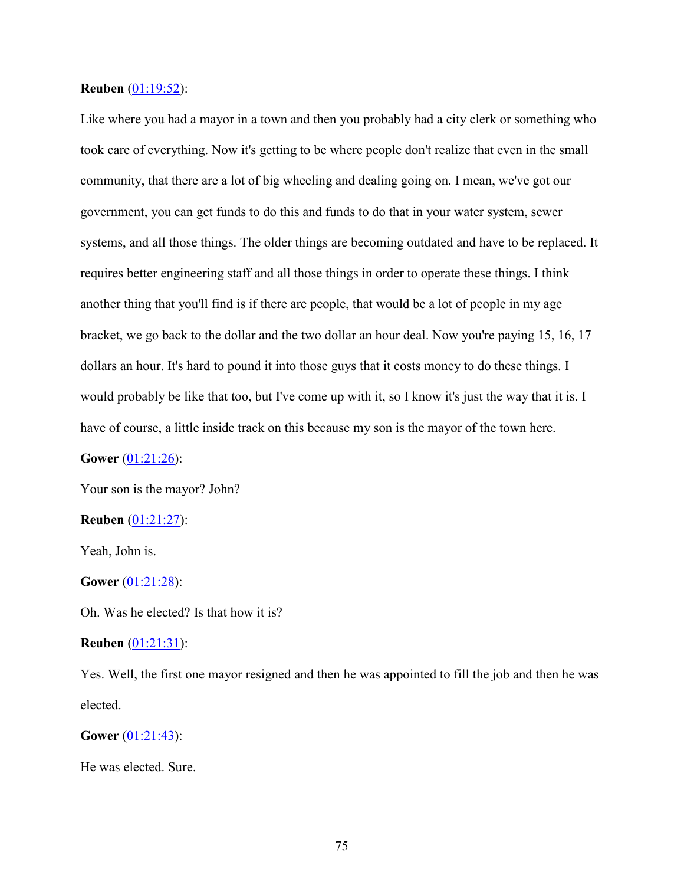**Reuben** ([01:19:52]()):

Like where you had a mayor in a town and then you probably had a city clerk or something who took care of everything. Now it's getting to be where people don't realize that even in the small community, that there are a lot of big wheeling and dealing going on. I mean, we've got our government, you can get funds to do this and funds to do that in your water system, sewer systems, and all those things. The older things are becoming outdated and have to be replaced. It requires better engineering staff and all those things in order to operate these things. I think another thing that you'll find is if there are people, that would be a lot of people in my age bracket, we go back to the dollar and the two dollar an hour deal. Now you're paying 15, 16, 17 dollars an hour. It's hard to pound it into those guys that it costs money to do these things. I would probably be like that too, but I've come up with it, so I know it's just the way that it is. I have of course, a little inside track on this because my son is the mayor of the town here.

**Gower** ([01:21:26]()):

Your son is the mayor? John?

**Reuben** ([01:21:27]()):

Yeah, John is.

**Gower** ([01:21:28]()):

Oh. Was he elected? Is that how it is?

**Reuben** ([01:21:31]()):

Yes. Well, the first one mayor resigned and then he was appointed to fill the job and then he was elected.

**Gower** ([01:21:43]()):

He was elected. Sure.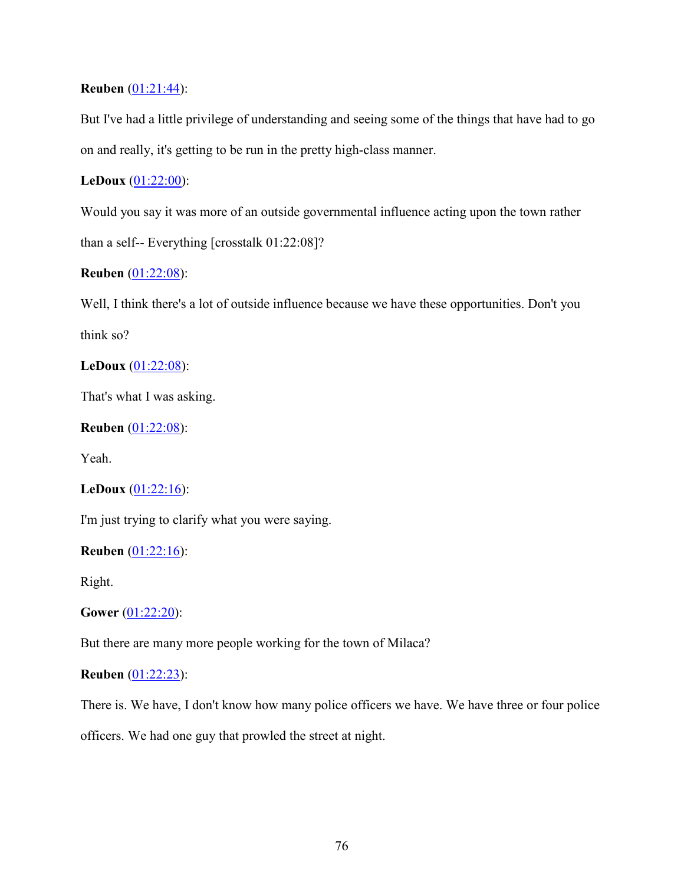**Reuben** (01:21:44):

But I've had a little privilege of understanding and seeing some of the things that have had to go on and really, it's getting to be run in the pretty high-class manner.

**LeDoux** (01:22:00):

Would you say it was more of an outside governmental influence acting upon the town rather than a self-- Everything [crosstalk 01:22:08]?

**Reuben** (01:22:08):

Well, I think there's a lot of outside influence because we have these opportunities. Don't you think so?

**LeDoux** (01:22:08):

That's what I was asking.

**Reuben** (01:22:08):

Yeah.

**LeDoux** (01:22:16):

I'm just trying to clarify what you were saying.

**Reuben** (01:22:16):

Right.

**Gower** (01:22:20):

But there are many more people working for the town of Milaca?

**Reuben** (01:22:23):

There is. We have, I don't know how many police officers we have. We have three or four police officers. We had one guy that prowled the street at night.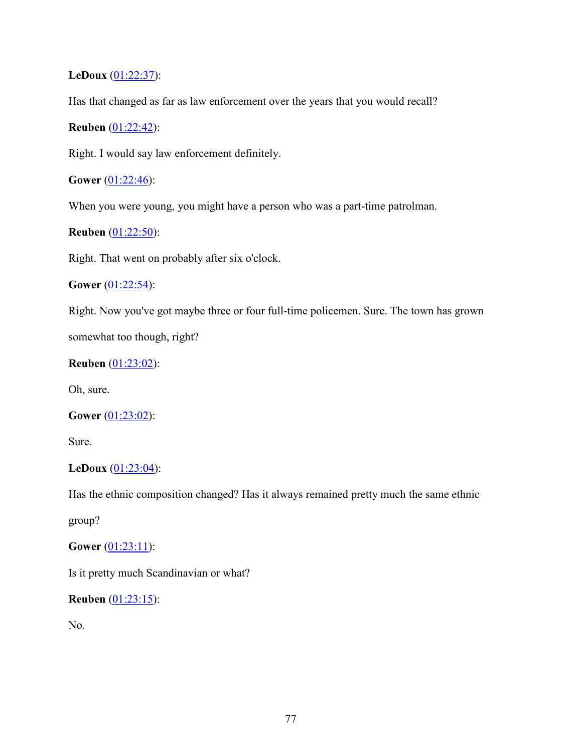**LeDoux** (01:22:37):

Has that changed as far as law enforcement over the years that you would recall?

**Reuben** (01:22:42):

Right. I would say law enforcement definitely.

**Gower** (01:22:46):

When you were young, you might have a person who was a part-time patrolman.

**Reuben** (01:22:50):

Right. That went on probably after six o'clock.

**Gower** (01:22:54):

Right. Now you've got maybe three or four full-time policemen. Sure. The town has grown somewhat too though, right?

**Reuben** (01:23:02):

Oh, sure.

**Gower** (01:23:02):

Sure.

**LeDoux** (01:23:04):

Has the ethnic composition changed? Has it always remained pretty much the same ethnic group?

**Gower** (01:23:11):

Is it pretty much Scandinavian or what?

**Reuben** (01:23:15):

No.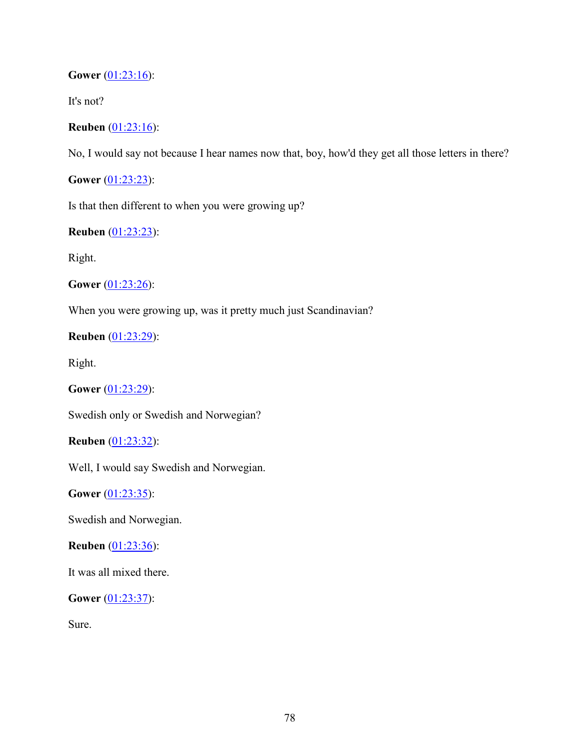**Gower** ([01:23:16]()):

It's not?

**Reuben** ([01:23:16]()):

No, I would say not because I hear names now that, boy, how'd they get all those letters in there?

**Gower** ([01:23:23]()):

Is that then different to when you were growing up?

**Reuben** ([01:23:23]()):

Right.

**Gower** ([01:23:26]()):

When you were growing up, was it pretty much just Scandinavian?

**Reuben** ([01:23:29]()):

Right.

**Gower** ([01:23:29]()):

Swedish only or Swedish and Norwegian?

**Reuben** ([01:23:32]()):

Well, I would say Swedish and Norwegian.

**Gower** ([01:23:35]()):

Swedish and Norwegian.

**Reuben** ([01:23:36]()):

It was all mixed there.

**Gower** ([01:23:37]()):

Sure.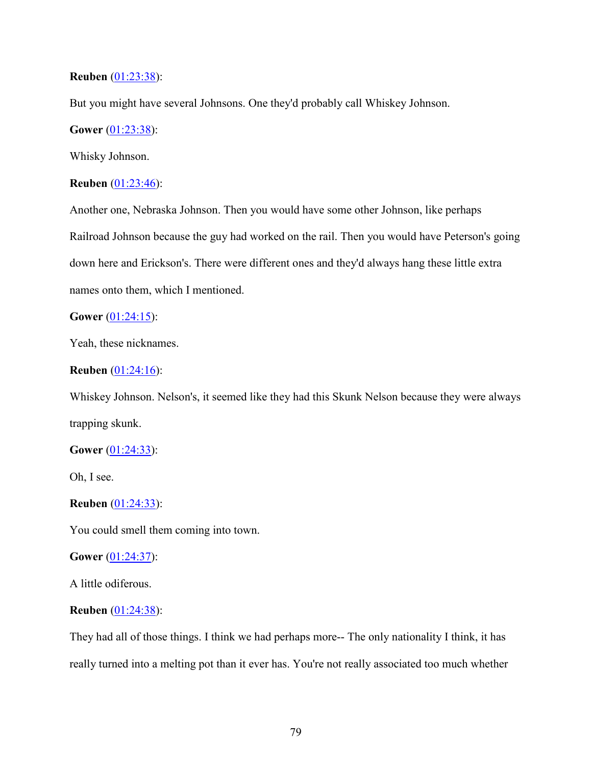**Reuben** ([01:23:38]()):

But you might have several Johnsons. One they'd probably call Whiskey Johnson.

**Gower** ([01:23:38]()):

Whisky Johnson.

**Reuben** ([01:23:46]()):

Another one, Nebraska Johnson. Then you would have some other Johnson, like perhaps Railroad Johnson because the guy had worked on the rail. Then you would have Peterson's going down here and Erickson's. There were different ones and they'd always hang these little extra names onto them, which I mentioned.

**Gower** ([01:24:15]()):

Yeah, these nicknames.

**Reuben** ([01:24:16]()):

Whiskey Johnson. Nelson's, it seemed like they had this Skunk Nelson because they were always trapping skunk.

**Gower** ([01:24:33]()):

Oh, I see.

**Reuben** ([01:24:33]()):

You could smell them coming into town.

**Gower** ([01:24:37]()):

A little odiferous.

**Reuben** ([01:24:38]()):

They had all of those things. I think we had perhaps more-- The only nationality I think, it has really turned into a melting pot than it ever has. You're not really associated too much whether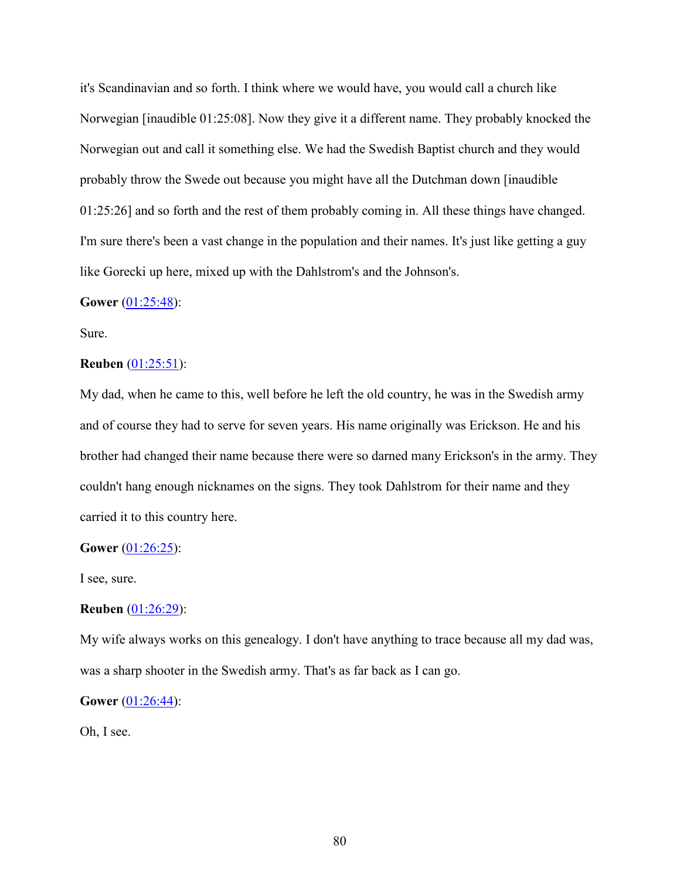it's Scandinavian and so forth. I think where we would have, you would call a church like Norwegian [inaudible 01:25:08]. Now they give it a different name. They probably knocked the Norwegian out and call it something else. We had the Swedish Baptist church and they would probably throw the Swede out because you might have all the Dutchman down [inaudible 01:25:26] and so forth and the rest of them probably coming in. All these things have changed. I'm sure there's been a vast change in the population and their names. It's just like getting a guy like Gorecki up here, mixed up with the Dahlstrom's and the Johnson's.

**Gower** (01:25:48):

Sure.

**Reuben** (01:25:51):

My dad, when he came to this, well before he left the old country, he was in the Swedish army and of course they had to serve for seven years. His name originally was Erickson. He and his brother had changed their name because there were so darned many Erickson's in the army. They couldn't hang enough nicknames on the signs. They took Dahlstrom for their name and they carried it to this country here.

**Gower** (01:26:25):

I see, sure.

**Reuben** (01:26:29):

My wife always works on this genealogy. I don't have anything to trace because all my dad was, was a sharp shooter in the Swedish army. That's as far back as I can go.

**Gower** (01:26:44):

Oh, I see.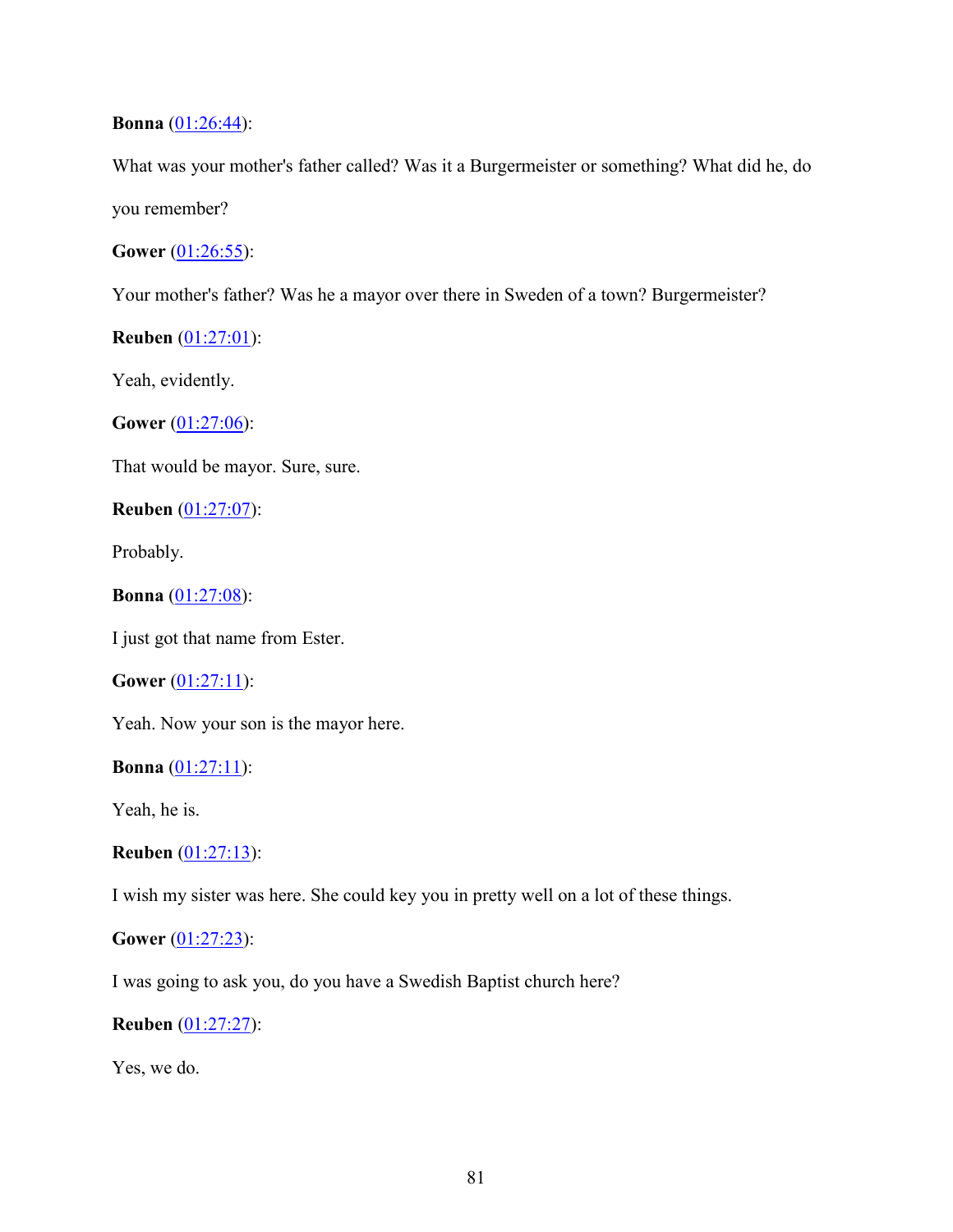**Bonna** (01:26:44):

What was your mother's father called? Was it a Burgermeister or something? What did he, do you remember?

**Gower** (01:26:55):

Your mother's father? Was he a mayor over there in Sweden of a town? Burgermeister?

**Reuben** (01:27:01):

Yeah, evidently.

**Gower** (01:27:06):

That would be mayor. Sure, sure.

**Reuben** (01:27:07):

Probably.

**Bonna** (01:27:08):

I just got that name from Ester.

**Gower** (01:27:11):

Yeah. Now your son is the mayor here.

**Bonna** (01:27:11):

Yeah, he is.

**Reuben** (01:27:13):

I wish my sister was here. She could key you in pretty well on a lot of these things.

**Gower** (01:27:23):

I was going to ask you, do you have a Swedish Baptist church here?

**Reuben** (01:27:27):

Yes, we do.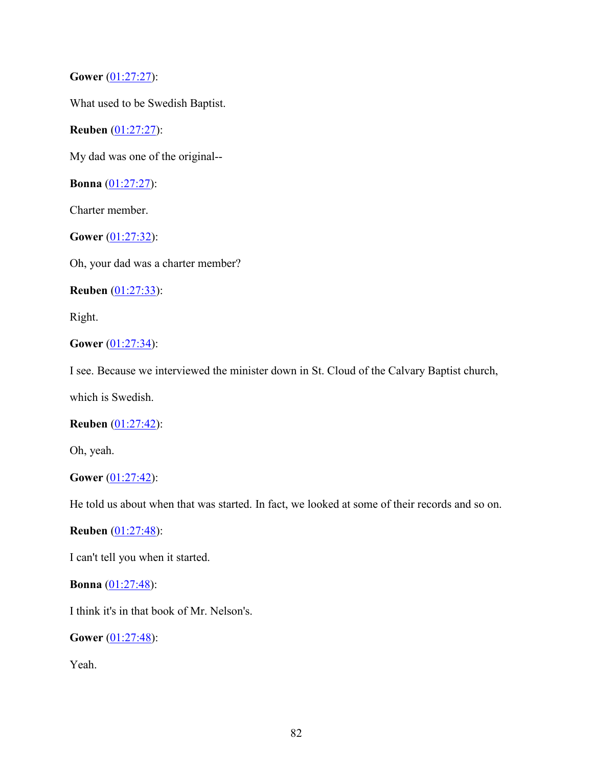**Gower** (01:27:27):

What used to be Swedish Baptist.

**Reuben** (01:27:27):

My dad was one of the original--

**Bonna** (01:27:27):

Charter member.

**Gower** (01:27:32):

Oh, your dad was a charter member?

**Reuben** (01:27:33):

Right.

**Gower** (01:27:34):

I see. Because we interviewed the minister down in St. Cloud of the Calvary Baptist church, which is Swedish.

**Reuben** (01:27:42):

Oh, yeah.

**Gower** (01:27:42):

He told us about when that was started. In fact, we looked at some of their records and so on.

**Reuben** (01:27:48):

I can't tell you when it started.

**Bonna** (01:27:48):

I think it's in that book of Mr. Nelson's.

**Gower** (01:27:48):

Yeah.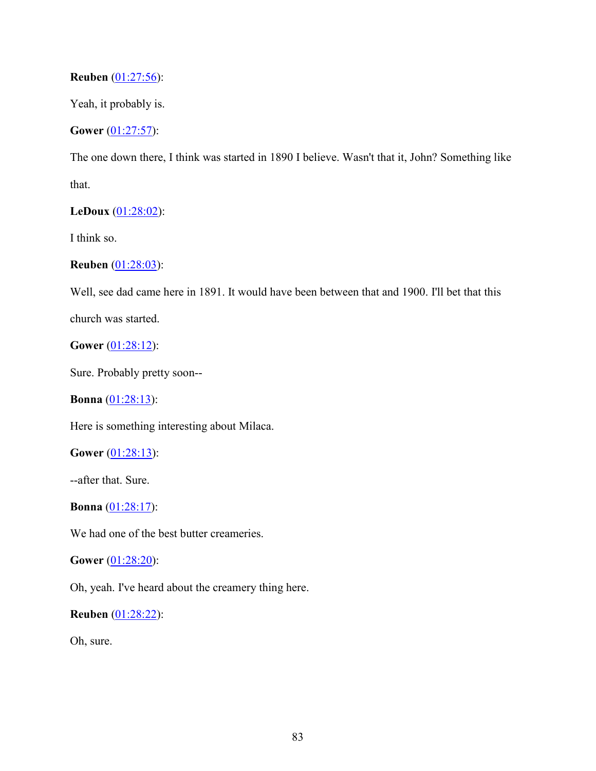**Reuben** (01:27:56):

Yeah, it probably is.

**Gower** (01:27:57):

The one down there, I think was started in 1890 I believe. Wasn't that it, John? Something like that.

**LeDoux** (01:28:02):

I think so.

**Reuben** (01:28:03):

Well, see dad came here in 1891. It would have been between that and 1900. I'll bet that this church was started.

**Gower** (01:28:12):

Sure. Probably pretty soon--

**Bonna** (01:28:13):

Here is something interesting about Milaca.

**Gower** (01:28:13):

--after that. Sure.

**Bonna** (01:28:17):

We had one of the best butter creameries.

**Gower** (01:28:20):

Oh, yeah. I've heard about the creamery thing here.

**Reuben** (01:28:22):

Oh, sure.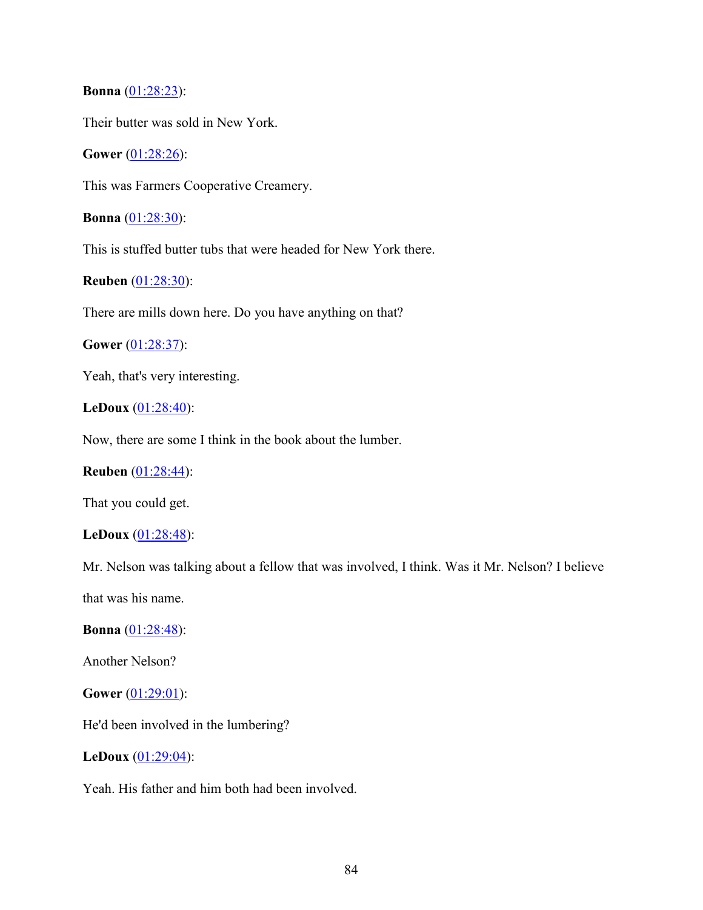**Bonna** ([01:28:23]()):

Their butter was sold in New York.

**Gower** ([01:28:26]()):

This was Farmers Cooperative Creamery.

**Bonna** ([01:28:30]()):

This is stuffed butter tubs that were headed for New York there.

**Reuben** ([01:28:30]()):

There are mills down here. Do you have anything on that?

**Gower** ([01:28:37]()):

Yeah, that's very interesting.

**LeDoux** ([01:28:40]()):

Now, there are some I think in the book about the lumber.

**Reuben** ([01:28:44]()):

That you could get.

**LeDoux** ([01:28:48]()):

Mr. Nelson was talking about a fellow that was involved, I think. Was it Mr. Nelson? I believe that was his name.

**Bonna** ([01:28:48]()):

Another Nelson?

**Gower** ([01:29:01]()):

He'd been involved in the lumbering?

**LeDoux** ([01:29:04]()):

Yeah. His father and him both had been involved.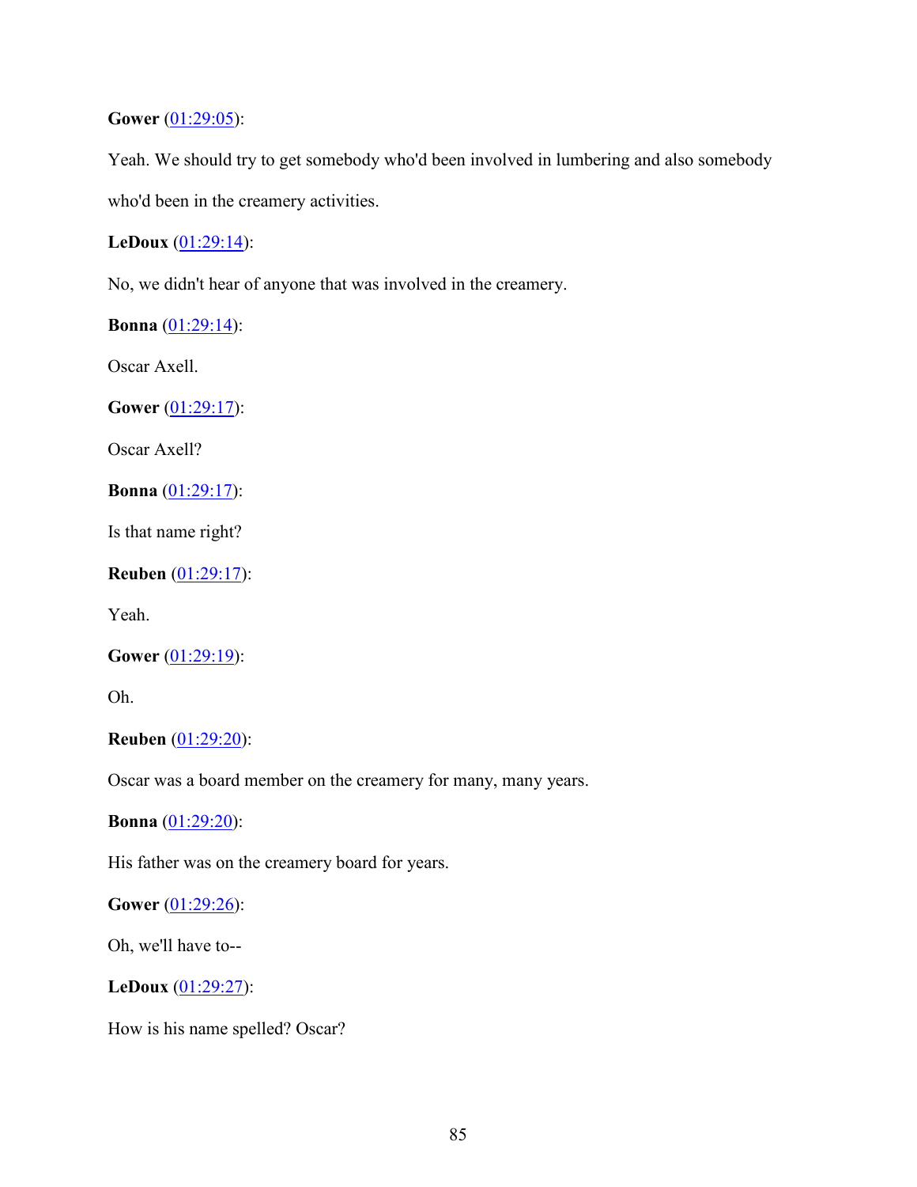**Gower** (01:29:05):

Yeah. We should try to get somebody who'd been involved in lumbering and also somebody who'd been in the creamery activities.

**LeDoux** (01:29:14):

No, we didn't hear of anyone that was involved in the creamery.

**Bonna** (01:29:14):

Oscar Axell.

**Gower** (01:29:17):

Oscar Axell?

**Bonna** (01:29:17):

Is that name right?

**Reuben** (01:29:17):

Yeah.

**Gower** (01:29:19):

Oh.

**Reuben** (01:29:20):

Oscar was a board member on the creamery for many, many years.

**Bonna** (01:29:20):

His father was on the creamery board for years.

**Gower** (01:29:26):

Oh, we'll have to--

**LeDoux** (01:29:27):

How is his name spelled? Oscar?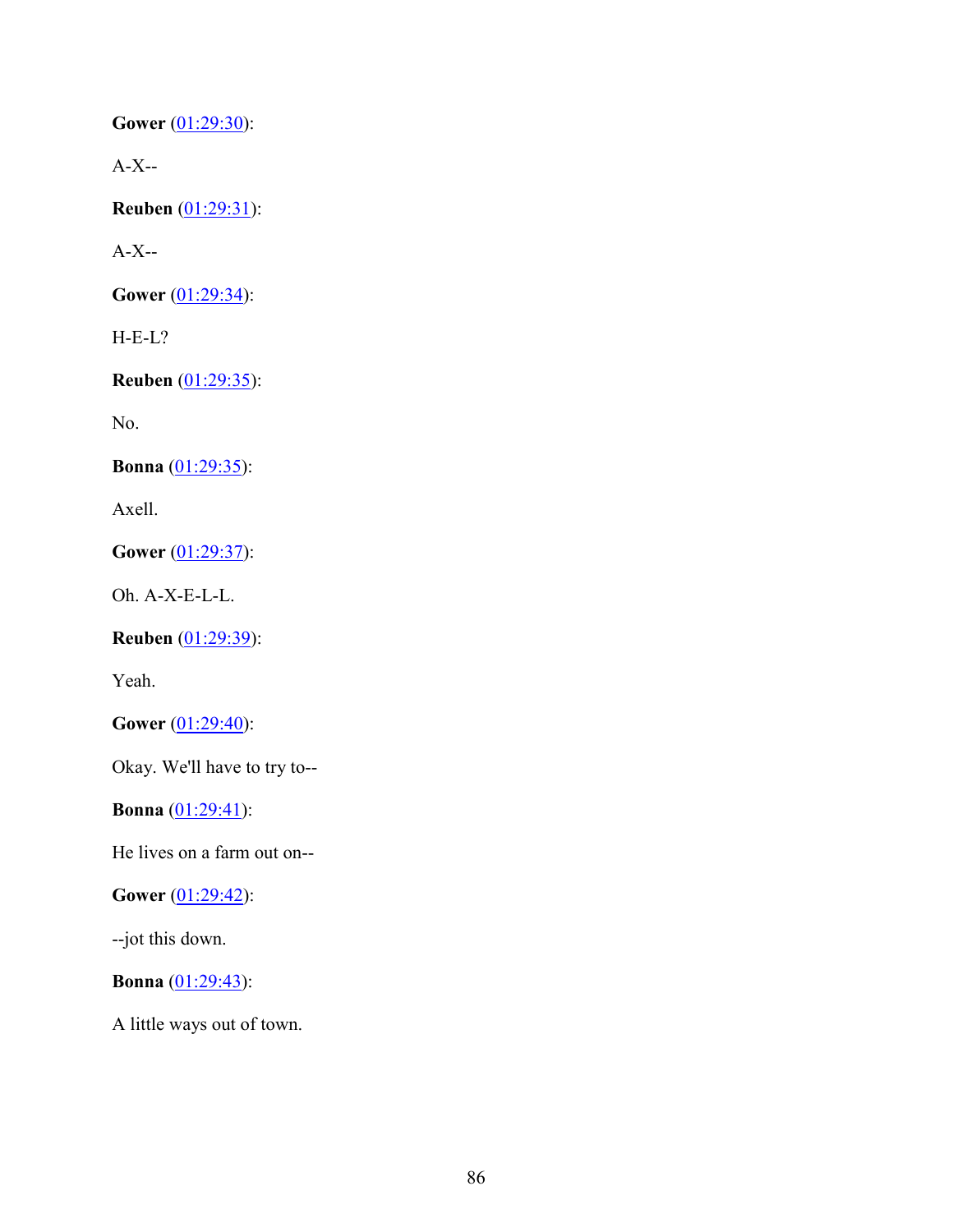**Gower** (01:29:30):

A-X--

**Reuben** (01:29:31):

A-X--

**Gower** (01:29:34):

H-E-L?

**Reuben** (01:29:35):

No.

**Bonna** (01:29:35):

Axell.

**Gower** (01:29:37):

Oh. A-X-E-L-L.

**Reuben** (01:29:39):

Yeah.

**Gower** (01:29:40):

Okay. We'll have to try to--

**Bonna** (01:29:41):

He lives on a farm out on--

**Gower** (01:29:42):

--jot this down.

**Bonna** (01:29:43):

A little ways out of town.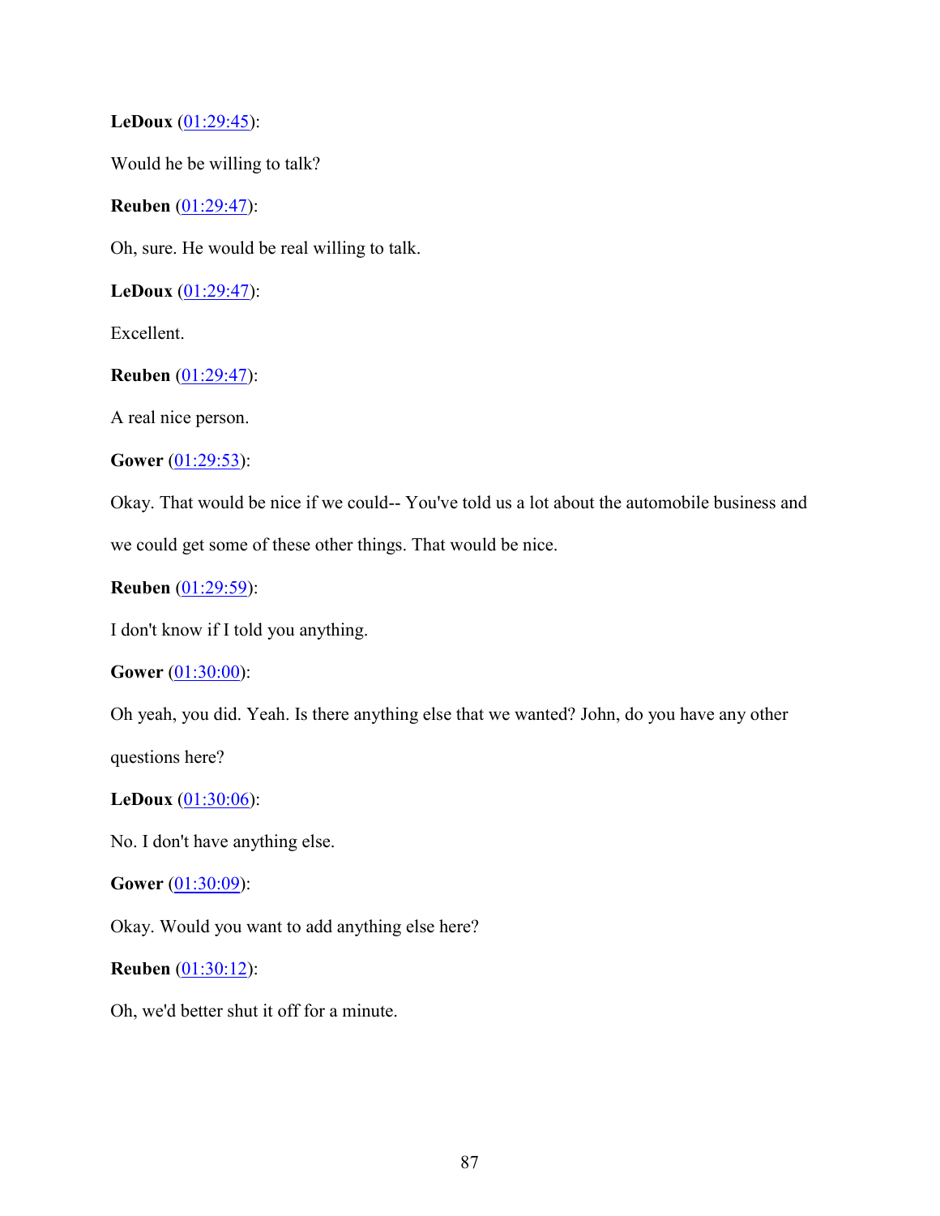**LeDoux** (01:29:45):

Would he be willing to talk?

**Reuben** (01:29:47):

Oh, sure. He would be real willing to talk.

**LeDoux** (01:29:47):

Excellent.

**Reuben** (01:29:47):

A real nice person.

**Gower** (01:29:53):

Okay. That would be nice if we could-- You've told us a lot about the automobile business and we could get some of these other things. That would be nice.

**Reuben** (01:29:59):

I don't know if I told you anything.

**Gower** (01:30:00):

Oh yeah, you did. Yeah. Is there anything else that we wanted? John, do you have any other questions here?

**LeDoux** (01:30:06):

No. I don't have anything else.

**Gower** (01:30:09):

Okay. Would you want to add anything else here?

**Reuben** (01:30:12):

Oh, we'd better shut it off for a minute.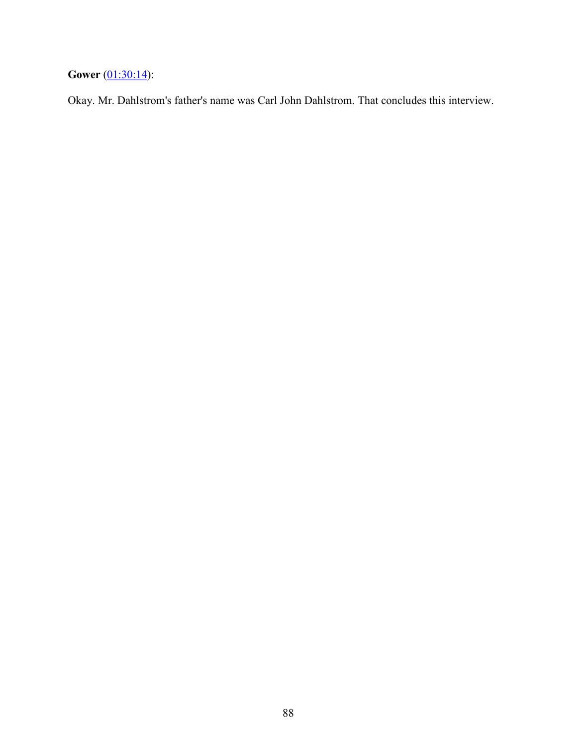**Gower** (01:30:14):

Okay. Mr. Dahlstrom's father's name was Carl John Dahlstrom. That concludes this interview.